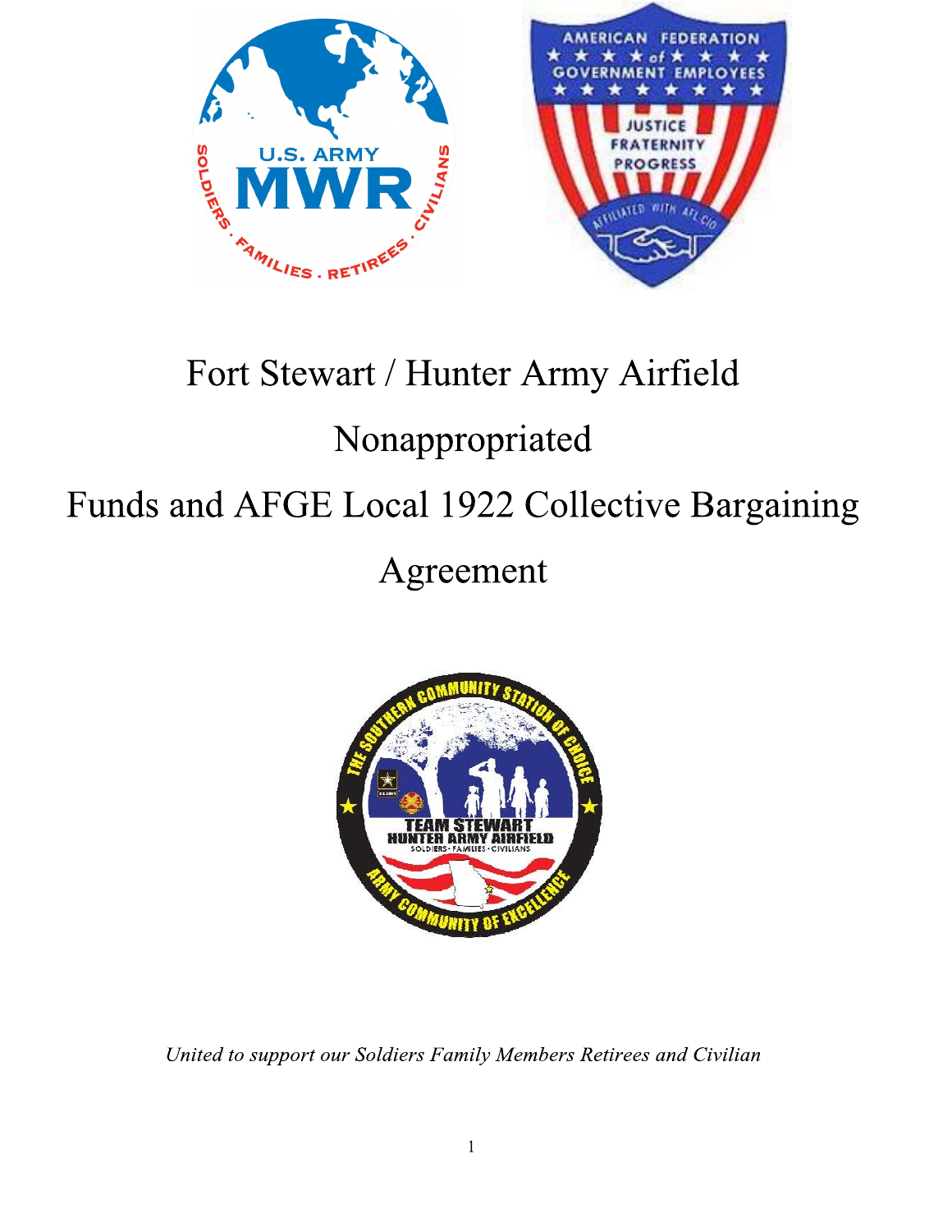# Fort Stewart / Hunter Army Airfield Nonappropriated Funds and AFGE Local 1922 Collective Bargaining Agreement

*United to support our Soldiers Family Members Retirees and Civilian*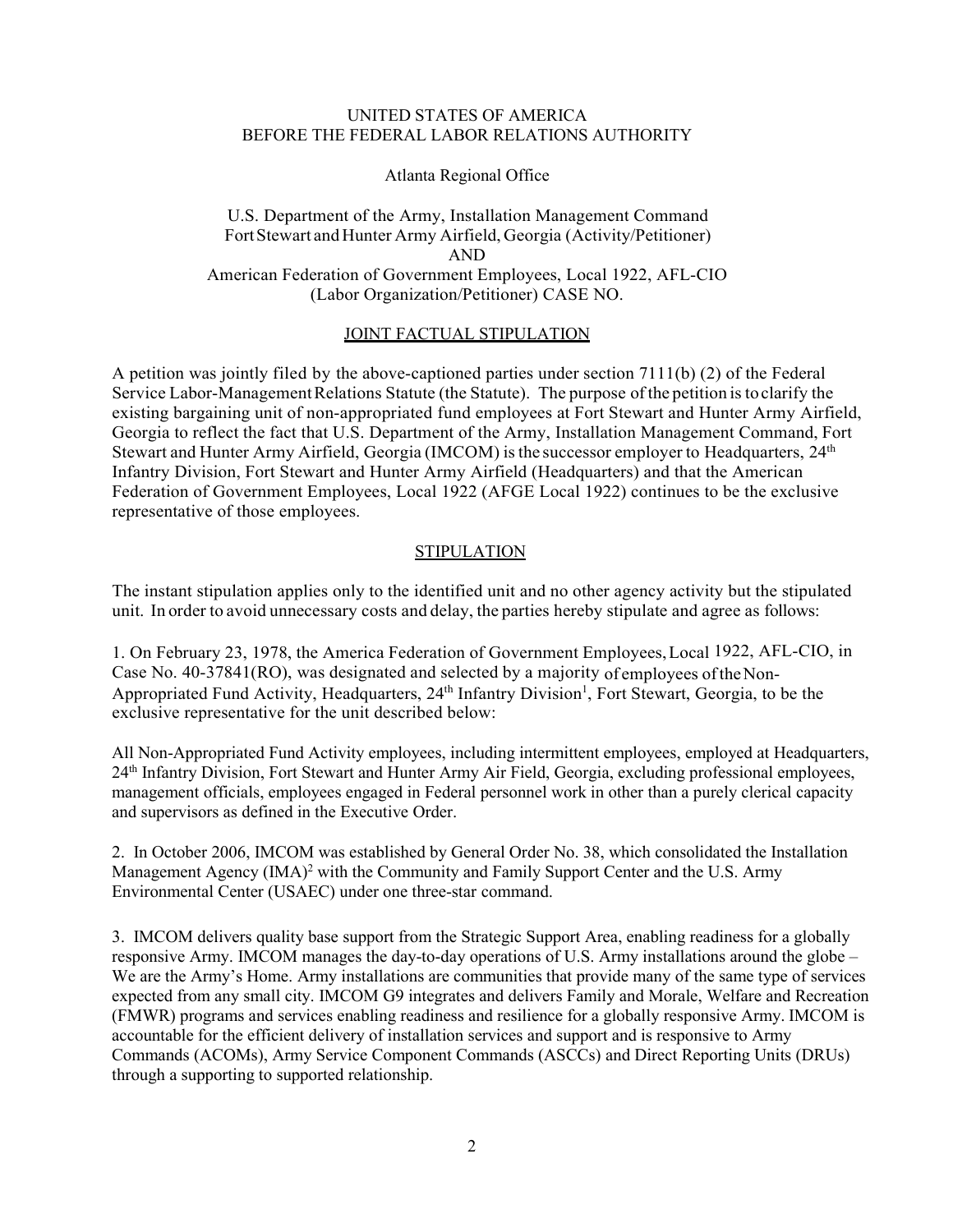UNITED STATES OF AMERICA
BEFORE THE FEDERAL LABOR RELATIONS AUTHORITY

Atlanta Regional Office

U.S. Department of the Army, Installation Management Command
Fort Stewart and Hunter Army Airfield, Georgia (Activity/Petitioner)
AND
American Federation of Government Employees, Local 1922, AFL-CIO
(Labor Organization/Petitioner) CASE NO.

## JOINT FACTUAL STIPULATION

A petition was jointly filed by the above-captioned parties under section 7111(b) (2) of the Federal Service Labor-Management Relations Statute (the Statute). The purpose of the petition is to clarify the existing bargaining unit of non-appropriated fund employees at Fort Stewart and Hunter Army Airfield, Georgia to reflect the fact that U.S. Department of the Army, Installation Management Command, Fort Stewart and Hunter Army Airfield, Georgia (IMCOM) is the successor employer to Headquarters, 24th Infantry Division, Fort Stewart and Hunter Army Airfield (Headquarters) and that the American Federation of Government Employees, Local 1922 (AFGE Local 1922) continues to be the exclusive representative of those employees.

## STIPULATION

The instant stipulation applies only to the identified unit and no other agency activity but the stipulated unit. In order to avoid unnecessary costs and delay, the parties hereby stipulate and agree as follows:

1. On February 23, 1978, the America Federation of Government Employees, Local 1922, AFL-CIO, in Case No. 40-37841(RO), was designated and selected by a majority of employees of the Non-Appropriated Fund Activity, Headquarters, 24th Infantry Division[1], Fort Stewart, Georgia, to be the exclusive representative for the unit described below:

All Non-Appropriated Fund Activity employees, including intermittent employees, employed at Headquarters, 24th Infantry Division, Fort Stewart and Hunter Army Air Field, Georgia, excluding professional employees, management officials, employees engaged in Federal personnel work in other than a purely clerical capacity and supervisors as defined in the Executive Order.

2. In October 2006, IMCOM was established by General Order No. 38, which consolidated the Installation Management Agency (IMA)[2] with the Community and Family Support Center and the U.S. Army Environmental Center (USAEC) under one three-star command.

3. IMCOM delivers quality base support from the Strategic Support Area, enabling readiness for a globally responsive Army. IMCOM manages the day-to-day operations of U.S. Army installations around the globe – We are the Army's Home. Army installations are communities that provide many of the same type of services expected from any small city. IMCOM G9 integrates and delivers Family and Morale, Welfare and Recreation (FMWR) programs and services enabling readiness and resilience for a globally responsive Army. IMCOM is accountable for the efficient delivery of installation services and support and is responsive to Army Commands (ACOMs), Army Service Component Commands (ASCCs) and Direct Reporting Units (DRUs) through a supporting to supported relationship.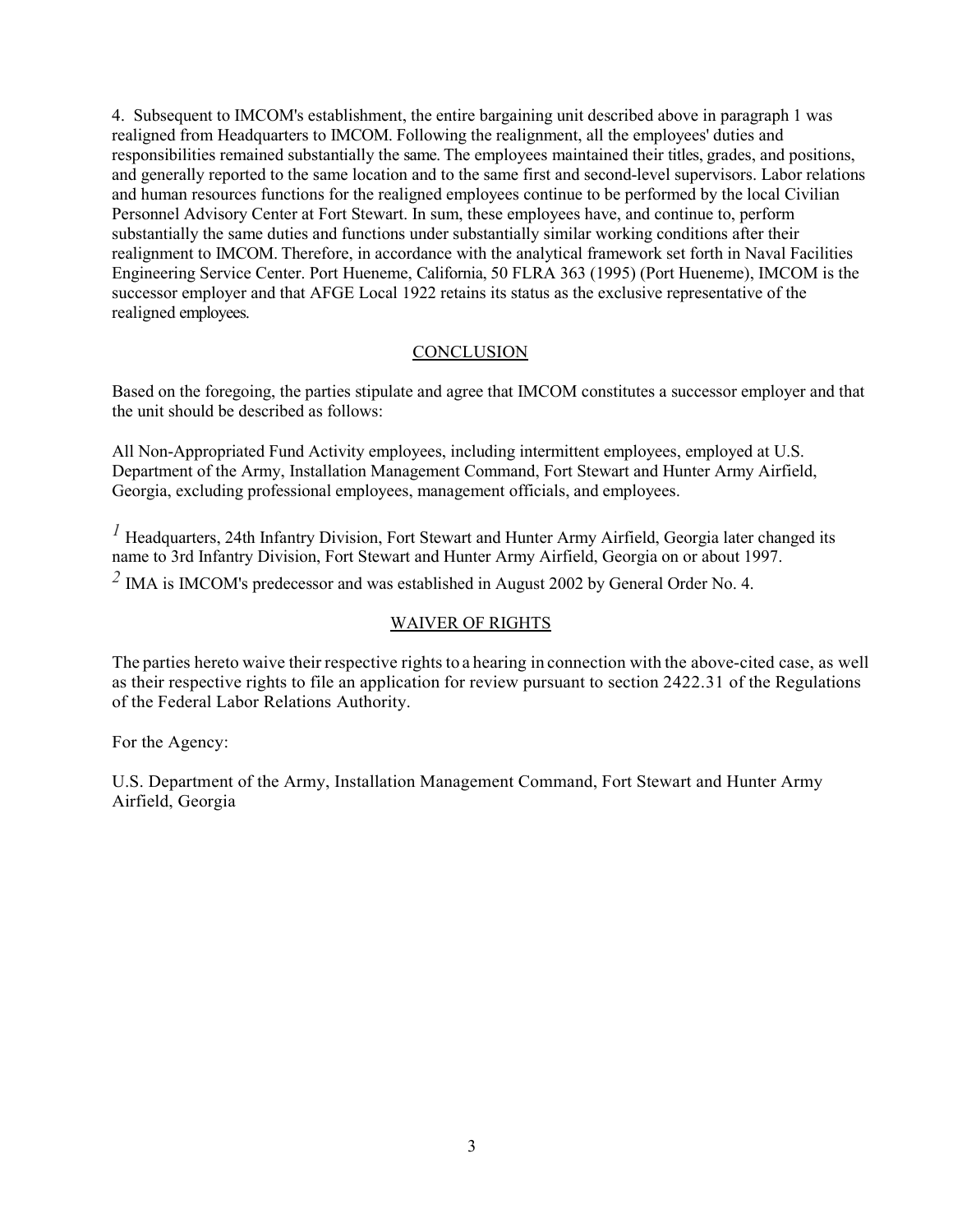4. Subsequent to IMCOM's establishment, the entire bargaining unit described above in paragraph 1 was realigned from Headquarters to IMCOM. Following the realignment, all the employees' duties and responsibilities remained substantially the same. The employees maintained their titles, grades, and positions, and generally reported to the same location and to the same first and second-level supervisors. Labor relations and human resources functions for the realigned employees continue to be performed by the local Civilian Personnel Advisory Center at Fort Stewart. In sum, these employees have, and continue to, perform substantially the same duties and functions under substantially similar working conditions after their realignment to IMCOM. Therefore, in accordance with the analytical framework set forth in Naval Facilities Engineering Service Center. Port Hueneme, California, 50 FLRA 363 (1995) (Port Hueneme), IMCOM is the successor employer and that AFGE Local 1922 retains its status as the exclusive representative of the realigned employees.

## CONCLUSION

Based on the foregoing, the parties stipulate and agree that IMCOM constitutes a successor employer and that the unit should be described as follows:

All Non-Appropriated Fund Activity employees, including intermittent employees, employed at U.S. Department of the Army, Installation Management Command, Fort Stewart and Hunter Army Airfield, Georgia, excluding professional employees, management officials, and employees.

[1] Headquarters, 24th Infantry Division, Fort Stewart and Hunter Army Airfield, Georgia later changed its name to 3rd Infantry Division, Fort Stewart and Hunter Army Airfield, Georgia on or about 1997.

[2] IMA is IMCOM's predecessor and was established in August 2002 by General Order No. 4.

## WAIVER OF RIGHTS

The parties hereto waive their respective rights to a hearing in connection with the above-cited case, as well as their respective rights to file an application for review pursuant to section 2422.31 of the Regulations of the Federal Labor Relations Authority.

For the Agency:

U.S. Department of the Army, Installation Management Command, Fort Stewart and Hunter Army Airfield, Georgia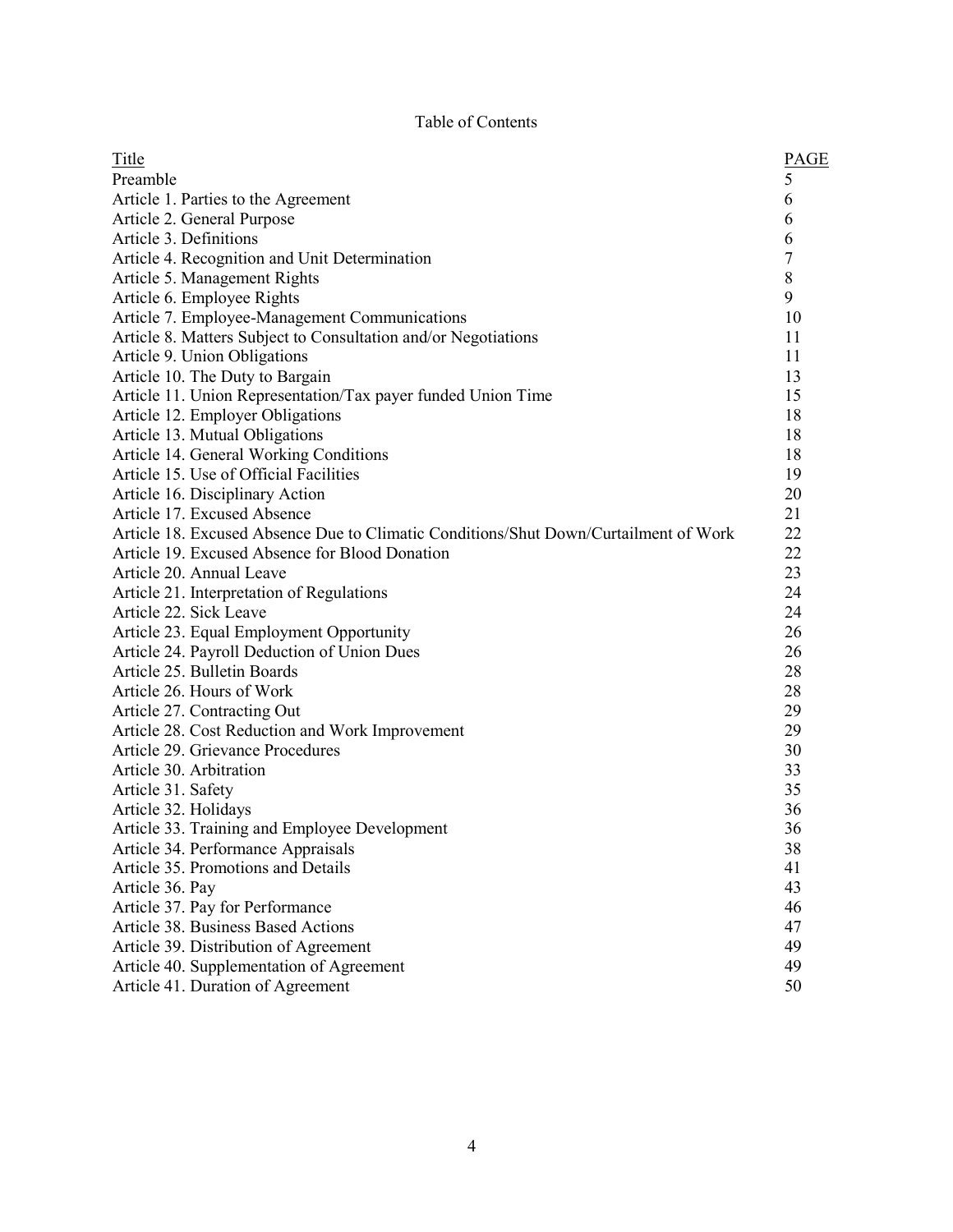# Table of Contents

| Title | PAGE |
|---|---|
| Preamble | 5 |
| Article 1. Parties to the Agreement | 6 |
| Article 2. General Purpose | 6 |
| Article 3. Definitions | 6 |
| Article 4. Recognition and Unit Determination | 7 |
| Article 5. Management Rights | 8 |
| Article 6. Employee Rights | 9 |
| Article 7. Employee-Management Communications | 10 |
| Article 8. Matters Subject to Consultation and/or Negotiations | 11 |
| Article 9. Union Obligations | 11 |
| Article 10. The Duty to Bargain | 13 |
| Article 11. Union Representation/Tax payer funded Union Time | 15 |
| Article 12. Employer Obligations | 18 |
| Article 13. Mutual Obligations | 18 |
| Article 14. General Working Conditions | 18 |
| Article 15. Use of Official Facilities | 19 |
| Article 16. Disciplinary Action | 20 |
| Article 17. Excused Absence | 21 |
| Article 18. Excused Absence Due to Climatic Conditions/Shut Down/Curtailment of Work | 22 |
| Article 19. Excused Absence for Blood Donation | 22 |
| Article 20. Annual Leave | 23 |
| Article 21. Interpretation of Regulations | 24 |
| Article 22. Sick Leave | 24 |
| Article 23. Equal Employment Opportunity | 26 |
| Article 24. Payroll Deduction of Union Dues | 26 |
| Article 25. Bulletin Boards | 28 |
| Article 26. Hours of Work | 28 |
| Article 27. Contracting Out | 29 |
| Article 28. Cost Reduction and Work Improvement | 29 |
| Article 29. Grievance Procedures | 30 |
| Article 30. Arbitration | 33 |
| Article 31. Safety | 35 |
| Article 32. Holidays | 36 |
| Article 33. Training and Employee Development | 36 |
| Article 34. Performance Appraisals | 38 |
| Article 35. Promotions and Details | 41 |
| Article 36. Pay | 43 |
| Article 37. Pay for Performance | 46 |
| Article 38. Business Based Actions | 47 |
| Article 39. Distribution of Agreement | 49 |
| Article 40. Supplementation of Agreement | 49 |
| Article 41. Duration of Agreement | 50 |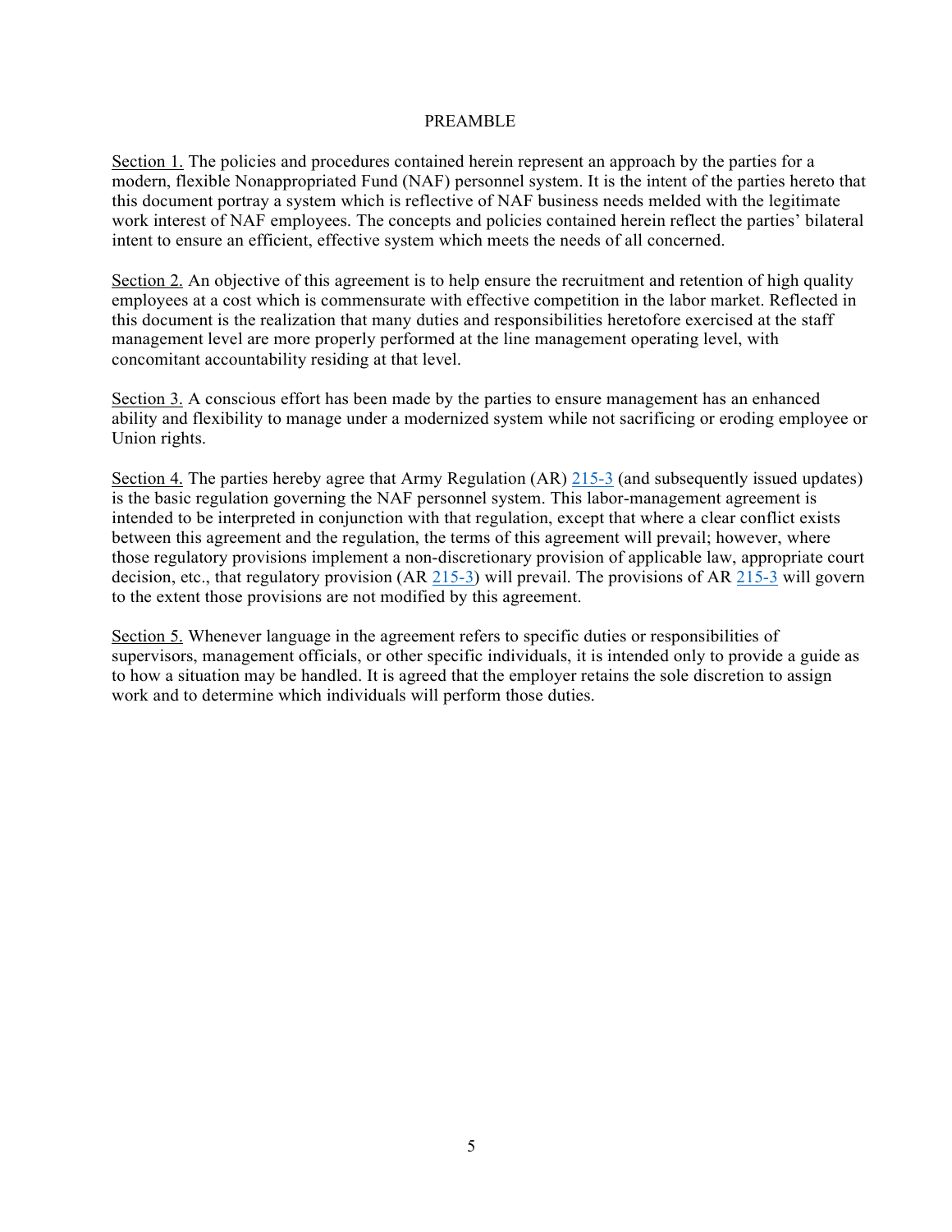# PREAMBLE

Section 1. The policies and procedures contained herein represent an approach by the parties for a modern, flexible Nonappropriated Fund (NAF) personnel system. It is the intent of the parties hereto that this document portray a system which is reflective of NAF business needs melded with the legitimate work interest of NAF employees. The concepts and policies contained herein reflect the parties' bilateral intent to ensure an efficient, effective system which meets the needs of all concerned.

Section 2. An objective of this agreement is to help ensure the recruitment and retention of high quality employees at a cost which is commensurate with effective competition in the labor market. Reflected in this document is the realization that many duties and responsibilities heretofore exercised at the staff management level are more properly performed at the line management operating level, with concomitant accountability residing at that level.

Section 3. A conscious effort has been made by the parties to ensure management has an enhanced ability and flexibility to manage under a modernized system while not sacrificing or eroding employee or Union rights.

Section 4. The parties hereby agree that Army Regulation (AR) 215-3 (and subsequently issued updates) is the basic regulation governing the NAF personnel system. This labor-management agreement is intended to be interpreted in conjunction with that regulation, except that where a clear conflict exists between this agreement and the regulation, the terms of this agreement will prevail; however, where those regulatory provisions implement a non-discretionary provision of applicable law, appropriate court decision, etc., that regulatory provision (AR 215-3) will prevail. The provisions of AR 215-3 will govern to the extent those provisions are not modified by this agreement.

Section 5. Whenever language in the agreement refers to specific duties or responsibilities of supervisors, management officials, or other specific individuals, it is intended only to provide a guide as to how a situation may be handled. It is agreed that the employer retains the sole discretion to assign work and to determine which individuals will perform those duties.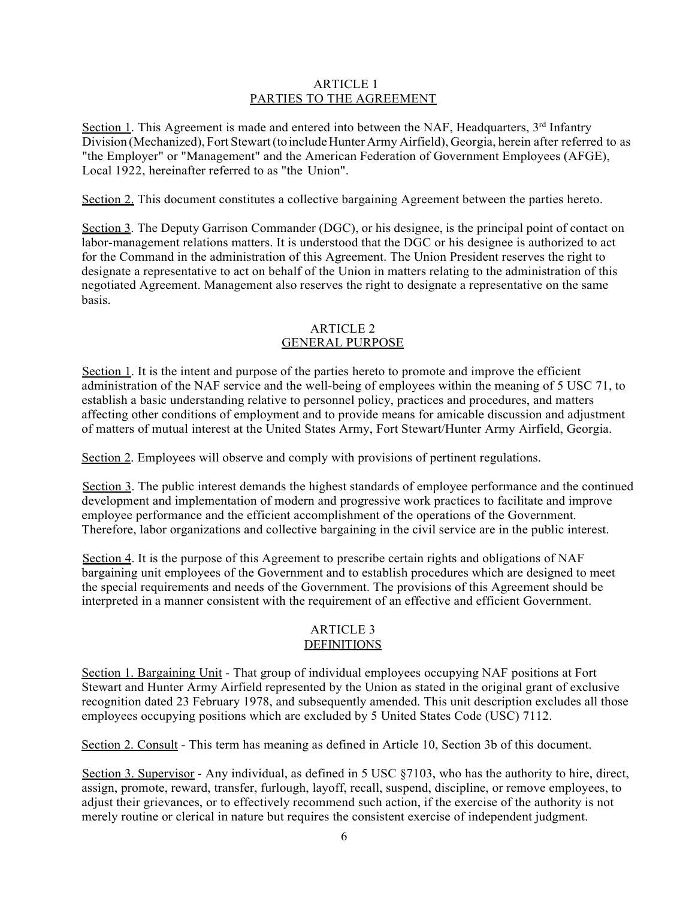## ARTICLE 1
## PARTIES TO THE AGREEMENT

Section 1. This Agreement is made and entered into between the NAF, Headquarters, 3rd Infantry Division (Mechanized), Fort Stewart (to include Hunter Army Airfield), Georgia, herein after referred to as "the Employer" or "Management" and the American Federation of Government Employees (AFGE), Local 1922, hereinafter referred to as "the Union".

Section 2. This document constitutes a collective bargaining Agreement between the parties hereto.

Section 3. The Deputy Garrison Commander (DGC), or his designee, is the principal point of contact on labor-management relations matters. It is understood that the DGC or his designee is authorized to act for the Command in the administration of this Agreement. The Union President reserves the right to designate a representative to act on behalf of the Union in matters relating to the administration of this negotiated Agreement. Management also reserves the right to designate a representative on the same basis.

## ARTICLE 2
## GENERAL PURPOSE

Section 1. It is the intent and purpose of the parties hereto to promote and improve the efficient administration of the NAF service and the well-being of employees within the meaning of 5 USC 71, to establish a basic understanding relative to personnel policy, practices and procedures, and matters affecting other conditions of employment and to provide means for amicable discussion and adjustment of matters of mutual interest at the United States Army, Fort Stewart/Hunter Army Airfield, Georgia.

Section 2. Employees will observe and comply with provisions of pertinent regulations.

Section 3. The public interest demands the highest standards of employee performance and the continued development and implementation of modern and progressive work practices to facilitate and improve employee performance and the efficient accomplishment of the operations of the Government. Therefore, labor organizations and collective bargaining in the civil service are in the public interest.

Section 4. It is the purpose of this Agreement to prescribe certain rights and obligations of NAF bargaining unit employees of the Government and to establish procedures which are designed to meet the special requirements and needs of the Government. The provisions of this Agreement should be interpreted in a manner consistent with the requirement of an effective and efficient Government.

## ARTICLE 3
## DEFINITIONS

Section 1. Bargaining Unit - That group of individual employees occupying NAF positions at Fort Stewart and Hunter Army Airfield represented by the Union as stated in the original grant of exclusive recognition dated 23 February 1978, and subsequently amended. This unit description excludes all those employees occupying positions which are excluded by 5 United States Code (USC) 7112.

Section 2. Consult - This term has meaning as defined in Article 10, Section 3b of this document.

Section 3. Supervisor - Any individual, as defined in 5 USC §7103, who has the authority to hire, direct, assign, promote, reward, transfer, furlough, layoff, recall, suspend, discipline, or remove employees, to adjust their grievances, or to effectively recommend such action, if the exercise of the authority is not merely routine or clerical in nature but requires the consistent exercise of independent judgment.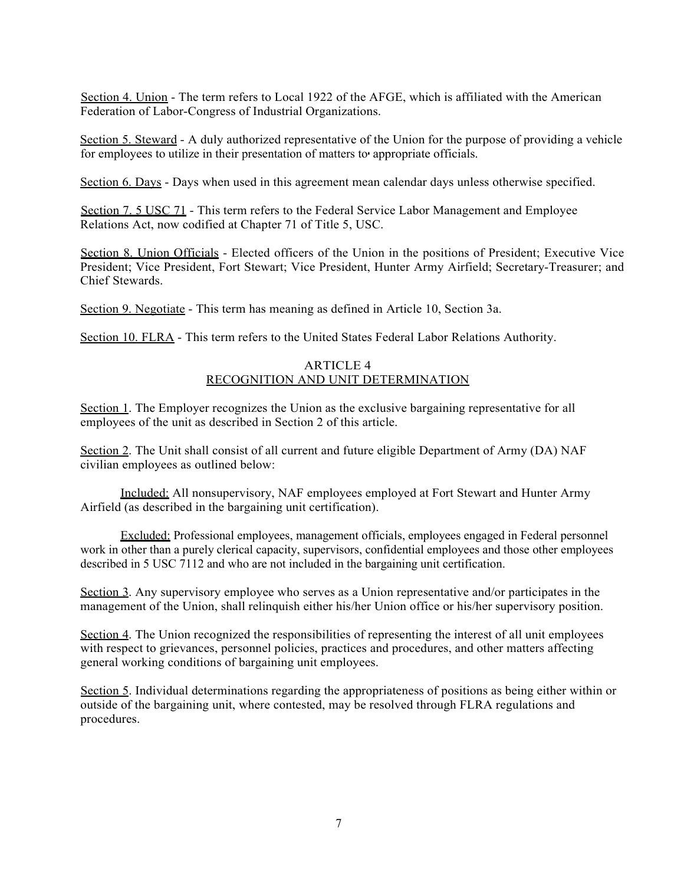Section 4. Union - The term refers to Local 1922 of the AFGE, which is affiliated with the American Federation of Labor-Congress of Industrial Organizations.

Section 5. Steward - A duly authorized representative of the Union for the purpose of providing a vehicle for employees to utilize in their presentation of matters to appropriate officials.

Section 6. Days - Days when used in this agreement mean calendar days unless otherwise specified.

Section 7. 5 USC 71 - This term refers to the Federal Service Labor Management and Employee Relations Act, now codified at Chapter 71 of Title 5, USC.

Section 8. Union Officials - Elected officers of the Union in the positions of President; Executive Vice President; Vice President, Fort Stewart; Vice President, Hunter Army Airfield; Secretary-Treasurer; and Chief Stewards.

Section 9. Negotiate - This term has meaning as defined in Article 10, Section 3a.

Section 10. FLRA - This term refers to the United States Federal Labor Relations Authority.

## ARTICLE 4
## RECOGNITION AND UNIT DETERMINATION

Section 1. The Employer recognizes the Union as the exclusive bargaining representative for all employees of the unit as described in Section 2 of this article.

Section 2. The Unit shall consist of all current and future eligible Department of Army (DA) NAF civilian employees as outlined below:

Included: All nonsupervisory, NAF employees employed at Fort Stewart and Hunter Army Airfield (as described in the bargaining unit certification).

Excluded: Professional employees, management officials, employees engaged in Federal personnel work in other than a purely clerical capacity, supervisors, confidential employees and those other employees described in 5 USC 7112 and who are not included in the bargaining unit certification.

Section 3. Any supervisory employee who serves as a Union representative and/or participates in the management of the Union, shall relinquish either his/her Union office or his/her supervisory position.

Section 4. The Union recognized the responsibilities of representing the interest of all unit employees with respect to grievances, personnel policies, practices and procedures, and other matters affecting general working conditions of bargaining unit employees.

Section 5. Individual determinations regarding the appropriateness of positions as being either within or outside of the bargaining unit, where contested, may be resolved through FLRA regulations and procedures.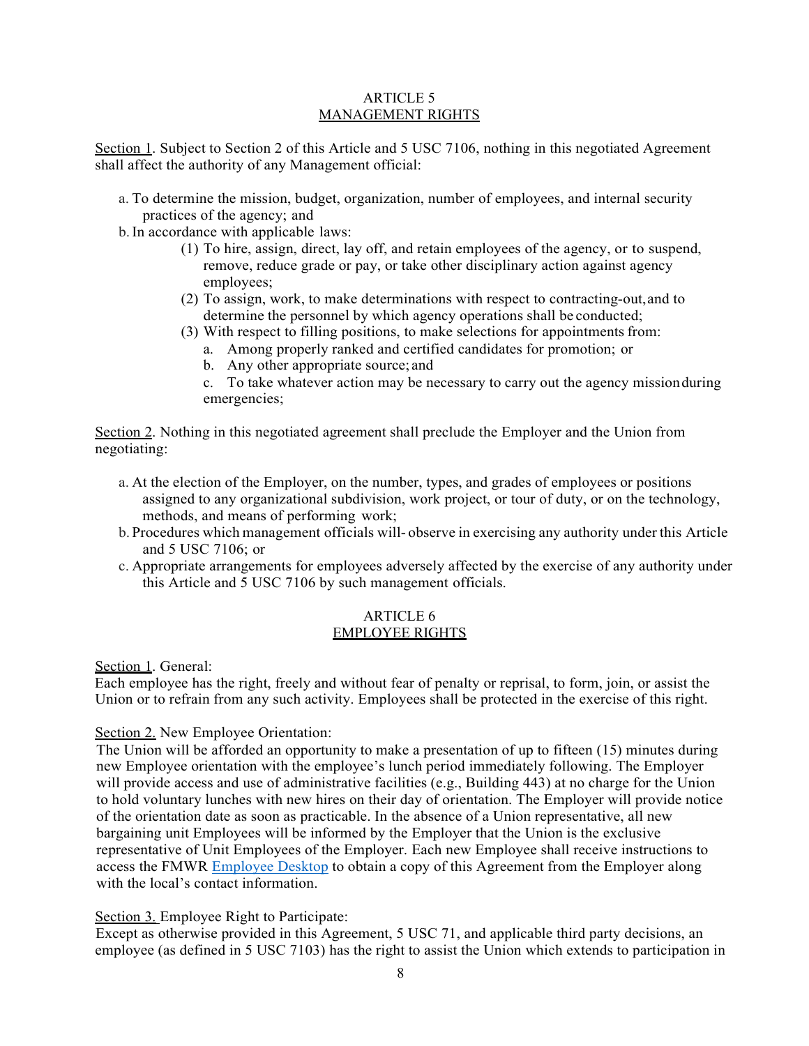## ARTICLE 5
## MANAGEMENT RIGHTS

Section 1. Subject to Section 2 of this Article and 5 USC 7106, nothing in this negotiated Agreement shall affect the authority of any Management official:

a. To determine the mission, budget, organization, number of employees, and internal security practices of the agency; and
b. In accordance with applicable laws:
   (1) To hire, assign, direct, lay off, and retain employees of the agency, or to suspend, remove, reduce grade or pay, or take other disciplinary action against agency employees;
   (2) To assign, work, to make determinations with respect to contracting-out, and to determine the personnel by which agency operations shall be conducted;
   (3) With respect to filling positions, to make selections for appointments from:
      a. Among properly ranked and certified candidates for promotion; or
      b. Any other appropriate source; and
      c. To take whatever action may be necessary to carry out the agency mission during emergencies;

Section 2. Nothing in this negotiated agreement shall preclude the Employer and the Union from negotiating:

a. At the election of the Employer, on the number, types, and grades of employees or positions assigned to any organizational subdivision, work project, or tour of duty, or on the technology, methods, and means of performing work;
b. Procedures which management officials will- observe in exercising any authority under this Article and 5 USC 7106; or
c. Appropriate arrangements for employees adversely affected by the exercise of any authority under this Article and 5 USC 7106 by such management officials.

## ARTICLE 6
## EMPLOYEE RIGHTS

Section 1. General:
Each employee has the right, freely and without fear of penalty or reprisal, to form, join, or assist the Union or to refrain from any such activity. Employees shall be protected in the exercise of this right.

Section 2. New Employee Orientation:
The Union will be afforded an opportunity to make a presentation of up to fifteen (15) minutes during new Employee orientation with the employee's lunch period immediately following. The Employer will provide access and use of administrative facilities (e.g., Building 443) at no charge for the Union to hold voluntary lunches with new hires on their day of orientation. The Employer will provide notice of the orientation date as soon as practicable. In the absence of a Union representative, all new bargaining unit Employees will be informed by the Employer that the Union is the exclusive representative of Unit Employees of the Employer. Each new Employee shall receive instructions to access the FMWR Employee Desktop to obtain a copy of this Agreement from the Employer along with the local's contact information.

Section 3. Employee Right to Participate:
Except as otherwise provided in this Agreement, 5 USC 71, and applicable third party decisions, an employee (as defined in 5 USC 7103) has the right to assist the Union which extends to participation in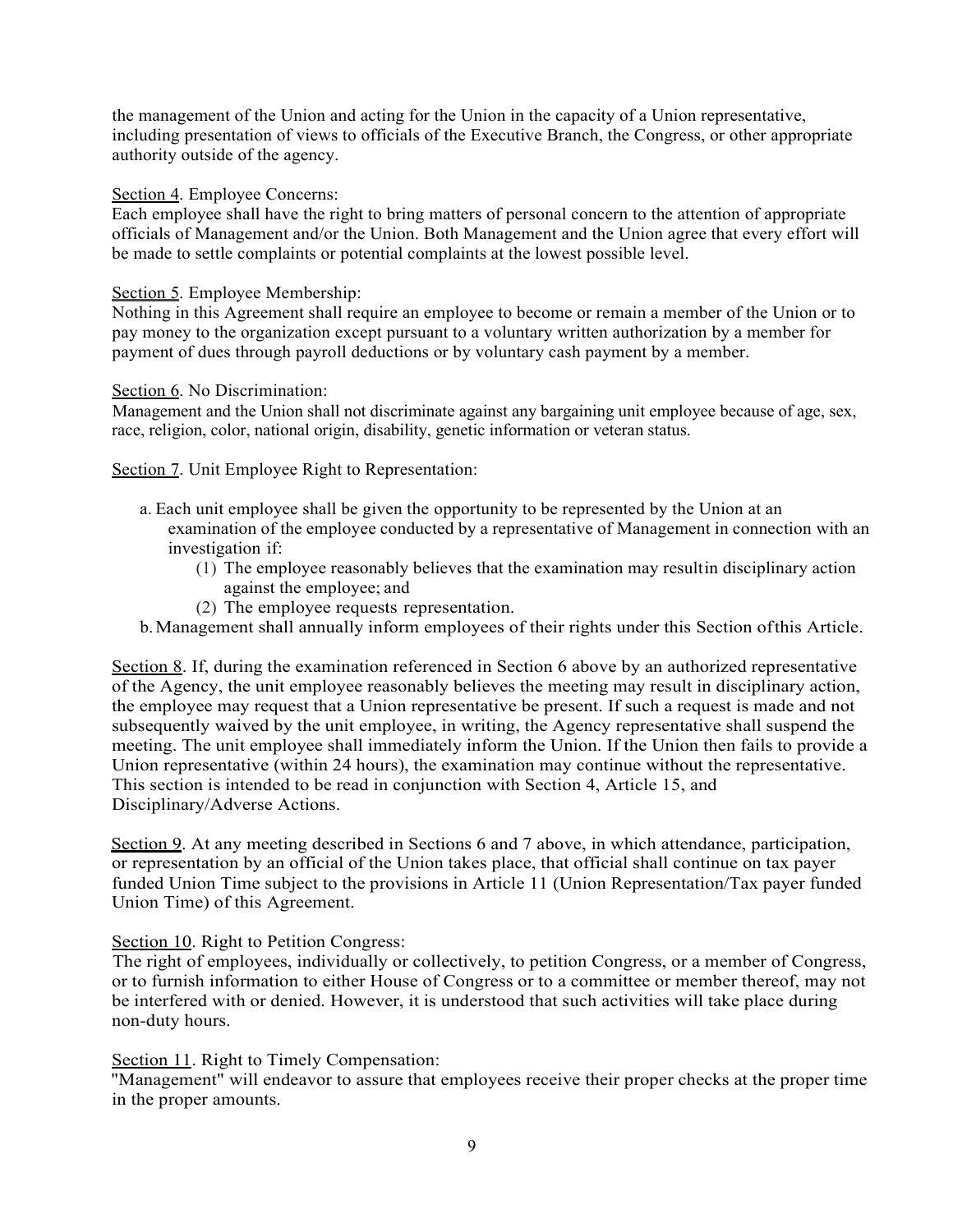the management of the Union and acting for the Union in the capacity of a Union representative, including presentation of views to officials of the Executive Branch, the Congress, or other appropriate authority outside of the agency.

Section 4. Employee Concerns:
Each employee shall have the right to bring matters of personal concern to the attention of appropriate officials of Management and/or the Union. Both Management and the Union agree that every effort will be made to settle complaints or potential complaints at the lowest possible level.

Section 5. Employee Membership:
Nothing in this Agreement shall require an employee to become or remain a member of the Union or to pay money to the organization except pursuant to a voluntary written authorization by a member for payment of dues through payroll deductions or by voluntary cash payment by a member.

Section 6. No Discrimination:
Management and the Union shall not discriminate against any bargaining unit employee because of age, sex, race, religion, color, national origin, disability, genetic information or veteran status.

Section 7. Unit Employee Right to Representation:

a. Each unit employee shall be given the opportunity to be represented by the Union at an examination of the employee conducted by a representative of Management in connection with an investigation if:
   (1) The employee reasonably believes that the examination may resultin disciplinary action against the employee; and
   (2) The employee requests representation.

b. Management shall annually inform employees of their rights under this Section ofthis Article.

Section 8. If, during the examination referenced in Section 6 above by an authorized representative of the Agency, the unit employee reasonably believes the meeting may result in disciplinary action, the employee may request that a Union representative be present. If such a request is made and not subsequently waived by the unit employee, in writing, the Agency representative shall suspend the meeting. The unit employee shall immediately inform the Union. If the Union then fails to provide a Union representative (within 24 hours), the examination may continue without the representative. This section is intended to be read in conjunction with Section 4, Article 15, and Disciplinary/Adverse Actions.

Section 9. At any meeting described in Sections 6 and 7 above, in which attendance, participation, or representation by an official of the Union takes place, that official shall continue on tax payer funded Union Time subject to the provisions in Article 11 (Union Representation/Tax payer funded Union Time) of this Agreement.

Section 10. Right to Petition Congress:
The right of employees, individually or collectively, to petition Congress, or a member of Congress, or to furnish information to either House of Congress or to a committee or member thereof, may not be interfered with or denied. However, it is understood that such activities will take place during non-duty hours.

Section 11. Right to Timely Compensation:
"Management" will endeavor to assure that employees receive their proper checks at the proper time in the proper amounts.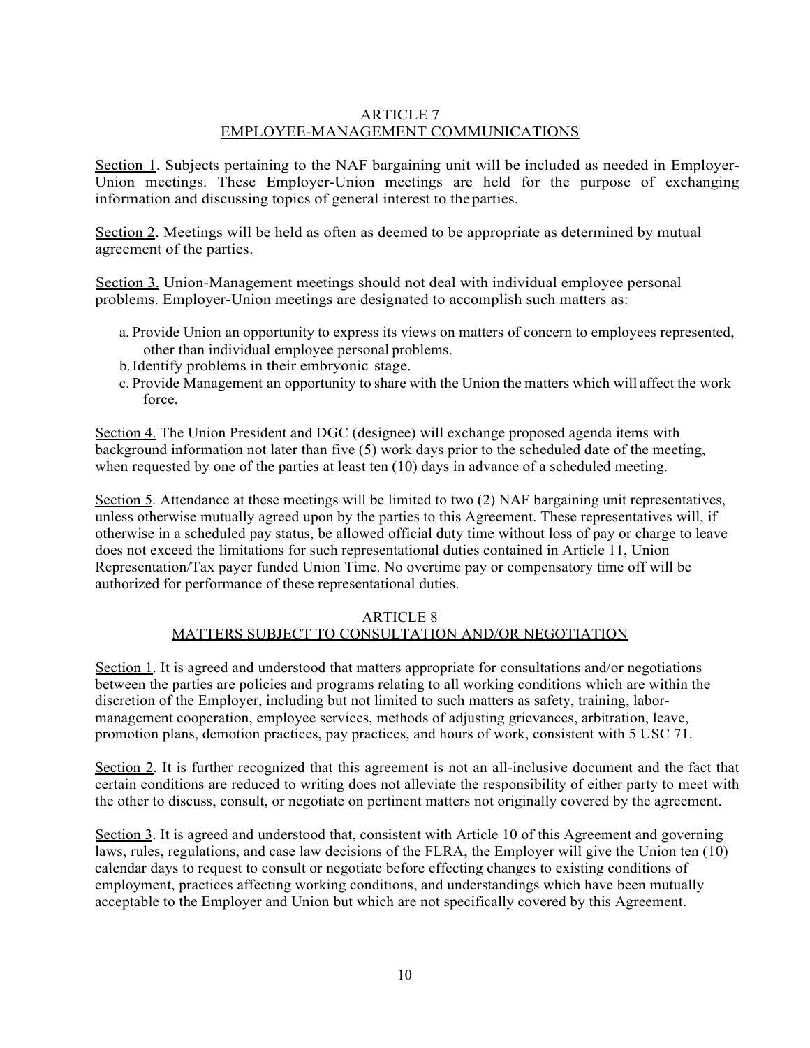## ARTICLE 7
## EMPLOYEE-MANAGEMENT COMMUNICATIONS

Section 1. Subjects pertaining to the NAF bargaining unit will be included as needed in Employer-Union meetings. These Employer-Union meetings are held for the purpose of exchanging information and discussing topics of general interest to the parties.

Section 2. Meetings will be held as often as deemed to be appropriate as determined by mutual agreement of the parties.

Section 3. Union-Management meetings should not deal with individual employee personal problems. Employer-Union meetings are designated to accomplish such matters as:

a. Provide Union an opportunity to express its views on matters of concern to employees represented, other than individual employee personal problems.
b. Identify problems in their embryonic stage.
c. Provide Management an opportunity to share with the Union the matters which will affect the work force.

Section 4. The Union President and DGC (designee) will exchange proposed agenda items with background information not later than five (5) work days prior to the scheduled date of the meeting, when requested by one of the parties at least ten (10) days in advance of a scheduled meeting.

Section 5. Attendance at these meetings will be limited to two (2) NAF bargaining unit representatives, unless otherwise mutually agreed upon by the parties to this Agreement. These representatives will, if otherwise in a scheduled pay status, be allowed official duty time without loss of pay or charge to leave does not exceed the limitations for such representational duties contained in Article 11, Union Representation/Tax payer funded Union Time. No overtime pay or compensatory time off will be authorized for performance of these representational duties.

## ARTICLE 8
## MATTERS SUBJECT TO CONSULTATION AND/OR NEGOTIATION

Section 1. It is agreed and understood that matters appropriate for consultations and/or negotiations between the parties are policies and programs relating to all working conditions which are within the discretion of the Employer, including but not limited to such matters as safety, training, labor-management cooperation, employee services, methods of adjusting grievances, arbitration, leave, promotion plans, demotion practices, pay practices, and hours of work, consistent with 5 USC 71.

Section 2. It is further recognized that this agreement is not an all-inclusive document and the fact that certain conditions are reduced to writing does not alleviate the responsibility of either party to meet with the other to discuss, consult, or negotiate on pertinent matters not originally covered by the agreement.

Section 3. It is agreed and understood that, consistent with Article 10 of this Agreement and governing laws, rules, regulations, and case law decisions of the FLRA, the Employer will give the Union ten (10) calendar days to request to consult or negotiate before effecting changes to existing conditions of employment, practices affecting working conditions, and understandings which have been mutually acceptable to the Employer and Union but which are not specifically covered by this Agreement.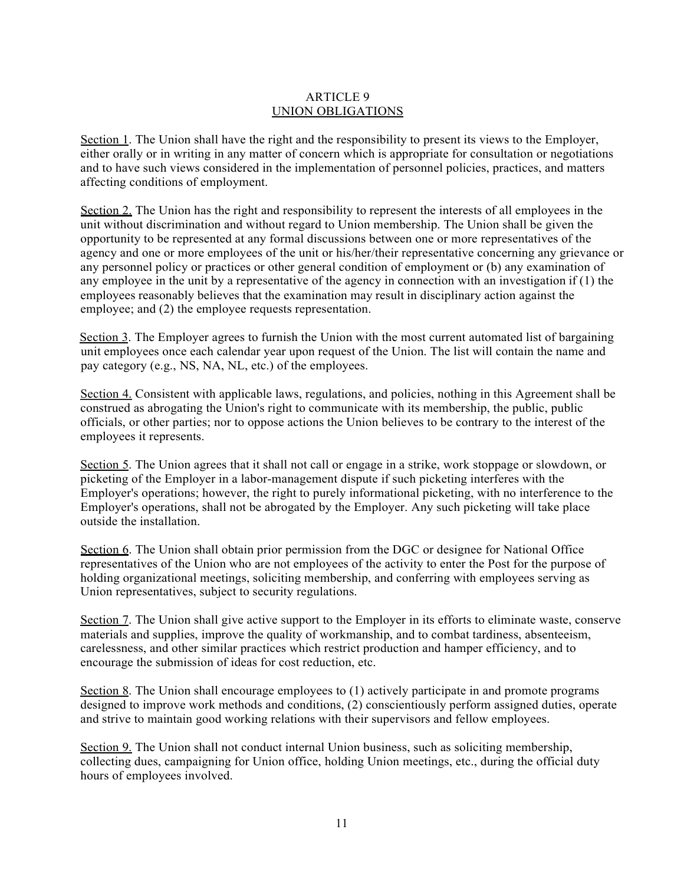## ARTICLE 9
## UNION OBLIGATIONS

Section 1. The Union shall have the right and the responsibility to present its views to the Employer, either orally or in writing in any matter of concern which is appropriate for consultation or negotiations and to have such views considered in the implementation of personnel policies, practices, and matters affecting conditions of employment.

Section 2. The Union has the right and responsibility to represent the interests of all employees in the unit without discrimination and without regard to Union membership. The Union shall be given the opportunity to be represented at any formal discussions between one or more representatives of the agency and one or more employees of the unit or his/her/their representative concerning any grievance or any personnel policy or practices or other general condition of employment or (b) any examination of any employee in the unit by a representative of the agency in connection with an investigation if (1) the employees reasonably believes that the examination may result in disciplinary action against the employee; and (2) the employee requests representation.

Section 3. The Employer agrees to furnish the Union with the most current automated list of bargaining unit employees once each calendar year upon request of the Union. The list will contain the name and pay category (e.g., NS, NA, NL, etc.) of the employees.

Section 4. Consistent with applicable laws, regulations, and policies, nothing in this Agreement shall be construed as abrogating the Union's right to communicate with its membership, the public, public officials, or other parties; nor to oppose actions the Union believes to be contrary to the interest of the employees it represents.

Section 5. The Union agrees that it shall not call or engage in a strike, work stoppage or slowdown, or picketing of the Employer in a labor-management dispute if such picketing interferes with the Employer's operations; however, the right to purely informational picketing, with no interference to the Employer's operations, shall not be abrogated by the Employer. Any such picketing will take place outside the installation.

Section 6. The Union shall obtain prior permission from the DGC or designee for National Office representatives of the Union who are not employees of the activity to enter the Post for the purpose of holding organizational meetings, soliciting membership, and conferring with employees serving as Union representatives, subject to security regulations.

Section 7. The Union shall give active support to the Employer in its efforts to eliminate waste, conserve materials and supplies, improve the quality of workmanship, and to combat tardiness, absenteeism, carelessness, and other similar practices which restrict production and hamper efficiency, and to encourage the submission of ideas for cost reduction, etc.

Section 8. The Union shall encourage employees to (1) actively participate in and promote programs designed to improve work methods and conditions, (2) conscientiously perform assigned duties, operate and strive to maintain good working relations with their supervisors and fellow employees.

Section 9. The Union shall not conduct internal Union business, such as soliciting membership, collecting dues, campaigning for Union office, holding Union meetings, etc., during the official duty hours of employees involved.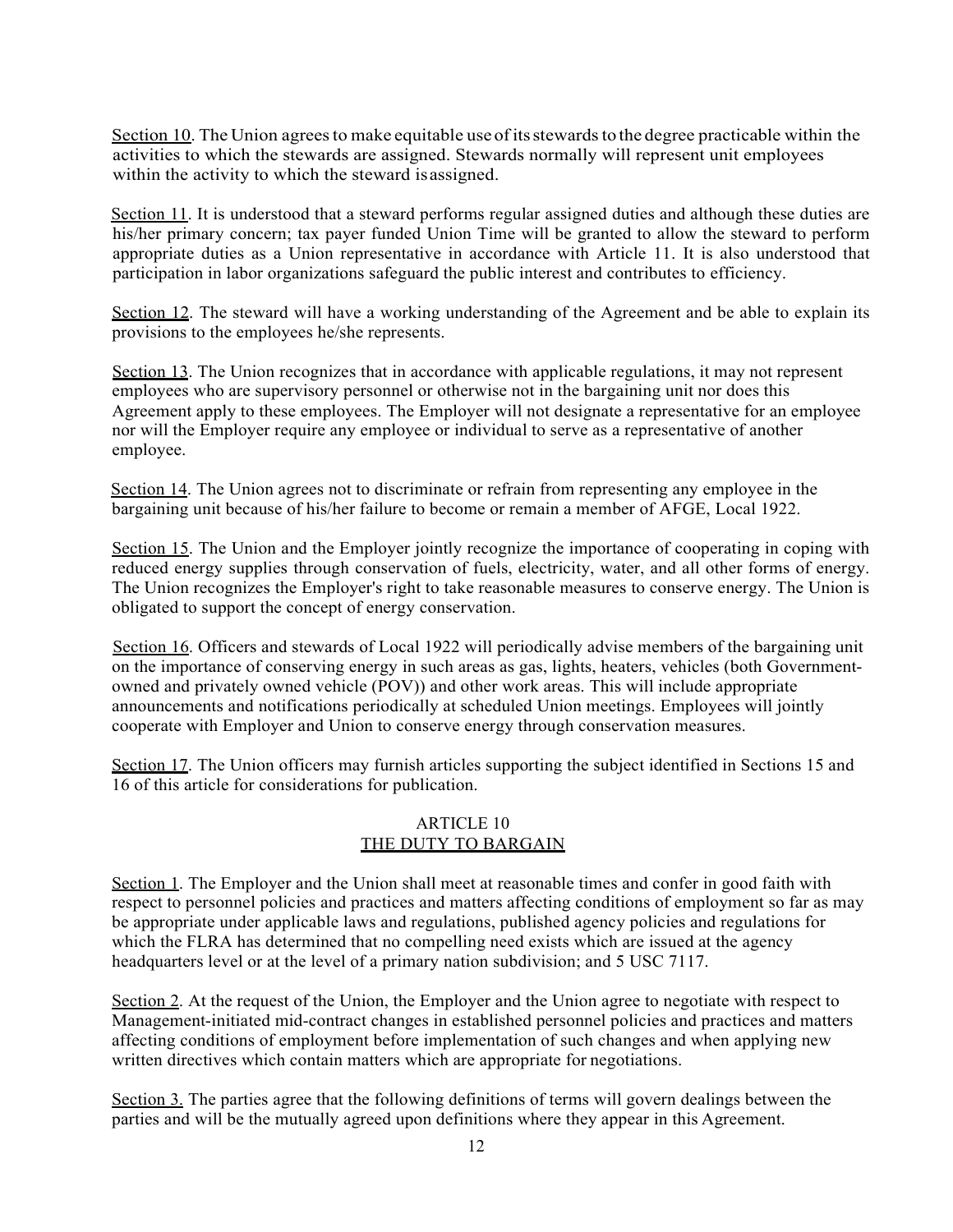Section 10. The Union agrees to make equitable use of its stewards to the degree practicable within the activities to which the stewards are assigned. Stewards normally will represent unit employees within the activity to which the steward is assigned.

Section 11. It is understood that a steward performs regular assigned duties and although these duties are his/her primary concern; tax payer funded Union Time will be granted to allow the steward to perform appropriate duties as a Union representative in accordance with Article 11. It is also understood that participation in labor organizations safeguard the public interest and contributes to efficiency.

Section 12. The steward will have a working understanding of the Agreement and be able to explain its provisions to the employees he/she represents.

Section 13. The Union recognizes that in accordance with applicable regulations, it may not represent employees who are supervisory personnel or otherwise not in the bargaining unit nor does this Agreement apply to these employees. The Employer will not designate a representative for an employee nor will the Employer require any employee or individual to serve as a representative of another employee.

Section 14. The Union agrees not to discriminate or refrain from representing any employee in the bargaining unit because of his/her failure to become or remain a member of AFGE, Local 1922.

Section 15. The Union and the Employer jointly recognize the importance of cooperating in coping with reduced energy supplies through conservation of fuels, electricity, water, and all other forms of energy. The Union recognizes the Employer's right to take reasonable measures to conserve energy. The Union is obligated to support the concept of energy conservation.

Section 16. Officers and stewards of Local 1922 will periodically advise members of the bargaining unit on the importance of conserving energy in such areas as gas, lights, heaters, vehicles (both Government-owned and privately owned vehicle (POV)) and other work areas. This will include appropriate announcements and notifications periodically at scheduled Union meetings. Employees will jointly cooperate with Employer and Union to conserve energy through conservation measures.

Section 17. The Union officers may furnish articles supporting the subject identified in Sections 15 and 16 of this article for considerations for publication.

## ARTICLE 10
## THE DUTY TO BARGAIN

Section 1. The Employer and the Union shall meet at reasonable times and confer in good faith with respect to personnel policies and practices and matters affecting conditions of employment so far as may be appropriate under applicable laws and regulations, published agency policies and regulations for which the FLRA has determined that no compelling need exists which are issued at the agency headquarters level or at the level of a primary nation subdivision; and 5 USC 7117.

Section 2. At the request of the Union, the Employer and the Union agree to negotiate with respect to Management-initiated mid-contract changes in established personnel policies and practices and matters affecting conditions of employment before implementation of such changes and when applying new written directives which contain matters which are appropriate for negotiations.

Section 3. The parties agree that the following definitions of terms will govern dealings between the parties and will be the mutually agreed upon definitions where they appear in this Agreement.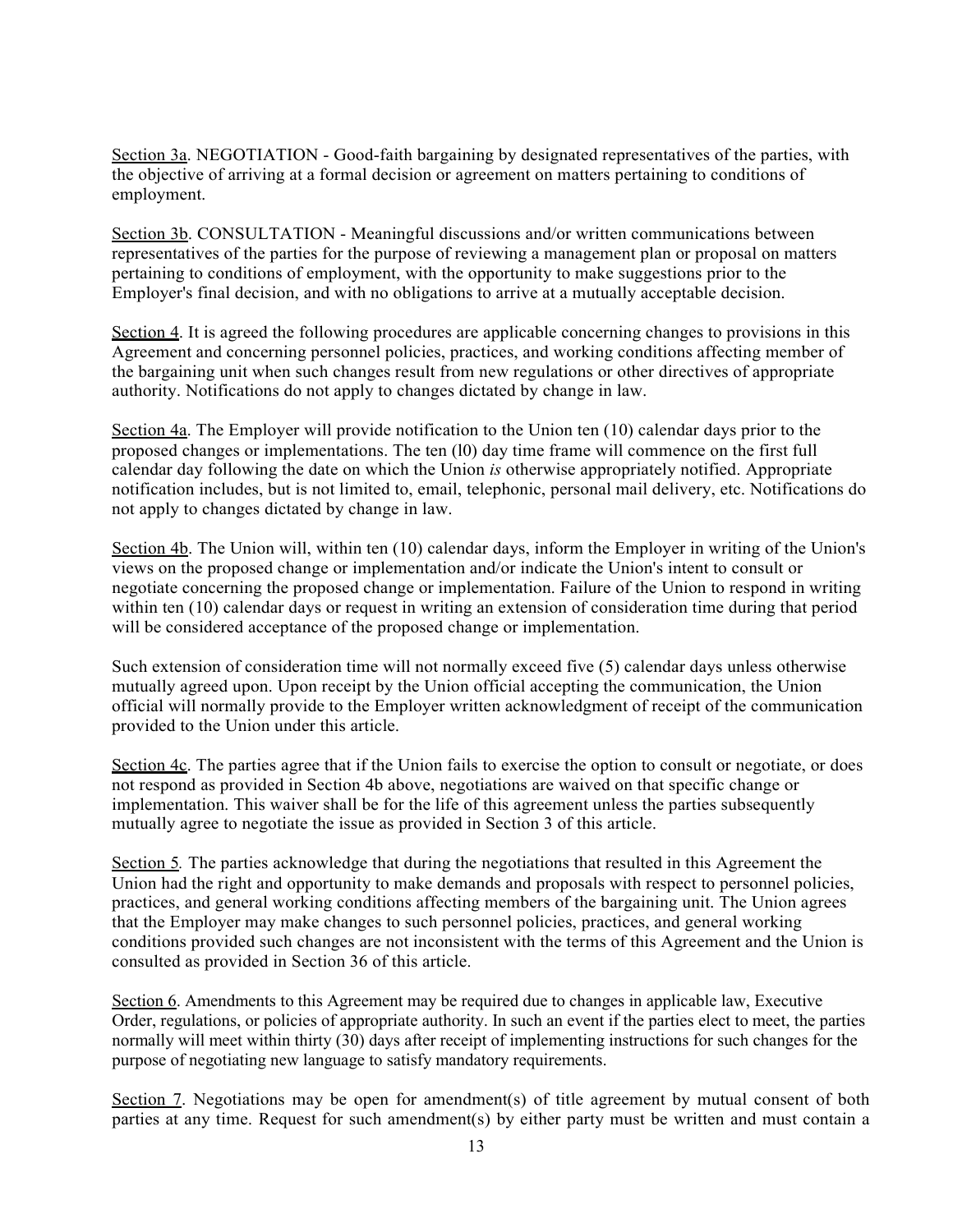Section 3a. NEGOTIATION - Good-faith bargaining by designated representatives of the parties, with the objective of arriving at a formal decision or agreement on matters pertaining to conditions of employment.

Section 3b. CONSULTATION - Meaningful discussions and/or written communications between representatives of the parties for the purpose of reviewing a management plan or proposal on matters pertaining to conditions of employment, with the opportunity to make suggestions prior to the Employer's final decision, and with no obligations to arrive at a mutually acceptable decision.

Section 4. It is agreed the following procedures are applicable concerning changes to provisions in this Agreement and concerning personnel policies, practices, and working conditions affecting member of the bargaining unit when such changes result from new regulations or other directives of appropriate authority. Notifications do not apply to changes dictated by change in law.

Section 4a. The Employer will provide notification to the Union ten (10) calendar days prior to the proposed changes or implementations. The ten (l0) day time frame will commence on the first full calendar day following the date on which the Union *is* otherwise appropriately notified. Appropriate notification includes, but is not limited to, email, telephonic, personal mail delivery, etc. Notifications do not apply to changes dictated by change in law.

Section 4b. The Union will, within ten (10) calendar days, inform the Employer in writing of the Union's views on the proposed change or implementation and/or indicate the Union's intent to consult or negotiate concerning the proposed change or implementation. Failure of the Union to respond in writing within ten (10) calendar days or request in writing an extension of consideration time during that period will be considered acceptance of the proposed change or implementation.

Such extension of consideration time will not normally exceed five (5) calendar days unless otherwise mutually agreed upon. Upon receipt by the Union official accepting the communication, the Union official will normally provide to the Employer written acknowledgment of receipt of the communication provided to the Union under this article.

Section 4c. The parties agree that if the Union fails to exercise the option to consult or negotiate, or does not respond as provided in Section 4b above, negotiations are waived on that specific change or implementation. This waiver shall be for the life of this agreement unless the parties subsequently mutually agree to negotiate the issue as provided in Section 3 of this article.

Section 5*.* The parties acknowledge that during the negotiations that resulted in this Agreement the Union had the right and opportunity to make demands and proposals with respect to personnel policies, practices, and general working conditions affecting members of the bargaining unit. The Union agrees that the Employer may make changes to such personnel policies, practices, and general working conditions provided such changes are not inconsistent with the terms of this Agreement and the Union is consulted as provided in Section 36 of this article.

Section 6. Amendments to this Agreement may be required due to changes in applicable law, Executive Order, regulations, or policies of appropriate authority. In such an event if the parties elect to meet, the parties normally will meet within thirty (30) days after receipt of implementing instructions for such changes for the purpose of negotiating new language to satisfy mandatory requirements.

Section 7. Negotiations may be open for amendment(s) of title agreement by mutual consent of both parties at any time. Request for such amendment(s) by either party must be written and must contain a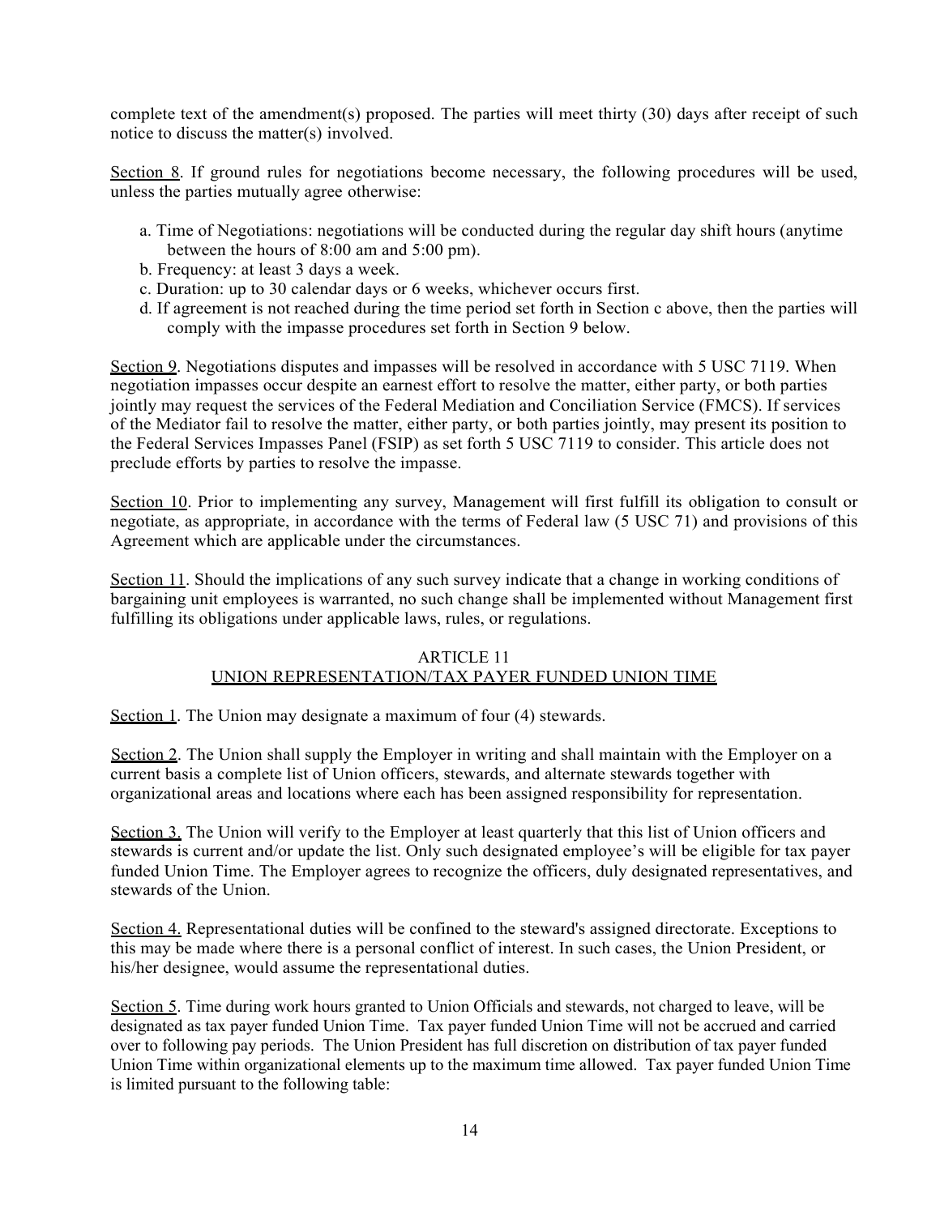complete text of the amendment(s) proposed. The parties will meet thirty (30) days after receipt of such notice to discuss the matter(s) involved.

<u>Section 8</u>. If ground rules for negotiations become necessary, the following procedures will be used, unless the parties mutually agree otherwise:

a. Time of Negotiations: negotiations will be conducted during the regular day shift hours (anytime between the hours of 8:00 am and 5:00 pm).
b. Frequency: at least 3 days a week.
c. Duration: up to 30 calendar days or 6 weeks, whichever occurs first.
d. If agreement is not reached during the time period set forth in Section c above, then the parties will comply with the impasse procedures set forth in Section 9 below.

<u>Section 9</u>. Negotiations disputes and impasses will be resolved in accordance with 5 USC 7119. When negotiation impasses occur despite an earnest effort to resolve the matter, either party, or both parties jointly may request the services of the Federal Mediation and Conciliation Service (FMCS). If services of the Mediator fail to resolve the matter, either party, or both parties jointly, may present its position to the Federal Services Impasses Panel (FSIP) as set forth 5 USC 7119 to consider. This article does not preclude efforts by parties to resolve the impasse.

<u>Section 10</u>. Prior to implementing any survey, Management will first fulfill its obligation to consult or negotiate, as appropriate, in accordance with the terms of Federal law (5 USC 71) and provisions of this Agreement which are applicable under the circumstances.

<u>Section 11</u>. Should the implications of any such survey indicate that a change in working conditions of bargaining unit employees is warranted, no such change shall be implemented without Management first fulfilling its obligations under applicable laws, rules, or regulations.

## ARTICLE 11
## <u>UNION REPRESENTATION/TAX PAYER FUNDED UNION TIME</u>

<u>Section 1</u>. The Union may designate a maximum of four (4) stewards.

<u>Section 2</u>. The Union shall supply the Employer in writing and shall maintain with the Employer on a current basis a complete list of Union officers, stewards, and alternate stewards together with organizational areas and locations where each has been assigned responsibility for representation.

<u>Section 3.</u> The Union will verify to the Employer at least quarterly that this list of Union officers and stewards is current and/or update the list. Only such designated employee's will be eligible for tax payer funded Union Time. The Employer agrees to recognize the officers, duly designated representatives, and stewards of the Union.

<u>Section 4.</u> Representational duties will be confined to the steward's assigned directorate. Exceptions to this may be made where there is a personal conflict of interest. In such cases, the Union President, or his/her designee, would assume the representational duties.

<u>Section 5</u>. Time during work hours granted to Union Officials and stewards, not charged to leave, will be designated as tax payer funded Union Time. Tax payer funded Union Time will not be accrued and carried over to following pay periods. The Union President has full discretion on distribution of tax payer funded Union Time within organizational elements up to the maximum time allowed. Tax payer funded Union Time is limited pursuant to the following table: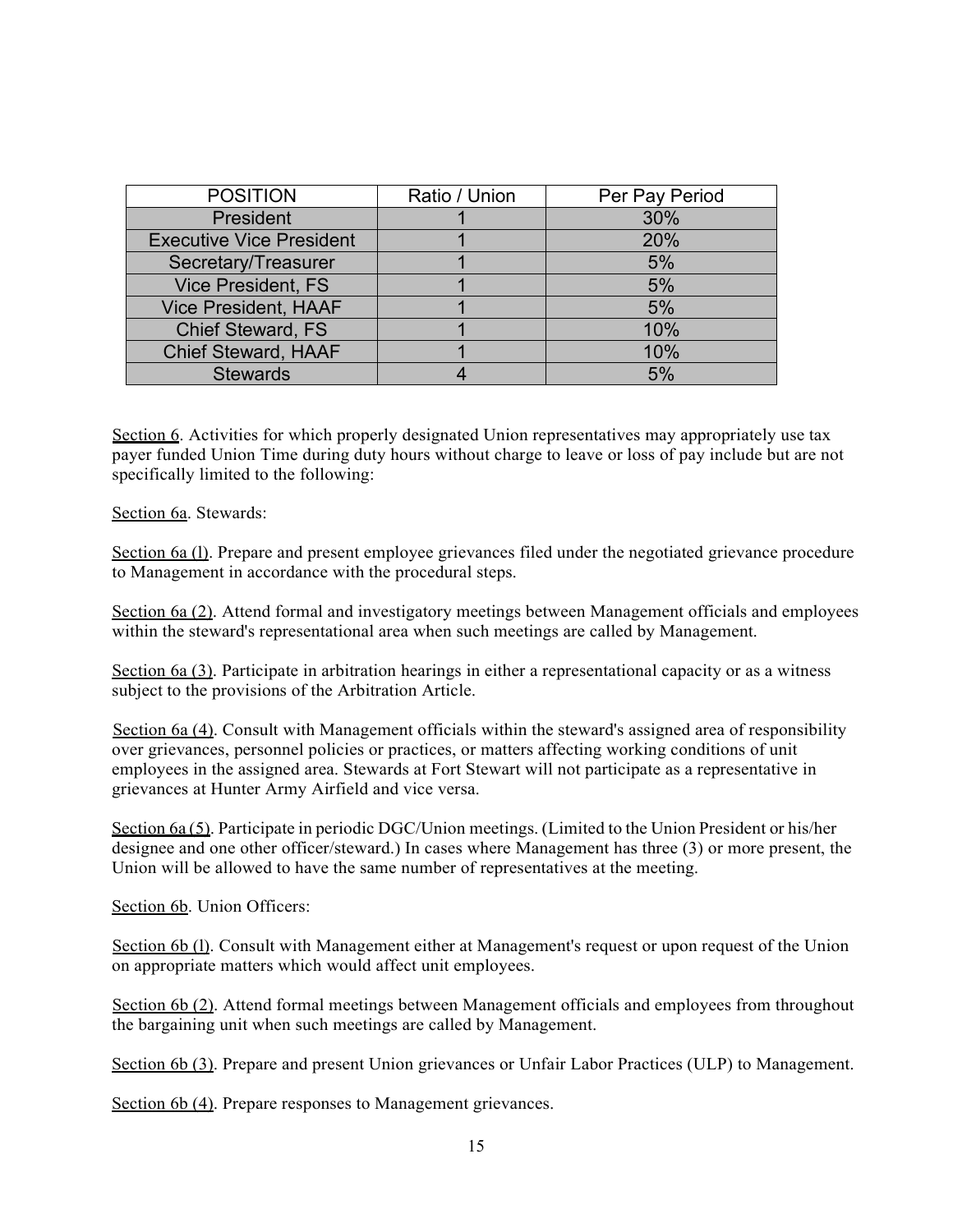| POSITION | Ratio / Union | Per Pay Period |
|---|---|---|
| President | 1 | 30% |
| Executive Vice President | 1 | 20% |
| Secretary/Treasurer | 1 | 5% |
| Vice President, FS | 1 | 5% |
| Vice President, HAAF | 1 | 5% |
| Chief Steward, FS | 1 | 10% |
| Chief Steward, HAAF | 1 | 10% |
| Stewards | 4 | 5% |

Section 6. Activities for which properly designated Union representatives may appropriately use tax payer funded Union Time during duty hours without charge to leave or loss of pay include but are not specifically limited to the following:

Section 6a. Stewards:

Section 6a (l). Prepare and present employee grievances filed under the negotiated grievance procedure to Management in accordance with the procedural steps.

Section 6a (2). Attend formal and investigatory meetings between Management officials and employees within the steward's representational area when such meetings are called by Management.

Section 6a (3). Participate in arbitration hearings in either a representational capacity or as a witness subject to the provisions of the Arbitration Article.

Section 6a (4). Consult with Management officials within the steward's assigned area of responsibility over grievances, personnel policies or practices, or matters affecting working conditions of unit employees in the assigned area. Stewards at Fort Stewart will not participate as a representative in grievances at Hunter Army Airfield and vice versa.

Section 6a (5). Participate in periodic DGC/Union meetings. (Limited to the Union President or his/her designee and one other officer/steward.) In cases where Management has three (3) or more present, the Union will be allowed to have the same number of representatives at the meeting.

Section 6b. Union Officers:

Section 6b (l). Consult with Management either at Management's request or upon request of the Union on appropriate matters which would affect unit employees.

Section 6b (2). Attend formal meetings between Management officials and employees from throughout the bargaining unit when such meetings are called by Management.

Section 6b (3). Prepare and present Union grievances or Unfair Labor Practices (ULP) to Management.

Section 6b (4). Prepare responses to Management grievances.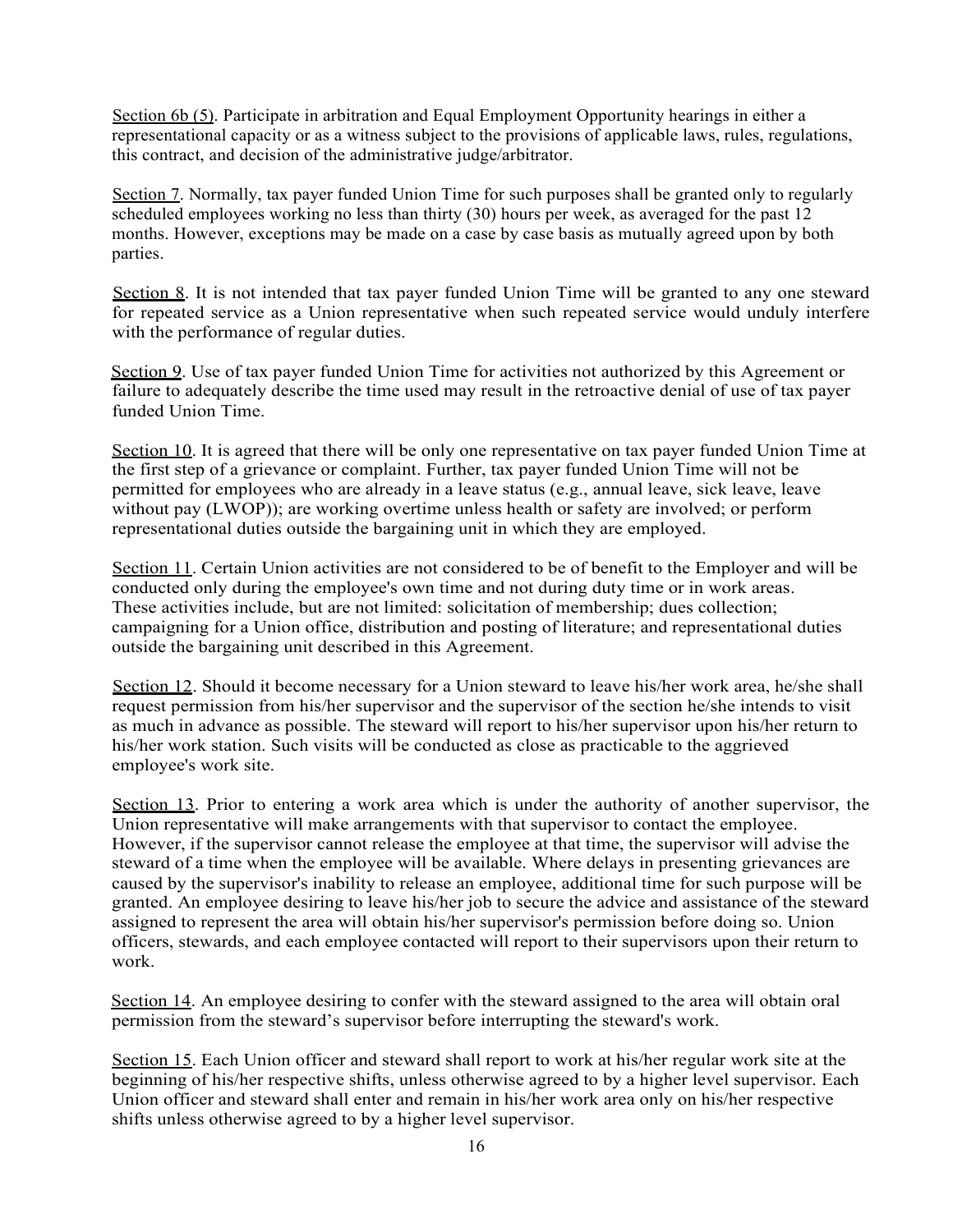Section 6b (5). Participate in arbitration and Equal Employment Opportunity hearings in either a representational capacity or as a witness subject to the provisions of applicable laws, rules, regulations, this contract, and decision of the administrative judge/arbitrator.

Section 7. Normally, tax payer funded Union Time for such purposes shall be granted only to regularly scheduled employees working no less than thirty (30) hours per week, as averaged for the past 12 months. However, exceptions may be made on a case by case basis as mutually agreed upon by both parties.

Section 8. It is not intended that tax payer funded Union Time will be granted to any one steward for repeated service as a Union representative when such repeated service would unduly interfere with the performance of regular duties.

Section 9. Use of tax payer funded Union Time for activities not authorized by this Agreement or failure to adequately describe the time used may result in the retroactive denial of use of tax payer funded Union Time.

Section 10. It is agreed that there will be only one representative on tax payer funded Union Time at the first step of a grievance or complaint. Further, tax payer funded Union Time will not be permitted for employees who are already in a leave status (e.g., annual leave, sick leave, leave without pay (LWOP)); are working overtime unless health or safety are involved; or perform representational duties outside the bargaining unit in which they are employed.

Section 11. Certain Union activities are not considered to be of benefit to the Employer and will be conducted only during the employee's own time and not during duty time or in work areas. These activities include, but are not limited: solicitation of membership; dues collection; campaigning for a Union office, distribution and posting of literature; and representational duties outside the bargaining unit described in this Agreement.

Section 12. Should it become necessary for a Union steward to leave his/her work area, he/she shall request permission from his/her supervisor and the supervisor of the section he/she intends to visit as much in advance as possible. The steward will report to his/her supervisor upon his/her return to his/her work station. Such visits will be conducted as close as practicable to the aggrieved employee's work site.

Section 13. Prior to entering a work area which is under the authority of another supervisor, the Union representative will make arrangements with that supervisor to contact the employee. However, if the supervisor cannot release the employee at that time, the supervisor will advise the steward of a time when the employee will be available. Where delays in presenting grievances are caused by the supervisor's inability to release an employee, additional time for such purpose will be granted. An employee desiring to leave his/her job to secure the advice and assistance of the steward assigned to represent the area will obtain his/her supervisor's permission before doing so. Union officers, stewards, and each employee contacted will report to their supervisors upon their return to work.

Section 14. An employee desiring to confer with the steward assigned to the area will obtain oral permission from the steward's supervisor before interrupting the steward's work.

Section 15. Each Union officer and steward shall report to work at his/her regular work site at the beginning of his/her respective shifts, unless otherwise agreed to by a higher level supervisor. Each Union officer and steward shall enter and remain in his/her work area only on his/her respective shifts unless otherwise agreed to by a higher level supervisor.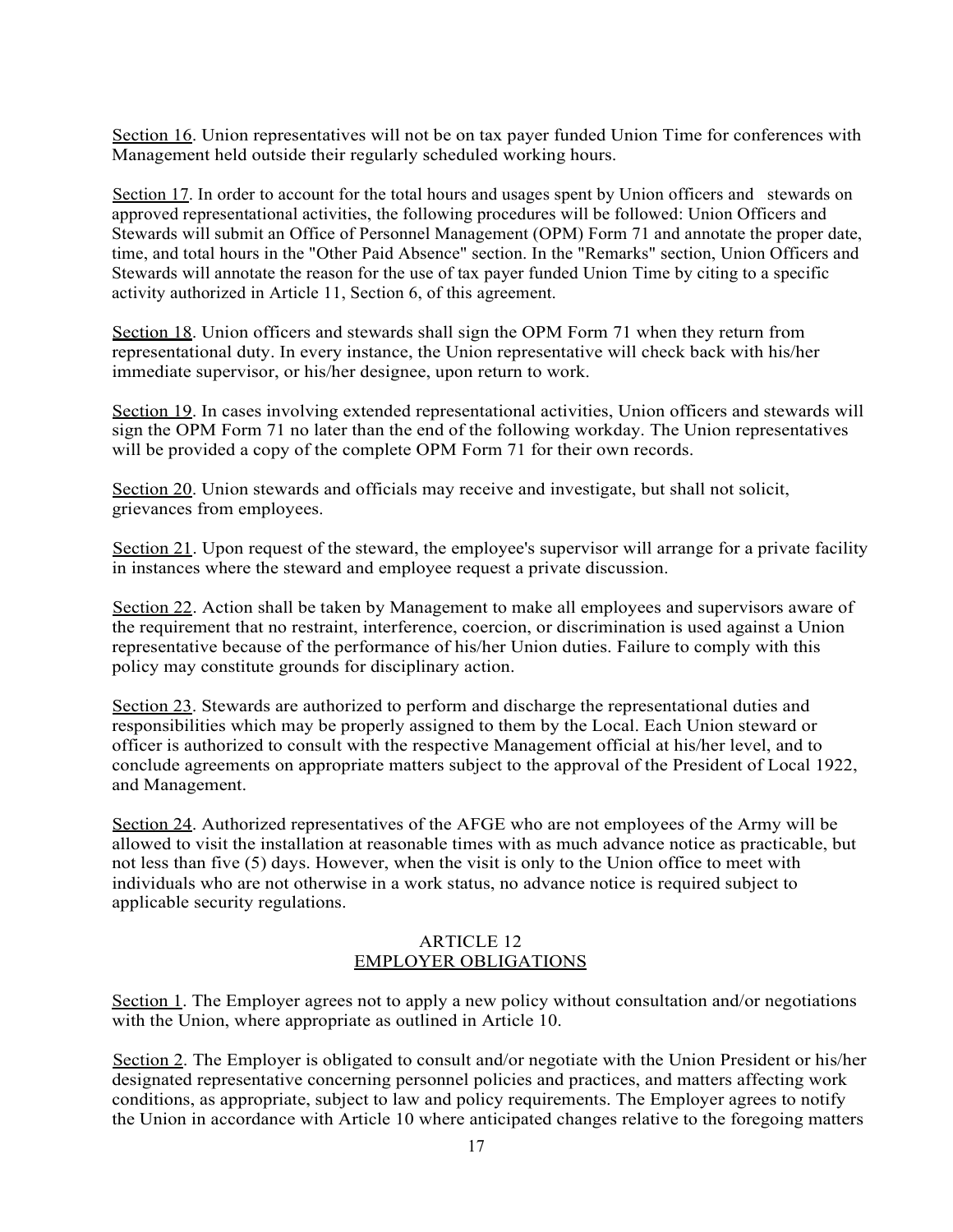Section 16. Union representatives will not be on tax payer funded Union Time for conferences with Management held outside their regularly scheduled working hours.

Section 17. In order to account for the total hours and usages spent by Union officers and stewards on approved representational activities, the following procedures will be followed: Union Officers and Stewards will submit an Office of Personnel Management (OPM) Form 71 and annotate the proper date, time, and total hours in the "Other Paid Absence" section. In the "Remarks" section, Union Officers and Stewards will annotate the reason for the use of tax payer funded Union Time by citing to a specific activity authorized in Article 11, Section 6, of this agreement.

Section 18. Union officers and stewards shall sign the OPM Form 71 when they return from representational duty. In every instance, the Union representative will check back with his/her immediate supervisor, or his/her designee, upon return to work.

Section 19. In cases involving extended representational activities, Union officers and stewards will sign the OPM Form 71 no later than the end of the following workday. The Union representatives will be provided a copy of the complete OPM Form 71 for their own records.

Section 20. Union stewards and officials may receive and investigate, but shall not solicit, grievances from employees.

Section 21. Upon request of the steward, the employee's supervisor will arrange for a private facility in instances where the steward and employee request a private discussion.

Section 22. Action shall be taken by Management to make all employees and supervisors aware of the requirement that no restraint, interference, coercion, or discrimination is used against a Union representative because of the performance of his/her Union duties. Failure to comply with this policy may constitute grounds for disciplinary action.

Section 23. Stewards are authorized to perform and discharge the representational duties and responsibilities which may be properly assigned to them by the Local. Each Union steward or officer is authorized to consult with the respective Management official at his/her level, and to conclude agreements on appropriate matters subject to the approval of the President of Local 1922, and Management.

Section 24. Authorized representatives of the AFGE who are not employees of the Army will be allowed to visit the installation at reasonable times with as much advance notice as practicable, but not less than five (5) days. However, when the visit is only to the Union office to meet with individuals who are not otherwise in a work status, no advance notice is required subject to applicable security regulations.

## ARTICLE 12
## EMPLOYER OBLIGATIONS

Section 1. The Employer agrees not to apply a new policy without consultation and/or negotiations with the Union, where appropriate as outlined in Article 10.

Section 2. The Employer is obligated to consult and/or negotiate with the Union President or his/her designated representative concerning personnel policies and practices, and matters affecting work conditions, as appropriate, subject to law and policy requirements. The Employer agrees to notify the Union in accordance with Article 10 where anticipated changes relative to the foregoing matters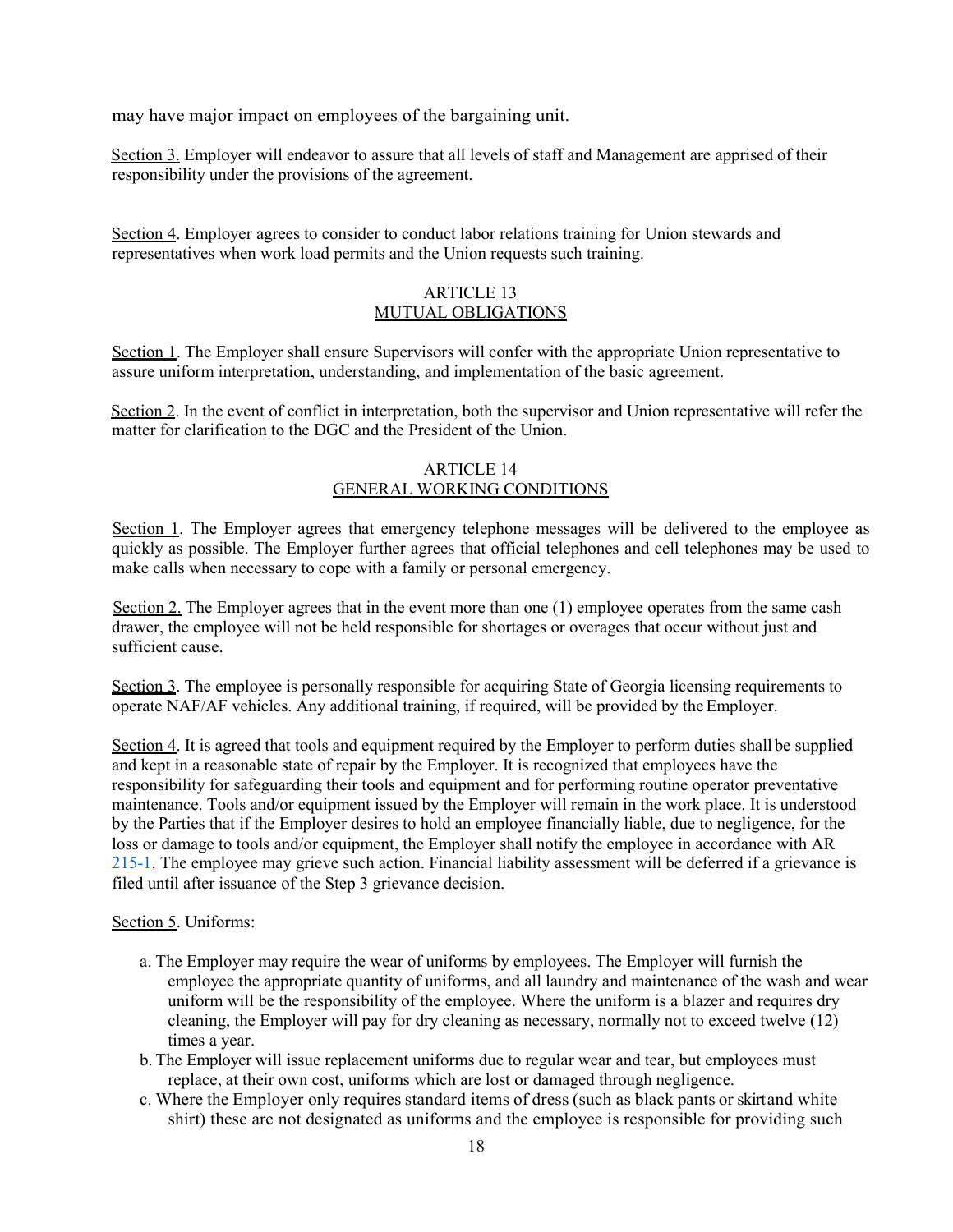may have major impact on employees of the bargaining unit.

Section 3. Employer will endeavor to assure that all levels of staff and Management are apprised of their responsibility under the provisions of the agreement.

Section 4. Employer agrees to consider to conduct labor relations training for Union stewards and representatives when work load permits and the Union requests such training.

## ARTICLE 13
## MUTUAL OBLIGATIONS

Section 1. The Employer shall ensure Supervisors will confer with the appropriate Union representative to assure uniform interpretation, understanding, and implementation of the basic agreement.

Section 2. In the event of conflict in interpretation, both the supervisor and Union representative will refer the matter for clarification to the DGC and the President of the Union.

## ARTICLE 14
## GENERAL WORKING CONDITIONS

Section 1. The Employer agrees that emergency telephone messages will be delivered to the employee as quickly as possible. The Employer further agrees that official telephones and cell telephones may be used to make calls when necessary to cope with a family or personal emergency.

Section 2. The Employer agrees that in the event more than one (1) employee operates from the same cash drawer, the employee will not be held responsible for shortages or overages that occur without just and sufficient cause.

Section 3. The employee is personally responsible for acquiring State of Georgia licensing requirements to operate NAF/AF vehicles. Any additional training, if required, will be provided by the Employer.

Section 4. It is agreed that tools and equipment required by the Employer to perform duties shall be supplied and kept in a reasonable state of repair by the Employer. It is recognized that employees have the responsibility for safeguarding their tools and equipment and for performing routine operator preventative maintenance. Tools and/or equipment issued by the Employer will remain in the work place. It is understood by the Parties that if the Employer desires to hold an employee financially liable, due to negligence, for the loss or damage to tools and/or equipment, the Employer shall notify the employee in accordance with AR 215-1. The employee may grieve such action. Financial liability assessment will be deferred if a grievance is filed until after issuance of the Step 3 grievance decision.

Section 5. Uniforms:

a. The Employer may require the wear of uniforms by employees. The Employer will furnish the employee the appropriate quantity of uniforms, and all laundry and maintenance of the wash and wear uniform will be the responsibility of the employee. Where the uniform is a blazer and requires dry cleaning, the Employer will pay for dry cleaning as necessary, normally not to exceed twelve (12) times a year.
b. The Employer will issue replacement uniforms due to regular wear and tear, but employees must replace, at their own cost, uniforms which are lost or damaged through negligence.
c. Where the Employer only requires standard items of dress (such as black pants or skirt and white shirt) these are not designated as uniforms and the employee is responsible for providing such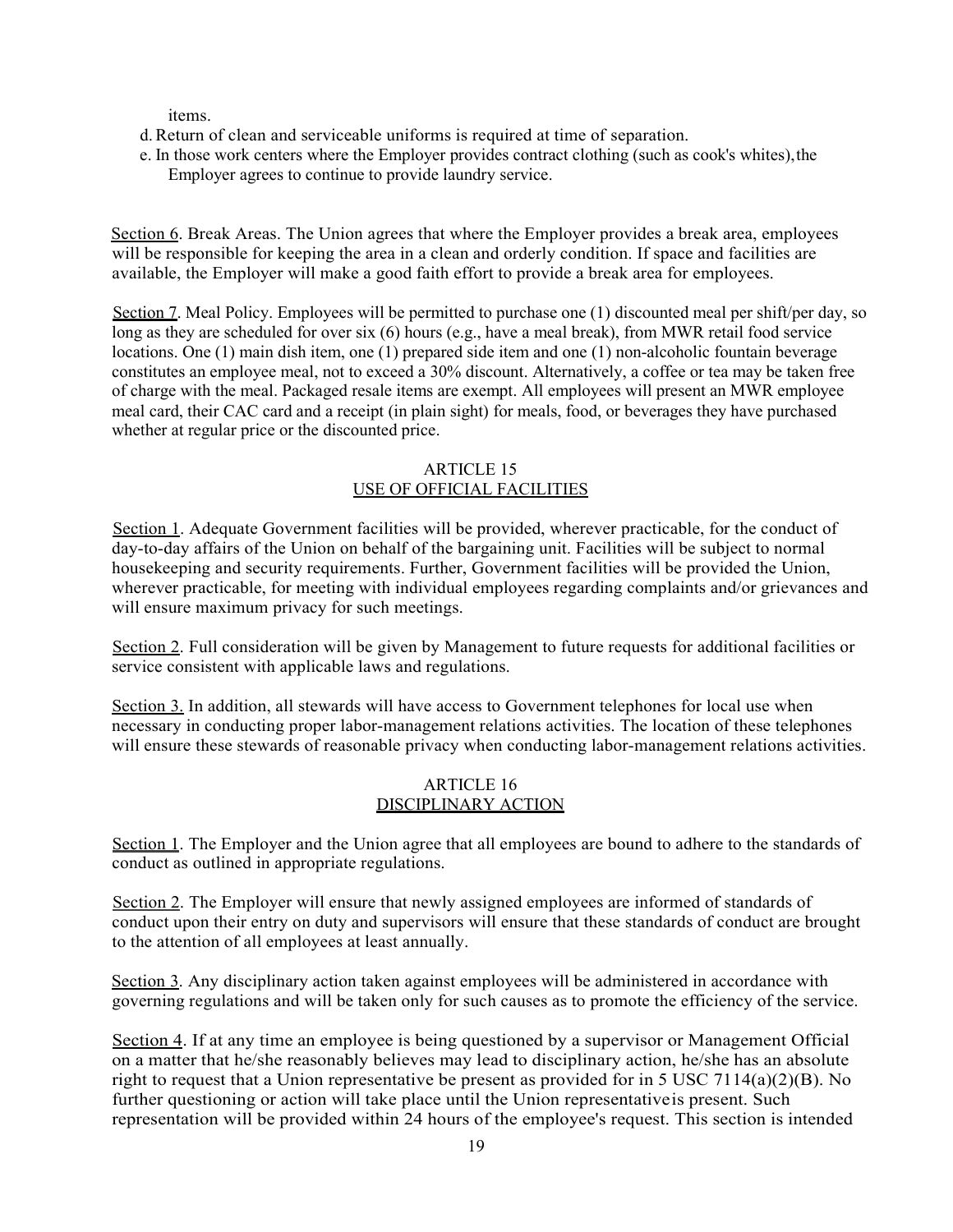items.

d. Return of clean and serviceable uniforms is required at time of separation.

e. In those work centers where the Employer provides contract clothing (such as cook's whites), the Employer agrees to continue to provide laundry service.

Section 6. Break Areas. The Union agrees that where the Employer provides a break area, employees will be responsible for keeping the area in a clean and orderly condition. If space and facilities are available, the Employer will make a good faith effort to provide a break area for employees.

Section 7. Meal Policy. Employees will be permitted to purchase one (1) discounted meal per shift/per day, so long as they are scheduled for over six (6) hours (e.g., have a meal break), from MWR retail food service locations. One (1) main dish item, one (1) prepared side item and one (1) non-alcoholic fountain beverage constitutes an employee meal, not to exceed a 30% discount. Alternatively, a coffee or tea may be taken free of charge with the meal. Packaged resale items are exempt. All employees will present an MWR employee meal card, their CAC card and a receipt (in plain sight) for meals, food, or beverages they have purchased whether at regular price or the discounted price.

## ARTICLE 15
## USE OF OFFICIAL FACILITIES

Section 1. Adequate Government facilities will be provided, wherever practicable, for the conduct of day-to-day affairs of the Union on behalf of the bargaining unit. Facilities will be subject to normal housekeeping and security requirements. Further, Government facilities will be provided the Union, wherever practicable, for meeting with individual employees regarding complaints and/or grievances and will ensure maximum privacy for such meetings.

Section 2. Full consideration will be given by Management to future requests for additional facilities or service consistent with applicable laws and regulations.

Section 3. In addition, all stewards will have access to Government telephones for local use when necessary in conducting proper labor-management relations activities. The location of these telephones will ensure these stewards of reasonable privacy when conducting labor-management relations activities.

## ARTICLE 16
## DISCIPLINARY ACTION

Section 1. The Employer and the Union agree that all employees are bound to adhere to the standards of conduct as outlined in appropriate regulations.

Section 2. The Employer will ensure that newly assigned employees are informed of standards of conduct upon their entry on duty and supervisors will ensure that these standards of conduct are brought to the attention of all employees at least annually.

Section 3. Any disciplinary action taken against employees will be administered in accordance with governing regulations and will be taken only for such causes as to promote the efficiency of the service.

Section 4. If at any time an employee is being questioned by a supervisor or Management Official on a matter that he/she reasonably believes may lead to disciplinary action, he/she has an absolute right to request that a Union representative be present as provided for in 5 USC 7114(a)(2)(B). No further questioning or action will take place until the Union representative is present. Such representation will be provided within 24 hours of the employee's request. This section is intended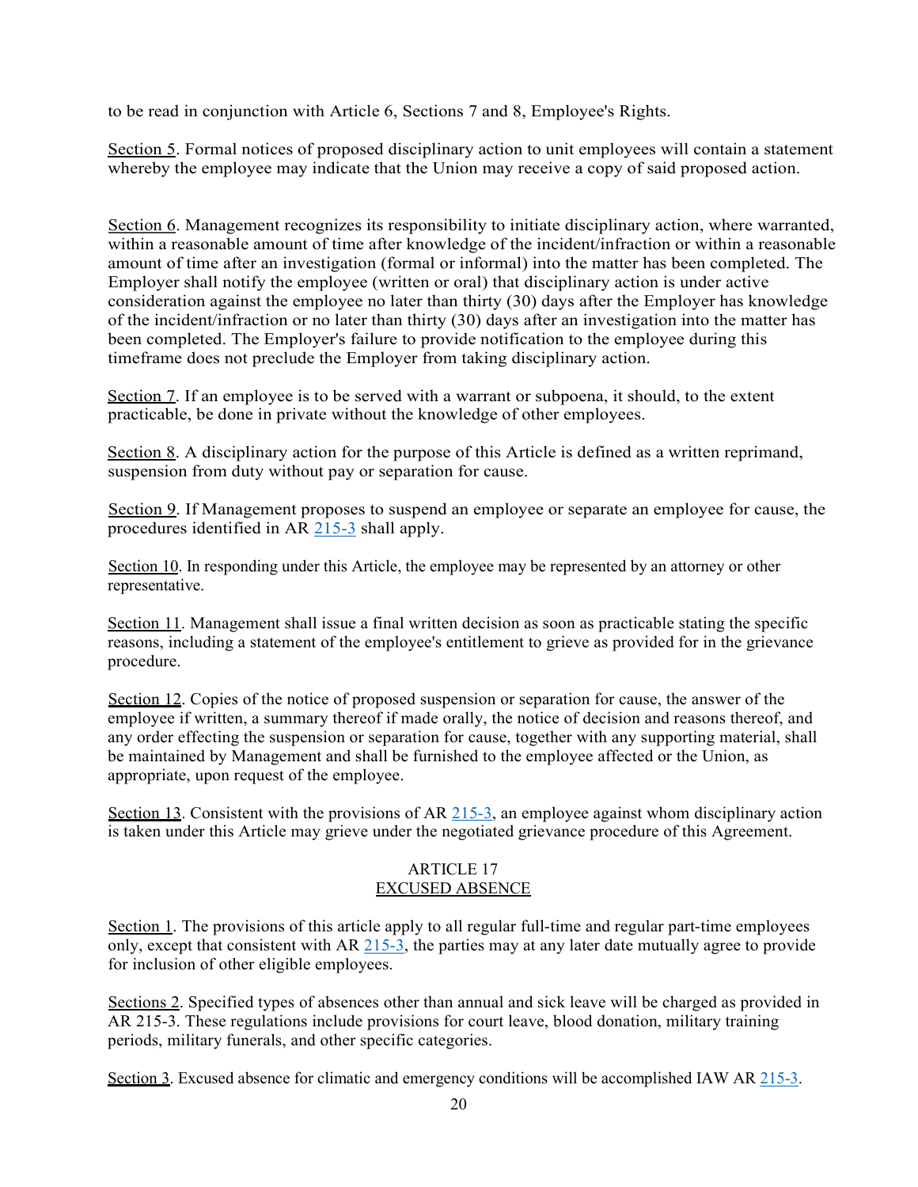to be read in conjunction with Article 6, Sections 7 and 8, Employee's Rights.

Section 5. Formal notices of proposed disciplinary action to unit employees will contain a statement whereby the employee may indicate that the Union may receive a copy of said proposed action.

Section 6. Management recognizes its responsibility to initiate disciplinary action, where warranted, within a reasonable amount of time after knowledge of the incident/infraction or within a reasonable amount of time after an investigation (formal or informal) into the matter has been completed. The Employer shall notify the employee (written or oral) that disciplinary action is under active consideration against the employee no later than thirty (30) days after the Employer has knowledge of the incident/infraction or no later than thirty (30) days after an investigation into the matter has been completed. The Employer's failure to provide notification to the employee during this timeframe does not preclude the Employer from taking disciplinary action.

Section 7. If an employee is to be served with a warrant or subpoena, it should, to the extent practicable, be done in private without the knowledge of other employees.

Section 8. A disciplinary action for the purpose of this Article is defined as a written reprimand, suspension from duty without pay or separation for cause.

Section 9. If Management proposes to suspend an employee or separate an employee for cause, the procedures identified in AR 215-3 shall apply.

Section 10. In responding under this Article, the employee may be represented by an attorney or other representative.

Section 11. Management shall issue a final written decision as soon as practicable stating the specific reasons, including a statement of the employee's entitlement to grieve as provided for in the grievance procedure.

Section 12. Copies of the notice of proposed suspension or separation for cause, the answer of the employee if written, a summary thereof if made orally, the notice of decision and reasons thereof, and any order effecting the suspension or separation for cause, together with any supporting material, shall be maintained by Management and shall be furnished to the employee affected or the Union, as appropriate, upon request of the employee.

Section 13. Consistent with the provisions of AR 215-3, an employee against whom disciplinary action is taken under this Article may grieve under the negotiated grievance procedure of this Agreement.

## ARTICLE 17
## EXCUSED ABSENCE

Section 1. The provisions of this article apply to all regular full-time and regular part-time employees only, except that consistent with AR 215-3, the parties may at any later date mutually agree to provide for inclusion of other eligible employees.

Sections 2. Specified types of absences other than annual and sick leave will be charged as provided in AR 215-3. These regulations include provisions for court leave, blood donation, military training periods, military funerals, and other specific categories.

Section 3. Excused absence for climatic and emergency conditions will be accomplished IAW AR 215-3.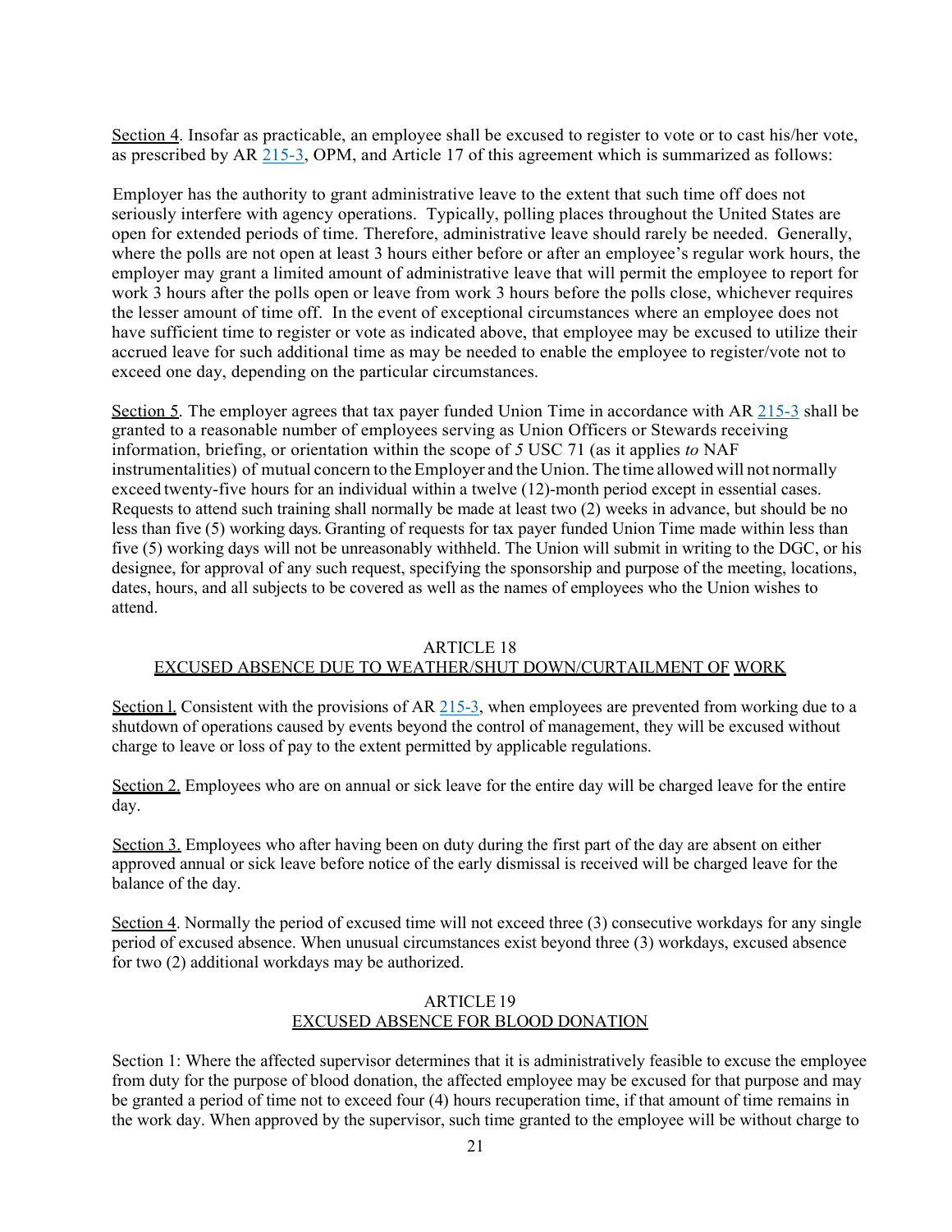Section 4. Insofar as practicable, an employee shall be excused to register to vote or to cast his/her vote, as prescribed by AR 215-3, OPM, and Article 17 of this agreement which is summarized as follows:

Employer has the authority to grant administrative leave to the extent that such time off does not seriously interfere with agency operations. Typically, polling places throughout the United States are open for extended periods of time. Therefore, administrative leave should rarely be needed. Generally, where the polls are not open at least 3 hours either before or after an employee's regular work hours, the employer may grant a limited amount of administrative leave that will permit the employee to report for work 3 hours after the polls open or leave from work 3 hours before the polls close, whichever requires the lesser amount of time off. In the event of exceptional circumstances where an employee does not have sufficient time to register or vote as indicated above, that employee may be excused to utilize their accrued leave for such additional time as may be needed to enable the employee to register/vote not to exceed one day, depending on the particular circumstances.

Section 5. The employer agrees that tax payer funded Union Time in accordance with AR 215-3 shall be granted to a reasonable number of employees serving as Union Officers or Stewards receiving information, briefing, or orientation within the scope of *5* USC 71 (as it applies *to* NAF instrumentalities) of mutual concern to the Employer and the Union. The time allowed will not normally exceed twenty-five hours for an individual within a twelve (12)-month period except in essential cases. Requests to attend such training shall normally be made at least two (2) weeks in advance, but should be no less than five (5) working days. Granting of requests for tax payer funded Union Time made within less than five (5) working days will not be unreasonably withheld. The Union will submit in writing to the DGC, or his designee, for approval of any such request, specifying the sponsorship and purpose of the meeting, locations, dates, hours, and all subjects to be covered as well as the names of employees who the Union wishes to attend.

## ARTICLE 18
## EXCUSED ABSENCE DUE TO WEATHER/SHUT DOWN/CURTAILMENT OF WORK

Section l. Consistent with the provisions of AR 215-3, when employees are prevented from working due to a shutdown of operations caused by events beyond the control of management, they will be excused without charge to leave or loss of pay to the extent permitted by applicable regulations.

Section 2. Employees who are on annual or sick leave for the entire day will be charged leave for the entire day.

Section 3. Employees who after having been on duty during the first part of the day are absent on either approved annual or sick leave before notice of the early dismissal is received will be charged leave for the balance of the day.

Section 4. Normally the period of excused time will not exceed three (3) consecutive workdays for any single period of excused absence. When unusual circumstances exist beyond three (3) workdays, excused absence for two (2) additional workdays may be authorized.

## ARTICLE 19
## EXCUSED ABSENCE FOR BLOOD DONATION

Section 1: Where the affected supervisor determines that it is administratively feasible to excuse the employee from duty for the purpose of blood donation, the affected employee may be excused for that purpose and may be granted a period of time not to exceed four (4) hours recuperation time, if that amount of time remains in the work day. When approved by the supervisor, such time granted to the employee will be without charge to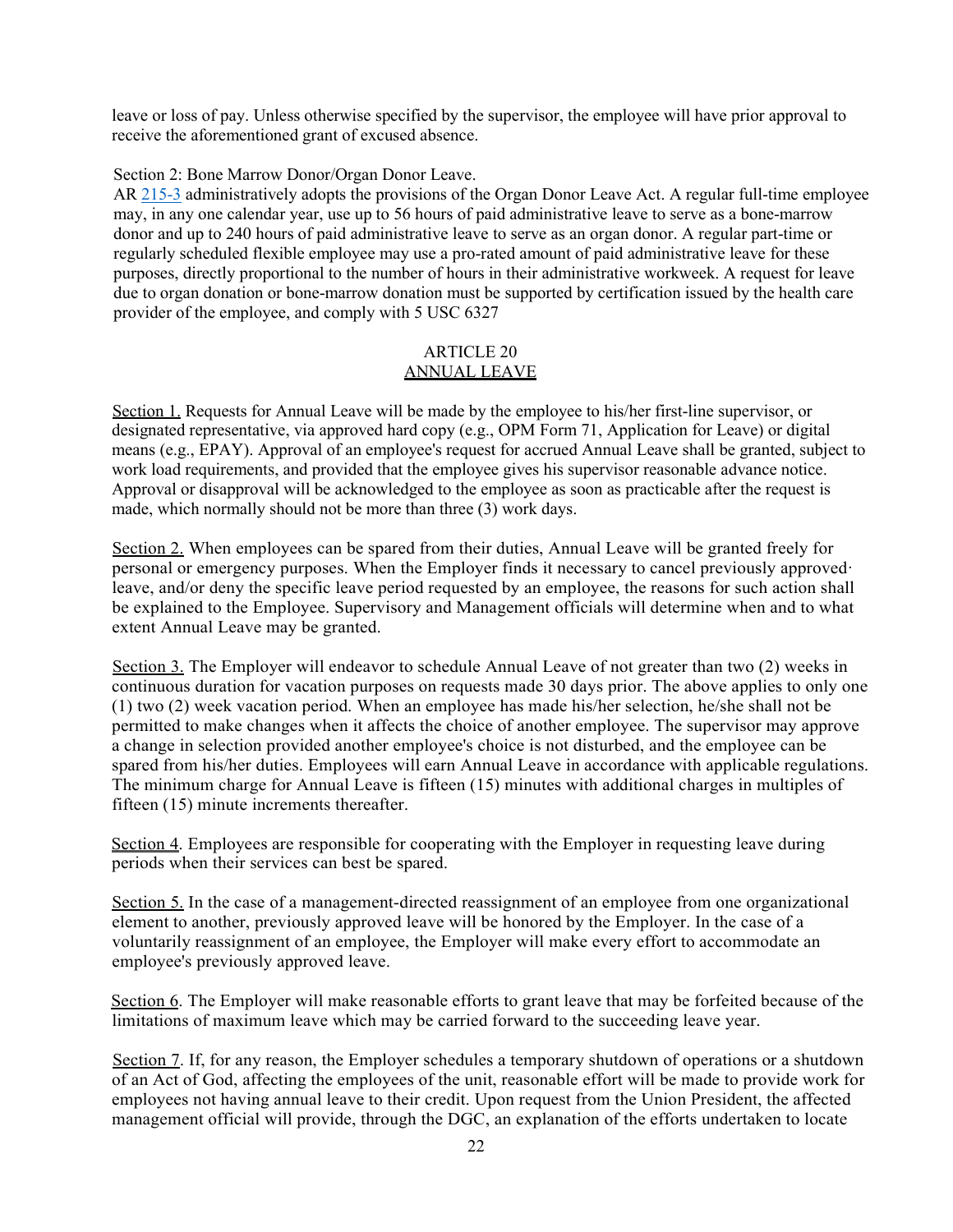leave or loss of pay. Unless otherwise specified by the supervisor, the employee will have prior approval to receive the aforementioned grant of excused absence.

Section 2: Bone Marrow Donor/Organ Donor Leave.

AR 215-3 administratively adopts the provisions of the Organ Donor Leave Act. A regular full-time employee may, in any one calendar year, use up to 56 hours of paid administrative leave to serve as a bone-marrow donor and up to 240 hours of paid administrative leave to serve as an organ donor. A regular part-time or regularly scheduled flexible employee may use a pro-rated amount of paid administrative leave for these purposes, directly proportional to the number of hours in their administrative workweek. A request for leave due to organ donation or bone-marrow donation must be supported by certification issued by the health care provider of the employee, and comply with 5 USC 6327

## ARTICLE 20
## ANNUAL LEAVE

Section 1. Requests for Annual Leave will be made by the employee to his/her first-line supervisor, or designated representative, via approved hard copy (e.g., OPM Form 71, Application for Leave) or digital means (e.g., EPAY). Approval of an employee's request for accrued Annual Leave shall be granted, subject to work load requirements, and provided that the employee gives his supervisor reasonable advance notice. Approval or disapproval will be acknowledged to the employee as soon as practicable after the request is made, which normally should not be more than three (3) work days.

Section 2. When employees can be spared from their duties, Annual Leave will be granted freely for personal or emergency purposes. When the Employer finds it necessary to cancel previously approved· leave, and/or deny the specific leave period requested by an employee, the reasons for such action shall be explained to the Employee. Supervisory and Management officials will determine when and to what extent Annual Leave may be granted.

Section 3. The Employer will endeavor to schedule Annual Leave of not greater than two (2) weeks in continuous duration for vacation purposes on requests made 30 days prior. The above applies to only one (1) two (2) week vacation period. When an employee has made his/her selection, he/she shall not be permitted to make changes when it affects the choice of another employee. The supervisor may approve a change in selection provided another employee's choice is not disturbed, and the employee can be spared from his/her duties. Employees will earn Annual Leave in accordance with applicable regulations. The minimum charge for Annual Leave is fifteen (15) minutes with additional charges in multiples of fifteen (15) minute increments thereafter.

Section 4. Employees are responsible for cooperating with the Employer in requesting leave during periods when their services can best be spared.

Section 5. In the case of a management-directed reassignment of an employee from one organizational element to another, previously approved leave will be honored by the Employer. In the case of a voluntarily reassignment of an employee, the Employer will make every effort to accommodate an employee's previously approved leave.

Section 6. The Employer will make reasonable efforts to grant leave that may be forfeited because of the limitations of maximum leave which may be carried forward to the succeeding leave year.

Section 7. If, for any reason, the Employer schedules a temporary shutdown of operations or a shutdown of an Act of God, affecting the employees of the unit, reasonable effort will be made to provide work for employees not having annual leave to their credit. Upon request from the Union President, the affected management official will provide, through the DGC, an explanation of the efforts undertaken to locate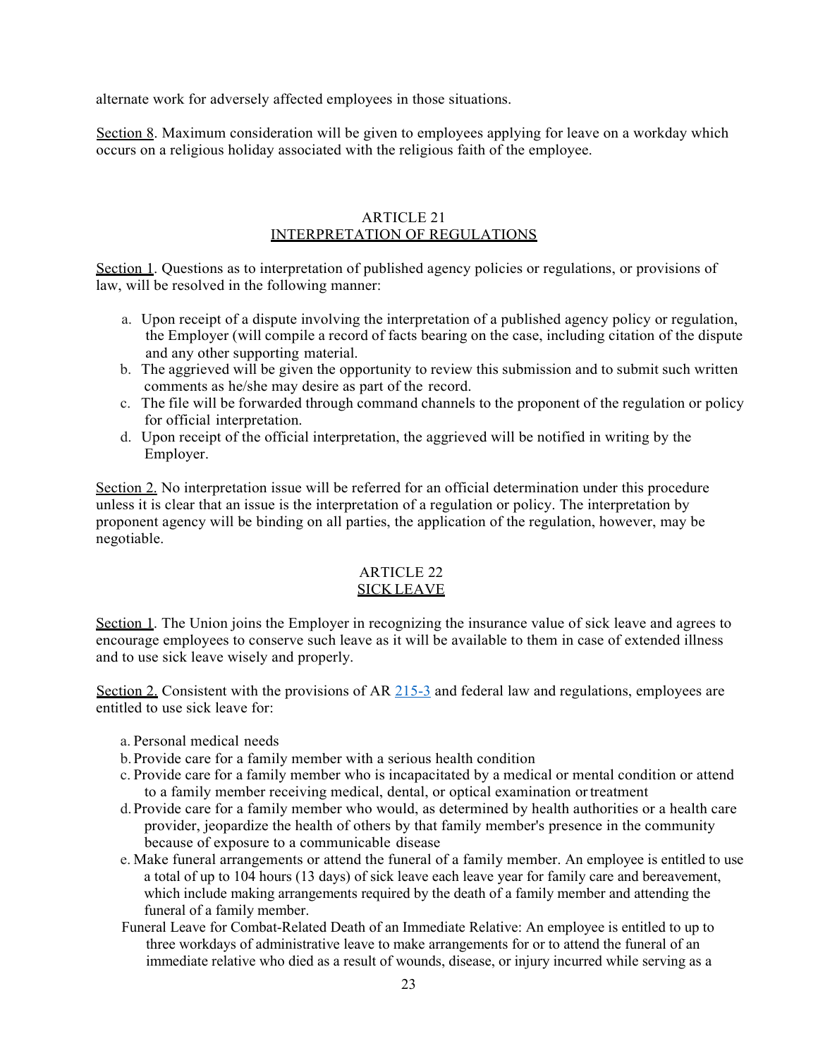alternate work for adversely affected employees in those situations.

Section 8. Maximum consideration will be given to employees applying for leave on a workday which occurs on a religious holiday associated with the religious faith of the employee.

## ARTICLE 21
## INTERPRETATION OF REGULATIONS

Section 1. Questions as to interpretation of published agency policies or regulations, or provisions of law, will be resolved in the following manner:

a. Upon receipt of a dispute involving the interpretation of a published agency policy or regulation, the Employer (will compile a record of facts bearing on the case, including citation of the dispute and any other supporting material.
b. The aggrieved will be given the opportunity to review this submission and to submit such written comments as he/she may desire as part of the record.
c. The file will be forwarded through command channels to the proponent of the regulation or policy for official interpretation.
d. Upon receipt of the official interpretation, the aggrieved will be notified in writing by the Employer.

Section 2. No interpretation issue will be referred for an official determination under this procedure unless it is clear that an issue is the interpretation of a regulation or policy. The interpretation by proponent agency will be binding on all parties, the application of the regulation, however, may be negotiable.

## ARTICLE 22
## SICK LEAVE

Section 1. The Union joins the Employer in recognizing the insurance value of sick leave and agrees to encourage employees to conserve such leave as it will be available to them in case of extended illness and to use sick leave wisely and properly.

Section 2. Consistent with the provisions of AR 215-3 and federal law and regulations, employees are entitled to use sick leave for:

a. Personal medical needs
b. Provide care for a family member with a serious health condition
c. Provide care for a family member who is incapacitated by a medical or mental condition or attend to a family member receiving medical, dental, or optical examination or treatment
d. Provide care for a family member who would, as determined by health authorities or a health care provider, jeopardize the health of others by that family member's presence in the community because of exposure to a communicable disease
e. Make funeral arrangements or attend the funeral of a family member. An employee is entitled to use a total of up to 104 hours (13 days) of sick leave each leave year for family care and bereavement, which include making arrangements required by the death of a family member and attending the funeral of a family member.

Funeral Leave for Combat-Related Death of an Immediate Relative: An employee is entitled to up to three workdays of administrative leave to make arrangements for or to attend the funeral of an immediate relative who died as a result of wounds, disease, or injury incurred while serving as a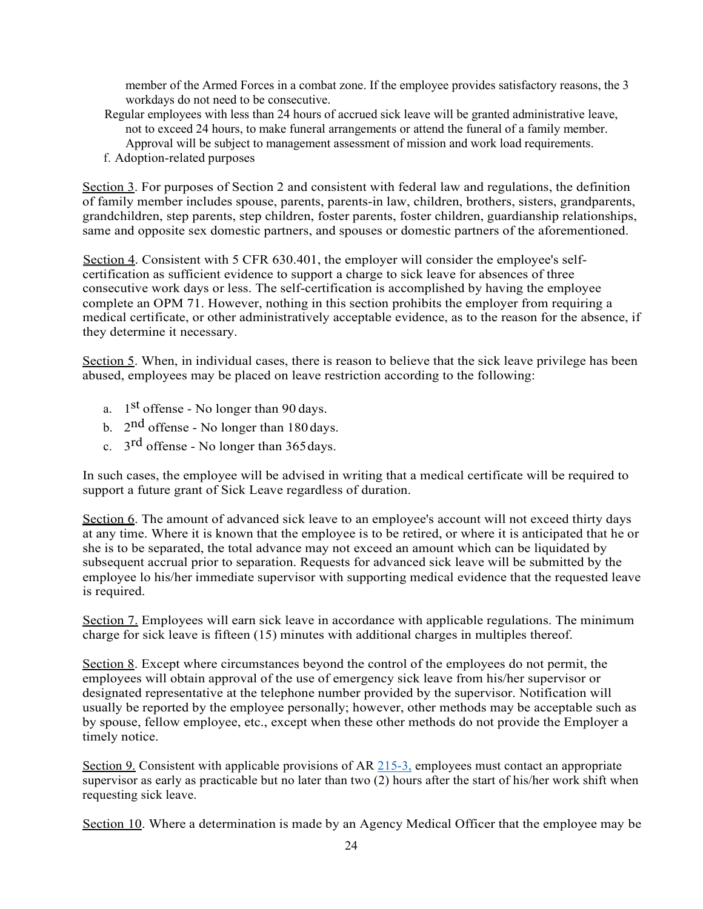member of the Armed Forces in a combat zone. If the employee provides satisfactory reasons, the 3 workdays do not need to be consecutive.

Regular employees with less than 24 hours of accrued sick leave will be granted administrative leave, not to exceed 24 hours, to make funeral arrangements or attend the funeral of a family member. Approval will be subject to management assessment of mission and work load requirements.

f. Adoption-related purposes

Section 3. For purposes of Section 2 and consistent with federal law and regulations, the definition of family member includes spouse, parents, parents-in law, children, brothers, sisters, grandparents, grandchildren, step parents, step children, foster parents, foster children, guardianship relationships, same and opposite sex domestic partners, and spouses or domestic partners of the aforementioned.

Section 4. Consistent with 5 CFR 630.401, the employer will consider the employee's self-certification as sufficient evidence to support a charge to sick leave for absences of three consecutive work days or less. The self-certification is accomplished by having the employee complete an OPM 71. However, nothing in this section prohibits the employer from requiring a medical certificate, or other administratively acceptable evidence, as to the reason for the absence, if they determine it necessary.

Section 5. When, in individual cases, there is reason to believe that the sick leave privilege has been abused, employees may be placed on leave restriction according to the following:

a. 1st offense - No longer than 90 days.
b. 2nd offense - No longer than 180 days.
c. 3rd offense - No longer than 365 days.

In such cases, the employee will be advised in writing that a medical certificate will be required to support a future grant of Sick Leave regardless of duration.

Section 6. The amount of advanced sick leave to an employee's account will not exceed thirty days at any time. Where it is known that the employee is to be retired, or where it is anticipated that he or she is to be separated, the total advance may not exceed an amount which can be liquidated by subsequent accrual prior to separation. Requests for advanced sick leave will be submitted by the employee lo his/her immediate supervisor with supporting medical evidence that the requested leave is required.

Section 7. Employees will earn sick leave in accordance with applicable regulations. The minimum charge for sick leave is fifteen (15) minutes with additional charges in multiples thereof.

Section 8. Except where circumstances beyond the control of the employees do not permit, the employees will obtain approval of the use of emergency sick leave from his/her supervisor or designated representative at the telephone number provided by the supervisor. Notification will usually be reported by the employee personally; however, other methods may be acceptable such as by spouse, fellow employee, etc., except when these other methods do not provide the Employer a timely notice.

Section 9. Consistent with applicable provisions of AR 215-3, employees must contact an appropriate supervisor as early as practicable but no later than two (2) hours after the start of his/her work shift when requesting sick leave.

Section 10. Where a determination is made by an Agency Medical Officer that the employee may be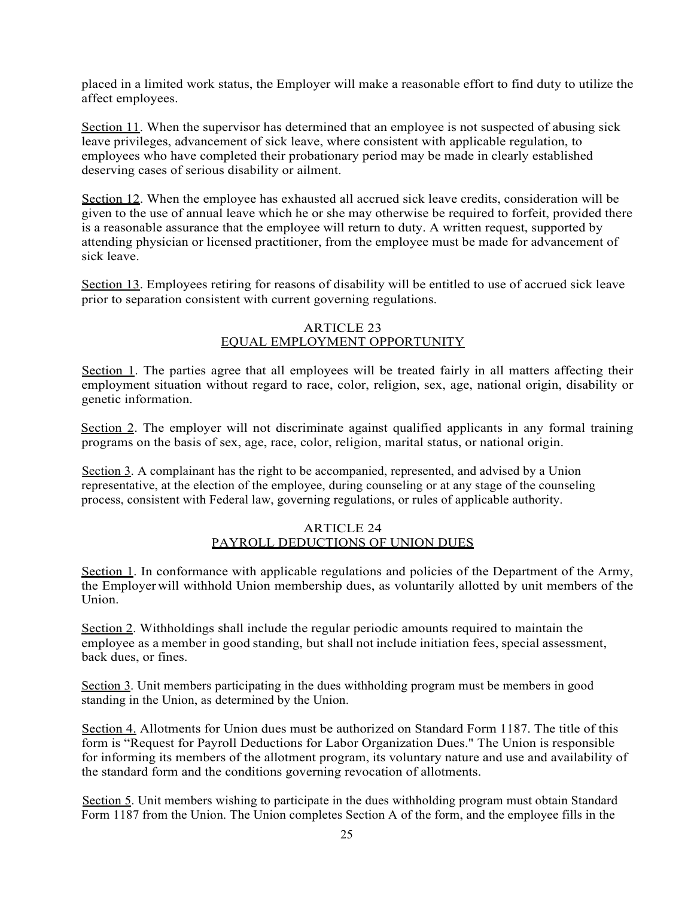placed in a limited work status, the Employer will make a reasonable effort to find duty to utilize the affect employees.

Section 11. When the supervisor has determined that an employee is not suspected of abusing sick leave privileges, advancement of sick leave, where consistent with applicable regulation, to employees who have completed their probationary period may be made in clearly established deserving cases of serious disability or ailment.

Section 12. When the employee has exhausted all accrued sick leave credits, consideration will be given to the use of annual leave which he or she may otherwise be required to forfeit, provided there is a reasonable assurance that the employee will return to duty. A written request, supported by attending physician or licensed practitioner, from the employee must be made for advancement of sick leave.

Section 13. Employees retiring for reasons of disability will be entitled to use of accrued sick leave prior to separation consistent with current governing regulations.

## ARTICLE 23
## EQUAL EMPLOYMENT OPPORTUNITY

Section 1. The parties agree that all employees will be treated fairly in all matters affecting their employment situation without regard to race, color, religion, sex, age, national origin, disability or genetic information.

Section 2. The employer will not discriminate against qualified applicants in any formal training programs on the basis of sex, age, race, color, religion, marital status, or national origin.

Section 3. A complainant has the right to be accompanied, represented, and advised by a Union representative, at the election of the employee, during counseling or at any stage of the counseling process, consistent with Federal law, governing regulations, or rules of applicable authority.

## ARTICLE 24
## PAYROLL DEDUCTIONS OF UNION DUES

Section 1. In conformance with applicable regulations and policies of the Department of the Army, the Employer will withhold Union membership dues, as voluntarily allotted by unit members of the Union.

Section 2. Withholdings shall include the regular periodic amounts required to maintain the employee as a member in good standing, but shall not include initiation fees, special assessment, back dues, or fines.

Section 3. Unit members participating in the dues withholding program must be members in good standing in the Union, as determined by the Union.

Section 4. Allotments for Union dues must be authorized on Standard Form 1187. The title of this form is "Request for Payroll Deductions for Labor Organization Dues." The Union is responsible for informing its members of the allotment program, its voluntary nature and use and availability of the standard form and the conditions governing revocation of allotments.

Section 5. Unit members wishing to participate in the dues withholding program must obtain Standard Form 1187 from the Union. The Union completes Section A of the form, and the employee fills in the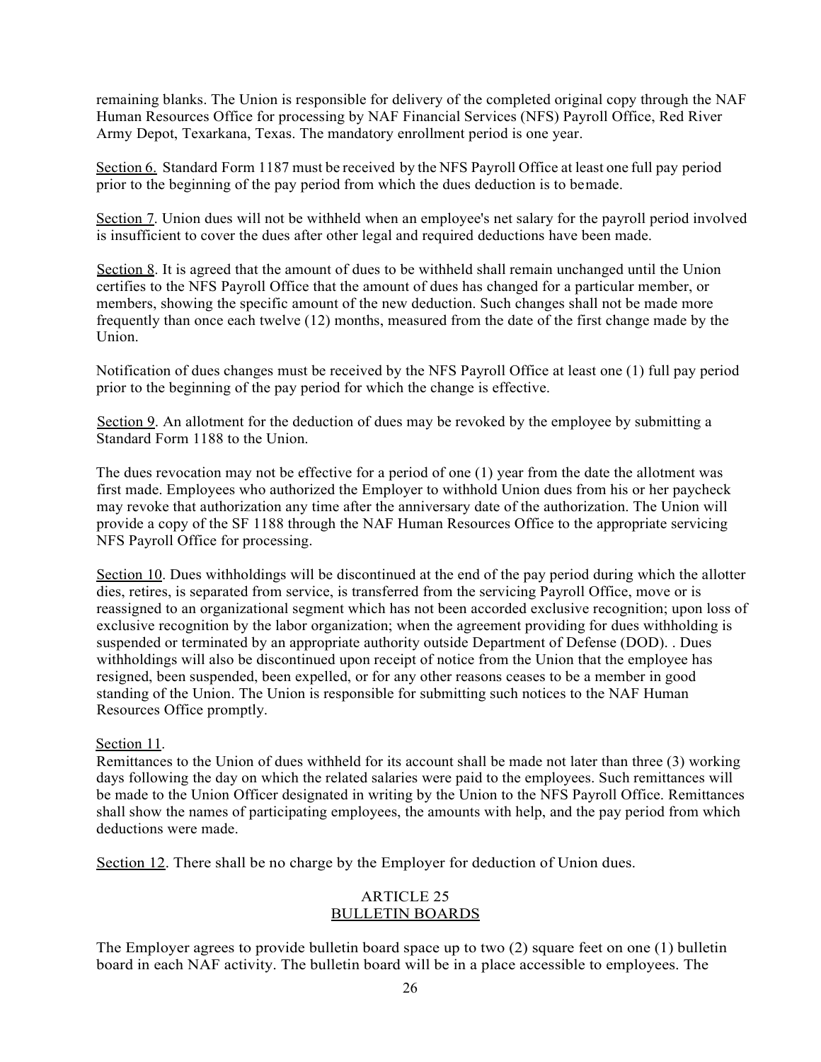remaining blanks. The Union is responsible for delivery of the completed original copy through the NAF Human Resources Office for processing by NAF Financial Services (NFS) Payroll Office, Red River Army Depot, Texarkana, Texas. The mandatory enrollment period is one year.

Section 6. Standard Form 1187 must be received by the NFS Payroll Office at least one full pay period prior to the beginning of the pay period from which the dues deduction is to bemade.

Section 7. Union dues will not be withheld when an employee's net salary for the payroll period involved is insufficient to cover the dues after other legal and required deductions have been made.

Section 8. It is agreed that the amount of dues to be withheld shall remain unchanged until the Union certifies to the NFS Payroll Office that the amount of dues has changed for a particular member, or members, showing the specific amount of the new deduction. Such changes shall not be made more frequently than once each twelve (12) months, measured from the date of the first change made by the Union.

Notification of dues changes must be received by the NFS Payroll Office at least one (1) full pay period prior to the beginning of the pay period for which the change is effective.

Section 9. An allotment for the deduction of dues may be revoked by the employee by submitting a Standard Form 1188 to the Union.

The dues revocation may not be effective for a period of one (1) year from the date the allotment was first made. Employees who authorized the Employer to withhold Union dues from his or her paycheck may revoke that authorization any time after the anniversary date of the authorization. The Union will provide a copy of the SF 1188 through the NAF Human Resources Office to the appropriate servicing NFS Payroll Office for processing.

Section 10. Dues withholdings will be discontinued at the end of the pay period during which the allotter dies, retires, is separated from service, is transferred from the servicing Payroll Office, move or is reassigned to an organizational segment which has not been accorded exclusive recognition; upon loss of exclusive recognition by the labor organization; when the agreement providing for dues withholding is suspended or terminated by an appropriate authority outside Department of Defense (DOD). . Dues withholdings will also be discontinued upon receipt of notice from the Union that the employee has resigned, been suspended, been expelled, or for any other reasons ceases to be a member in good standing of the Union. The Union is responsible for submitting such notices to the NAF Human Resources Office promptly.

Section 11.
Remittances to the Union of dues withheld for its account shall be made not later than three (3) working days following the day on which the related salaries were paid to the employees. Such remittances will be made to the Union Officer designated in writing by the Union to the NFS Payroll Office. Remittances shall show the names of participating employees, the amounts with help, and the pay period from which deductions were made.

Section 12. There shall be no charge by the Employer for deduction of Union dues.

## ARTICLE 25
## BULLETIN BOARDS

The Employer agrees to provide bulletin board space up to two (2) square feet on one (1) bulletin board in each NAF activity. The bulletin board will be in a place accessible to employees. The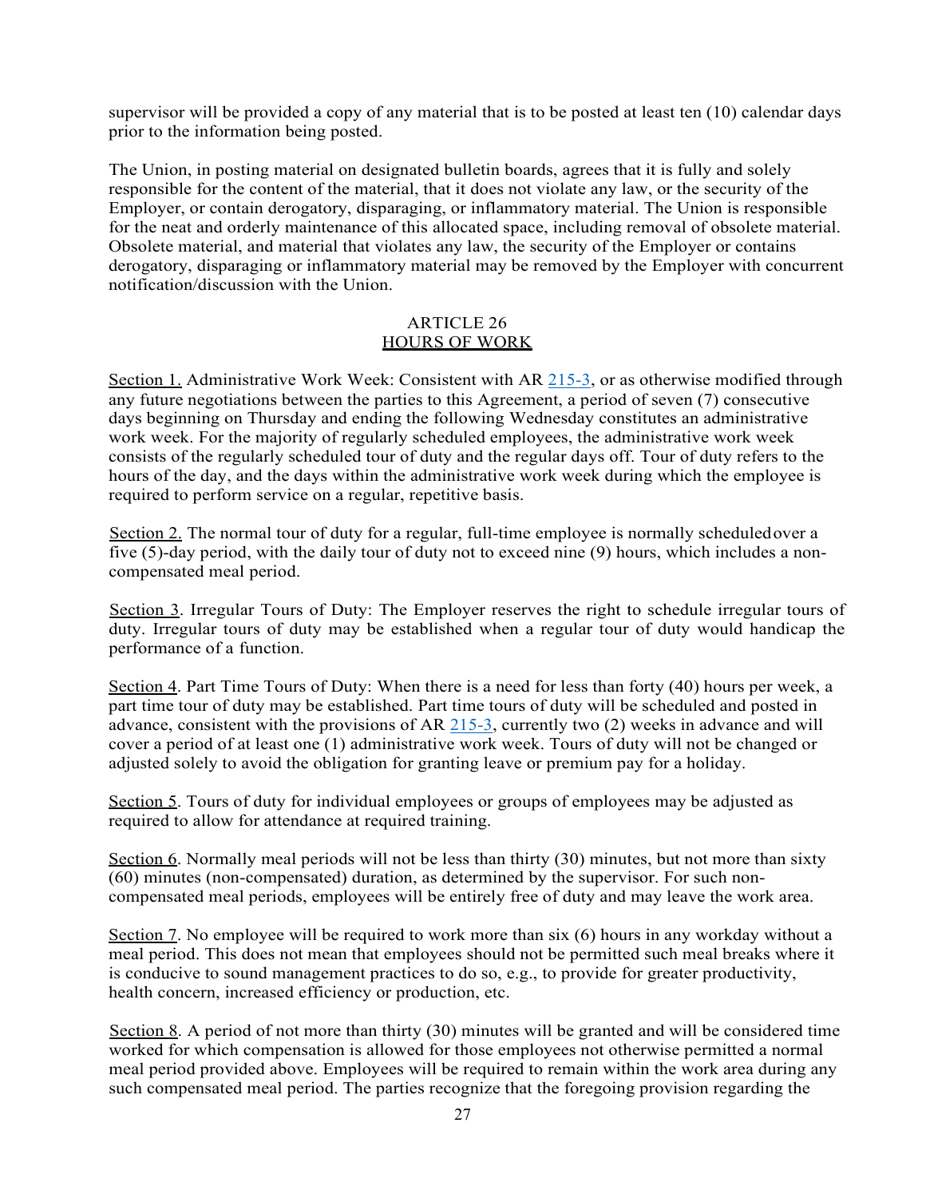supervisor will be provided a copy of any material that is to be posted at least ten (10) calendar days prior to the information being posted.

The Union, in posting material on designated bulletin boards, agrees that it is fully and solely responsible for the content of the material, that it does not violate any law, or the security of the Employer, or contain derogatory, disparaging, or inflammatory material. The Union is responsible for the neat and orderly maintenance of this allocated space, including removal of obsolete material. Obsolete material, and material that violates any law, the security of the Employer or contains derogatory, disparaging or inflammatory material may be removed by the Employer with concurrent notification/discussion with the Union.

## ARTICLE 26
## HOURS OF WORK

Section 1. Administrative Work Week: Consistent with AR 215-3, or as otherwise modified through any future negotiations between the parties to this Agreement, a period of seven (7) consecutive days beginning on Thursday and ending the following Wednesday constitutes an administrative work week. For the majority of regularly scheduled employees, the administrative work week consists of the regularly scheduled tour of duty and the regular days off. Tour of duty refers to the hours of the day, and the days within the administrative work week during which the employee is required to perform service on a regular, repetitive basis.

Section 2. The normal tour of duty for a regular, full-time employee is normally scheduled over a five (5)-day period, with the daily tour of duty not to exceed nine (9) hours, which includes a non-compensated meal period.

Section 3. Irregular Tours of Duty: The Employer reserves the right to schedule irregular tours of duty. Irregular tours of duty may be established when a regular tour of duty would handicap the performance of a function.

Section 4. Part Time Tours of Duty: When there is a need for less than forty (40) hours per week, a part time tour of duty may be established. Part time tours of duty will be scheduled and posted in advance, consistent with the provisions of AR 215-3, currently two (2) weeks in advance and will cover a period of at least one (1) administrative work week. Tours of duty will not be changed or adjusted solely to avoid the obligation for granting leave or premium pay for a holiday.

Section 5. Tours of duty for individual employees or groups of employees may be adjusted as required to allow for attendance at required training.

Section 6. Normally meal periods will not be less than thirty (30) minutes, but not more than sixty (60) minutes (non-compensated) duration, as determined by the supervisor. For such non-compensated meal periods, employees will be entirely free of duty and may leave the work area.

Section 7. No employee will be required to work more than six (6) hours in any workday without a meal period. This does not mean that employees should not be permitted such meal breaks where it is conducive to sound management practices to do so, e.g., to provide for greater productivity, health concern, increased efficiency or production, etc.

Section 8. A period of not more than thirty (30) minutes will be granted and will be considered time worked for which compensation is allowed for those employees not otherwise permitted a normal meal period provided above. Employees will be required to remain within the work area during any such compensated meal period. The parties recognize that the foregoing provision regarding the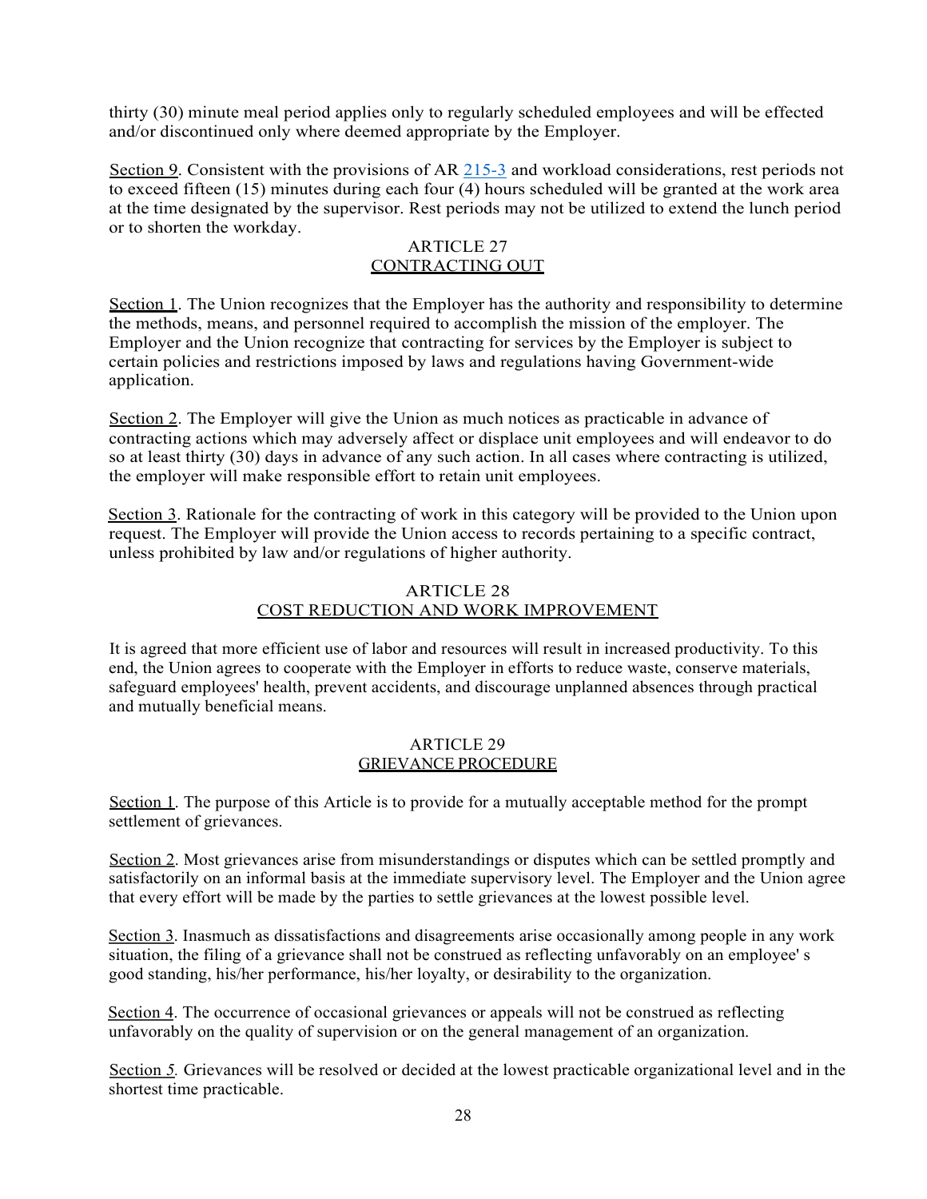thirty (30) minute meal period applies only to regularly scheduled employees and will be effected and/or discontinued only where deemed appropriate by the Employer.

Section 9. Consistent with the provisions of AR 215-3 and workload considerations, rest periods not to exceed fifteen (15) minutes during each four (4) hours scheduled will be granted at the work area at the time designated by the supervisor. Rest periods may not be utilized to extend the lunch period or to shorten the workday.

## ARTICLE 27
## CONTRACTING OUT

Section 1. The Union recognizes that the Employer has the authority and responsibility to determine the methods, means, and personnel required to accomplish the mission of the employer. The Employer and the Union recognize that contracting for services by the Employer is subject to certain policies and restrictions imposed by laws and regulations having Government-wide application.

Section 2. The Employer will give the Union as much notices as practicable in advance of contracting actions which may adversely affect or displace unit employees and will endeavor to do so at least thirty (30) days in advance of any such action. In all cases where contracting is utilized, the employer will make responsible effort to retain unit employees.

Section 3. Rationale for the contracting of work in this category will be provided to the Union upon request. The Employer will provide the Union access to records pertaining to a specific contract, unless prohibited by law and/or regulations of higher authority.

## ARTICLE 28
## COST REDUCTION AND WORK IMPROVEMENT

It is agreed that more efficient use of labor and resources will result in increased productivity. To this end, the Union agrees to cooperate with the Employer in efforts to reduce waste, conserve materials, safeguard employees' health, prevent accidents, and discourage unplanned absences through practical and mutually beneficial means.

## ARTICLE 29
## GRIEVANCE PROCEDURE

Section 1. The purpose of this Article is to provide for a mutually acceptable method for the prompt settlement of grievances.

Section 2. Most grievances arise from misunderstandings or disputes which can be settled promptly and satisfactorily on an informal basis at the immediate supervisory level. The Employer and the Union agree that every effort will be made by the parties to settle grievances at the lowest possible level.

Section 3. Inasmuch as dissatisfactions and disagreements arise occasionally among people in any work situation, the filing of a grievance shall not be construed as reflecting unfavorably on an employee' s good standing, his/her performance, his/her loyalty, or desirability to the organization.

Section 4. The occurrence of occasional grievances or appeals will not be construed as reflecting unfavorably on the quality of supervision or on the general management of an organization.

Section 5. Grievances will be resolved or decided at the lowest practicable organizational level and in the shortest time practicable.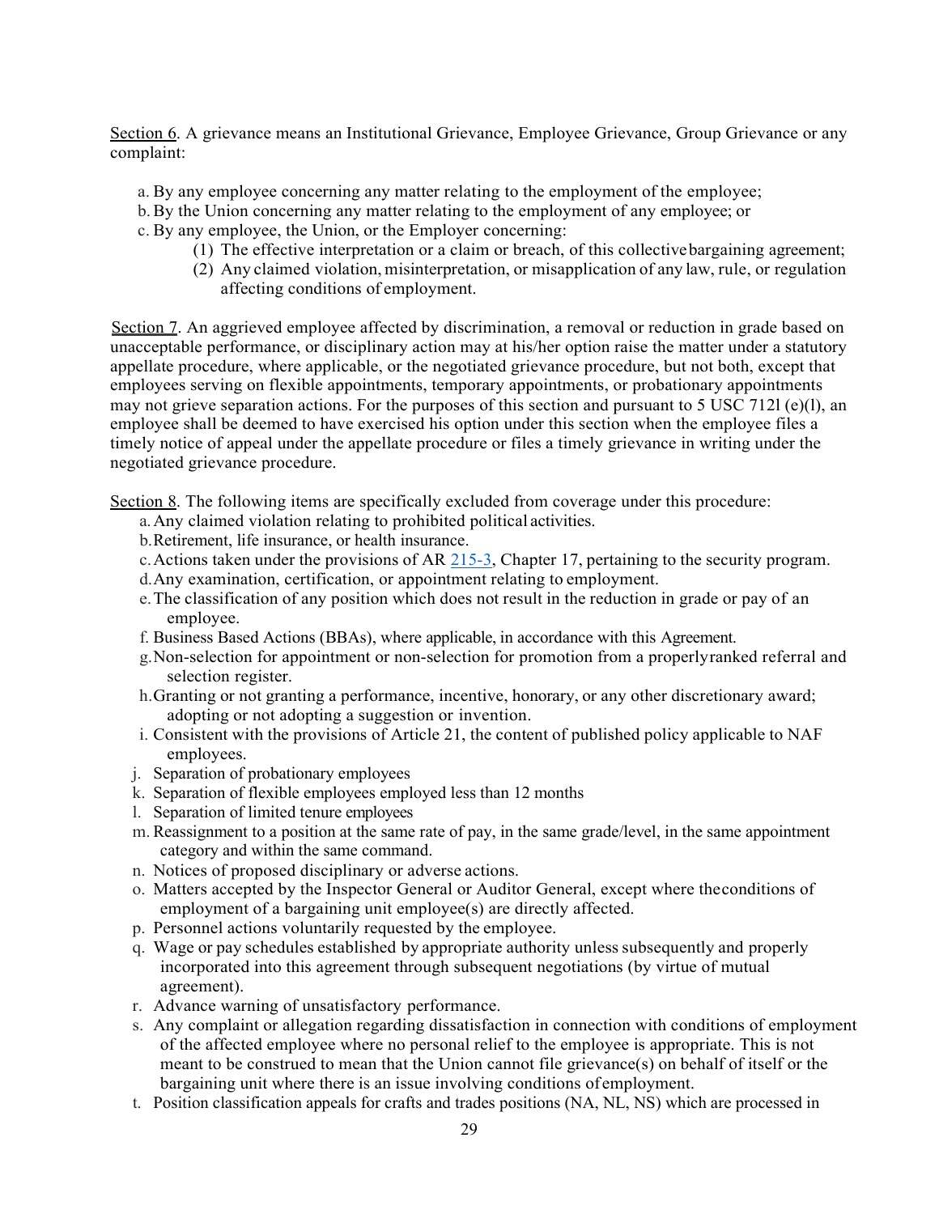Section 6. A grievance means an Institutional Grievance, Employee Grievance, Group Grievance or any complaint:

a. By any employee concerning any matter relating to the employment of the employee;
b. By the Union concerning any matter relating to the employment of any employee; or
c. By any employee, the Union, or the Employer concerning:
   (1) The effective interpretation or a claim or breach, of this collective bargaining agreement;
   (2) Any claimed violation, misinterpretation, or misapplication of any law, rule, or regulation affecting conditions of employment.

Section 7. An aggrieved employee affected by discrimination, a removal or reduction in grade based on unacceptable performance, or disciplinary action may at his/her option raise the matter under a statutory appellate procedure, where applicable, or the negotiated grievance procedure, but not both, except that employees serving on flexible appointments, temporary appointments, or probationary appointments may not grieve separation actions. For the purposes of this section and pursuant to 5 USC 712l (e)(l), an employee shall be deemed to have exercised his option under this section when the employee files a timely notice of appeal under the appellate procedure or files a timely grievance in writing under the negotiated grievance procedure.

Section 8. The following items are specifically excluded from coverage under this procedure:

a. Any claimed violation relating to prohibited political activities.
b. Retirement, life insurance, or health insurance.
c. Actions taken under the provisions of AR 215-3, Chapter 17, pertaining to the security program.
d. Any examination, certification, or appointment relating to employment.
e. The classification of any position which does not result in the reduction in grade or pay of an employee.
f. Business Based Actions (BBAs), where applicable, in accordance with this Agreement.
g. Non-selection for appointment or non-selection for promotion from a properly ranked referral and selection register.
h. Granting or not granting a performance, incentive, honorary, or any other discretionary award; adopting or not adopting a suggestion or invention.
i. Consistent with the provisions of Article 21, the content of published policy applicable to NAF employees.
j. Separation of probationary employees
k. Separation of flexible employees employed less than 12 months
l. Separation of limited tenure employees
m. Reassignment to a position at the same rate of pay, in the same grade/level, in the same appointment category and within the same command.
n. Notices of proposed disciplinary or adverse actions.
o. Matters accepted by the Inspector General or Auditor General, except where the conditions of employment of a bargaining unit employee(s) are directly affected.
p. Personnel actions voluntarily requested by the employee.
q. Wage or pay schedules established by appropriate authority unless subsequently and properly incorporated into this agreement through subsequent negotiations (by virtue of mutual agreement).
r. Advance warning of unsatisfactory performance.
s. Any complaint or allegation regarding dissatisfaction in connection with conditions of employment of the affected employee where no personal relief to the employee is appropriate. This is not meant to be construed to mean that the Union cannot file grievance(s) on behalf of itself or the bargaining unit where there is an issue involving conditions of employment.
t. Position classification appeals for crafts and trades positions (NA, NL, NS) which are processed in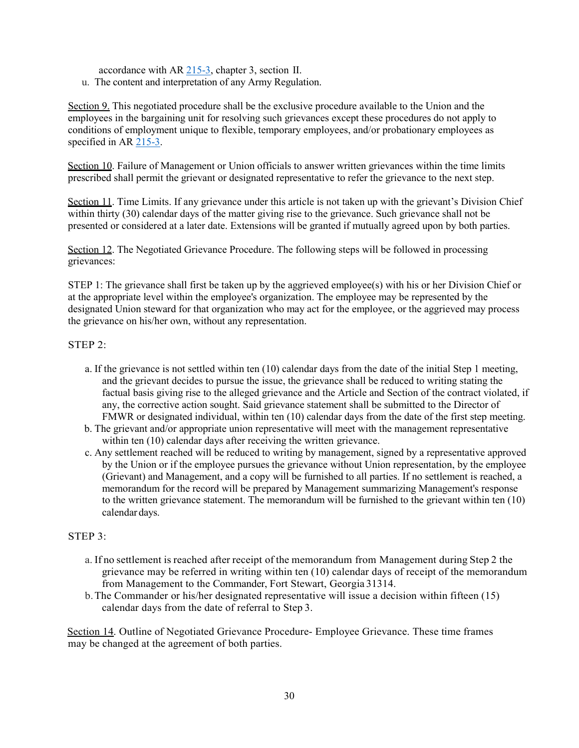accordance with AR 215-3, chapter 3, section II.

u. The content and interpretation of any Army Regulation.

Section 9. This negotiated procedure shall be the exclusive procedure available to the Union and the employees in the bargaining unit for resolving such grievances except these procedures do not apply to conditions of employment unique to flexible, temporary employees, and/or probationary employees as specified in AR 215-3.

Section 10. Failure of Management or Union officials to answer written grievances within the time limits prescribed shall permit the grievant or designated representative to refer the grievance to the next step.

Section 11. Time Limits. If any grievance under this article is not taken up with the grievant's Division Chief within thirty (30) calendar days of the matter giving rise to the grievance. Such grievance shall not be presented or considered at a later date. Extensions will be granted if mutually agreed upon by both parties.

Section 12. The Negotiated Grievance Procedure. The following steps will be followed in processing grievances:

STEP 1: The grievance shall first be taken up by the aggrieved employee(s) with his or her Division Chief or at the appropriate level within the employee's organization. The employee may be represented by the designated Union steward for that organization who may act for the employee, or the aggrieved may process the grievance on his/her own, without any representation.

STEP 2:

a. If the grievance is not settled within ten (10) calendar days from the date of the initial Step 1 meeting, and the grievant decides to pursue the issue, the grievance shall be reduced to writing stating the factual basis giving rise to the alleged grievance and the Article and Section of the contract violated, if any, the corrective action sought. Said grievance statement shall be submitted to the Director of FMWR or designated individual, within ten (10) calendar days from the date of the first step meeting.

b. The grievant and/or appropriate union representative will meet with the management representative within ten (10) calendar days after receiving the written grievance.

c. Any settlement reached will be reduced to writing by management, signed by a representative approved by the Union or if the employee pursues the grievance without Union representation, by the employee (Grievant) and Management, and a copy will be furnished to all parties. If no settlement is reached, a memorandum for the record will be prepared by Management summarizing Management's response to the written grievance statement. The memorandum will be furnished to the grievant within ten (10) calendar days.

STEP 3:

a. If no settlement is reached after receipt of the memorandum from Management during Step 2 the grievance may be referred in writing within ten (10) calendar days of receipt of the memorandum from Management to the Commander, Fort Stewart, Georgia 31314.

b. The Commander or his/her designated representative will issue a decision within fifteen (15) calendar days from the date of referral to Step 3.

Section 14. Outline of Negotiated Grievance Procedure- Employee Grievance. These time frames may be changed at the agreement of both parties.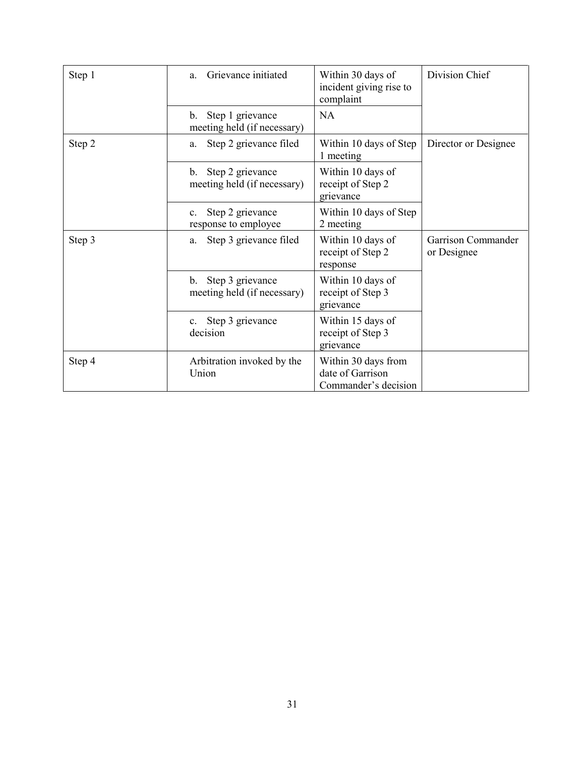| Step 1 | a. Grievance initiated | Within 30 days of incident giving rise to complaint | Division Chief |
|---|---|---|---|
| | b. Step 1 grievance meeting held (if necessary) | NA | |
| Step 2 | a. Step 2 grievance filed | Within 10 days of Step 1 meeting | Director or Designee |
| | b. Step 2 grievance meeting held (if necessary) | Within 10 days of receipt of Step 2 grievance | |
| | c. Step 2 grievance response to employee | Within 10 days of Step 2 meeting | |
| Step 3 | a. Step 3 grievance filed | Within 10 days of receipt of Step 2 response | Garrison Commander or Designee |
| | b. Step 3 grievance meeting held (if necessary) | Within 10 days of receipt of Step 3 grievance | |
| | c. Step 3 grievance decision | Within 15 days of receipt of Step 3 grievance | |
| Step 4 | Arbitration invoked by the Union | Within 30 days from date of Garrison Commander's decision | |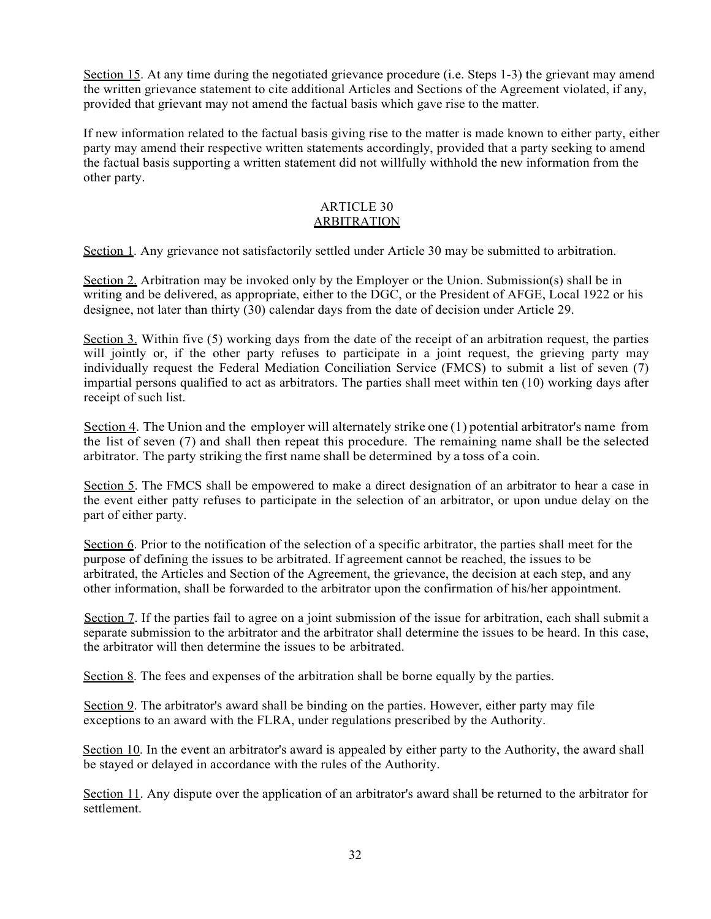Section 15. At any time during the negotiated grievance procedure (i.e. Steps 1-3) the grievant may amend the written grievance statement to cite additional Articles and Sections of the Agreement violated, if any, provided that grievant may not amend the factual basis which gave rise to the matter.

If new information related to the factual basis giving rise to the matter is made known to either party, either party may amend their respective written statements accordingly, provided that a party seeking to amend the factual basis supporting a written statement did not willfully withhold the new information from the other party.

## ARTICLE 30
## ARBITRATION

Section 1. Any grievance not satisfactorily settled under Article 30 may be submitted to arbitration.

Section 2. Arbitration may be invoked only by the Employer or the Union. Submission(s) shall be in writing and be delivered, as appropriate, either to the DGC, or the President of AFGE, Local 1922 or his designee, not later than thirty (30) calendar days from the date of decision under Article 29.

Section 3. Within five (5) working days from the date of the receipt of an arbitration request, the parties will jointly or, if the other party refuses to participate in a joint request, the grieving party may individually request the Federal Mediation Conciliation Service (FMCS) to submit a list of seven (7) impartial persons qualified to act as arbitrators. The parties shall meet within ten (10) working days after receipt of such list.

Section 4. The Union and the employer will alternately strike one (1) potential arbitrator's name from the list of seven (7) and shall then repeat this procedure. The remaining name shall be the selected arbitrator. The party striking the first name shall be determined by a toss of a coin.

Section 5. The FMCS shall be empowered to make a direct designation of an arbitrator to hear a case in the event either patty refuses to participate in the selection of an arbitrator, or upon undue delay on the part of either party.

Section 6. Prior to the notification of the selection of a specific arbitrator, the parties shall meet for the purpose of defining the issues to be arbitrated. If agreement cannot be reached, the issues to be arbitrated, the Articles and Section of the Agreement, the grievance, the decision at each step, and any other information, shall be forwarded to the arbitrator upon the confirmation of his/her appointment.

Section 7. If the parties fail to agree on a joint submission of the issue for arbitration, each shall submit a separate submission to the arbitrator and the arbitrator shall determine the issues to be heard. In this case, the arbitrator will then determine the issues to be arbitrated.

Section 8. The fees and expenses of the arbitration shall be borne equally by the parties.

Section 9. The arbitrator's award shall be binding on the parties. However, either party may file exceptions to an award with the FLRA, under regulations prescribed by the Authority.

Section 10. In the event an arbitrator's award is appealed by either party to the Authority, the award shall be stayed or delayed in accordance with the rules of the Authority.

Section 11. Any dispute over the application of an arbitrator's award shall be returned to the arbitrator for settlement.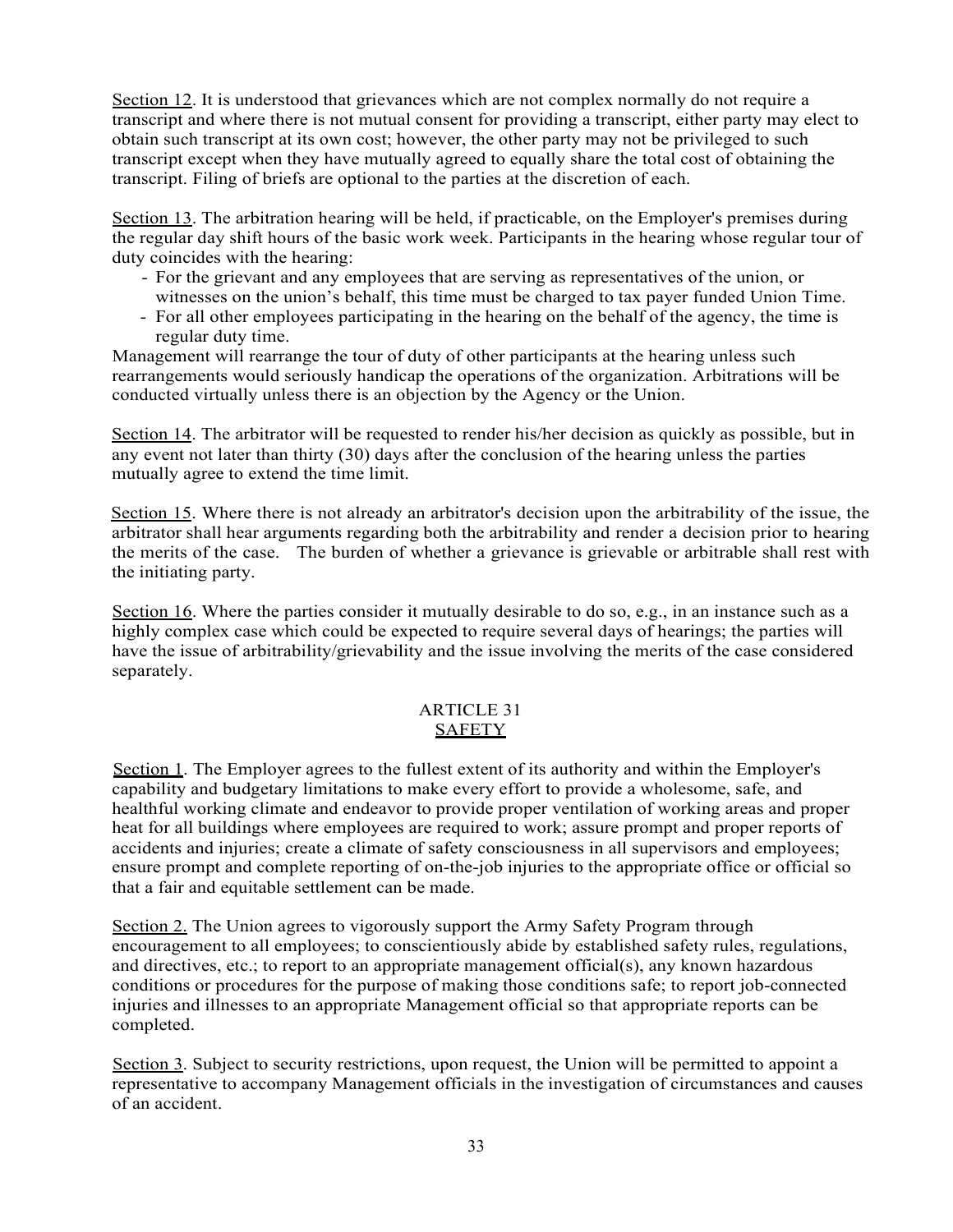Section 12. It is understood that grievances which are not complex normally do not require a transcript and where there is not mutual consent for providing a transcript, either party may elect to obtain such transcript at its own cost; however, the other party may not be privileged to such transcript except when they have mutually agreed to equally share the total cost of obtaining the transcript. Filing of briefs are optional to the parties at the discretion of each.

Section 13. The arbitration hearing will be held, if practicable, on the Employer's premises during the regular day shift hours of the basic work week. Participants in the hearing whose regular tour of duty coincides with the hearing:

- For the grievant and any employees that are serving as representatives of the union, or witnesses on the union's behalf, this time must be charged to tax payer funded Union Time.
- For all other employees participating in the hearing on the behalf of the agency, the time is regular duty time.

Management will rearrange the tour of duty of other participants at the hearing unless such rearrangements would seriously handicap the operations of the organization. Arbitrations will be conducted virtually unless there is an objection by the Agency or the Union.

Section 14. The arbitrator will be requested to render his/her decision as quickly as possible, but in any event not later than thirty (30) days after the conclusion of the hearing unless the parties mutually agree to extend the time limit.

Section 15. Where there is not already an arbitrator's decision upon the arbitrability of the issue, the arbitrator shall hear arguments regarding both the arbitrability and render a decision prior to hearing the merits of the case. The burden of whether a grievance is grievable or arbitrable shall rest with the initiating party.

Section 16. Where the parties consider it mutually desirable to do so, e.g., in an instance such as a highly complex case which could be expected to require several days of hearings; the parties will have the issue of arbitrability/grievability and the issue involving the merits of the case considered separately.

## ARTICLE 31
## SAFETY

Section 1. The Employer agrees to the fullest extent of its authority and within the Employer's capability and budgetary limitations to make every effort to provide a wholesome, safe, and healthful working climate and endeavor to provide proper ventilation of working areas and proper heat for all buildings where employees are required to work; assure prompt and proper reports of accidents and injuries; create a climate of safety consciousness in all supervisors and employees; ensure prompt and complete reporting of on-the-job injuries to the appropriate office or official so that a fair and equitable settlement can be made.

Section 2. The Union agrees to vigorously support the Army Safety Program through encouragement to all employees; to conscientiously abide by established safety rules, regulations, and directives, etc.; to report to an appropriate management official(s), any known hazardous conditions or procedures for the purpose of making those conditions safe; to report job-connected injuries and illnesses to an appropriate Management official so that appropriate reports can be completed.

Section 3. Subject to security restrictions, upon request, the Union will be permitted to appoint a representative to accompany Management officials in the investigation of circumstances and causes of an accident.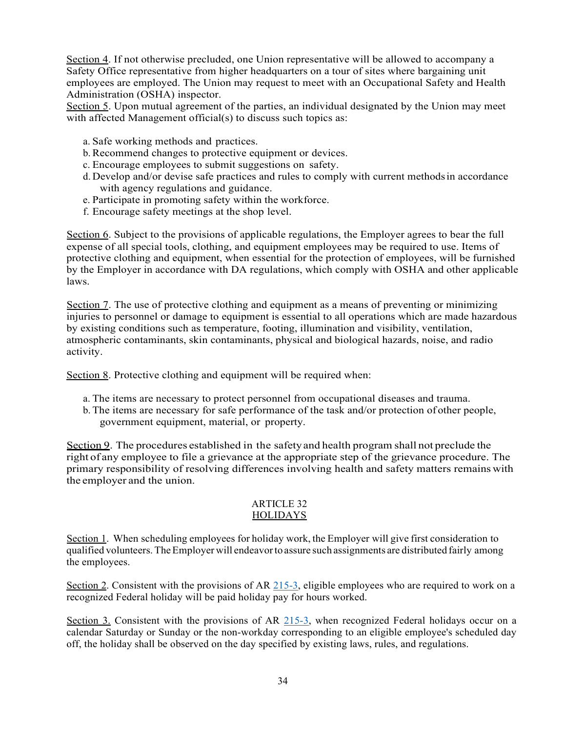Section 4. If not otherwise precluded, one Union representative will be allowed to accompany a Safety Office representative from higher headquarters on a tour of sites where bargaining unit employees are employed. The Union may request to meet with an Occupational Safety and Health Administration (OSHA) inspector.

Section 5. Upon mutual agreement of the parties, an individual designated by the Union may meet with affected Management official(s) to discuss such topics as:

a. Safe working methods and practices.
b. Recommend changes to protective equipment or devices.
c. Encourage employees to submit suggestions on safety.
d. Develop and/or devise safe practices and rules to comply with current methods in accordance with agency regulations and guidance.
e. Participate in promoting safety within the workforce.
f. Encourage safety meetings at the shop level.

Section 6. Subject to the provisions of applicable regulations, the Employer agrees to bear the full expense of all special tools, clothing, and equipment employees may be required to use. Items of protective clothing and equipment, when essential for the protection of employees, will be furnished by the Employer in accordance with DA regulations, which comply with OSHA and other applicable laws.

Section 7. The use of protective clothing and equipment as a means of preventing or minimizing injuries to personnel or damage to equipment is essential to all operations which are made hazardous by existing conditions such as temperature, footing, illumination and visibility, ventilation, atmospheric contaminants, skin contaminants, physical and biological hazards, noise, and radio activity.

Section 8. Protective clothing and equipment will be required when:

a. The items are necessary to protect personnel from occupational diseases and trauma.
b. The items are necessary for safe performance of the task and/or protection of other people, government equipment, material, or property.

Section 9. The procedures established in the safety and health program shall not preclude the right of any employee to file a grievance at the appropriate step of the grievance procedure. The primary responsibility of resolving differences involving health and safety matters remains with the employer and the union.

## ARTICLE 32
## HOLIDAYS

Section 1. When scheduling employees for holiday work, the Employer will give first consideration to qualified volunteers. The Employer will endeavor to assure such assignments are distributed fairly among the employees.

Section 2. Consistent with the provisions of AR 215-3, eligible employees who are required to work on a recognized Federal holiday will be paid holiday pay for hours worked.

Section 3. Consistent with the provisions of AR 215-3, when recognized Federal holidays occur on a calendar Saturday or Sunday or the non-workday corresponding to an eligible employee's scheduled day off, the holiday shall be observed on the day specified by existing laws, rules, and regulations.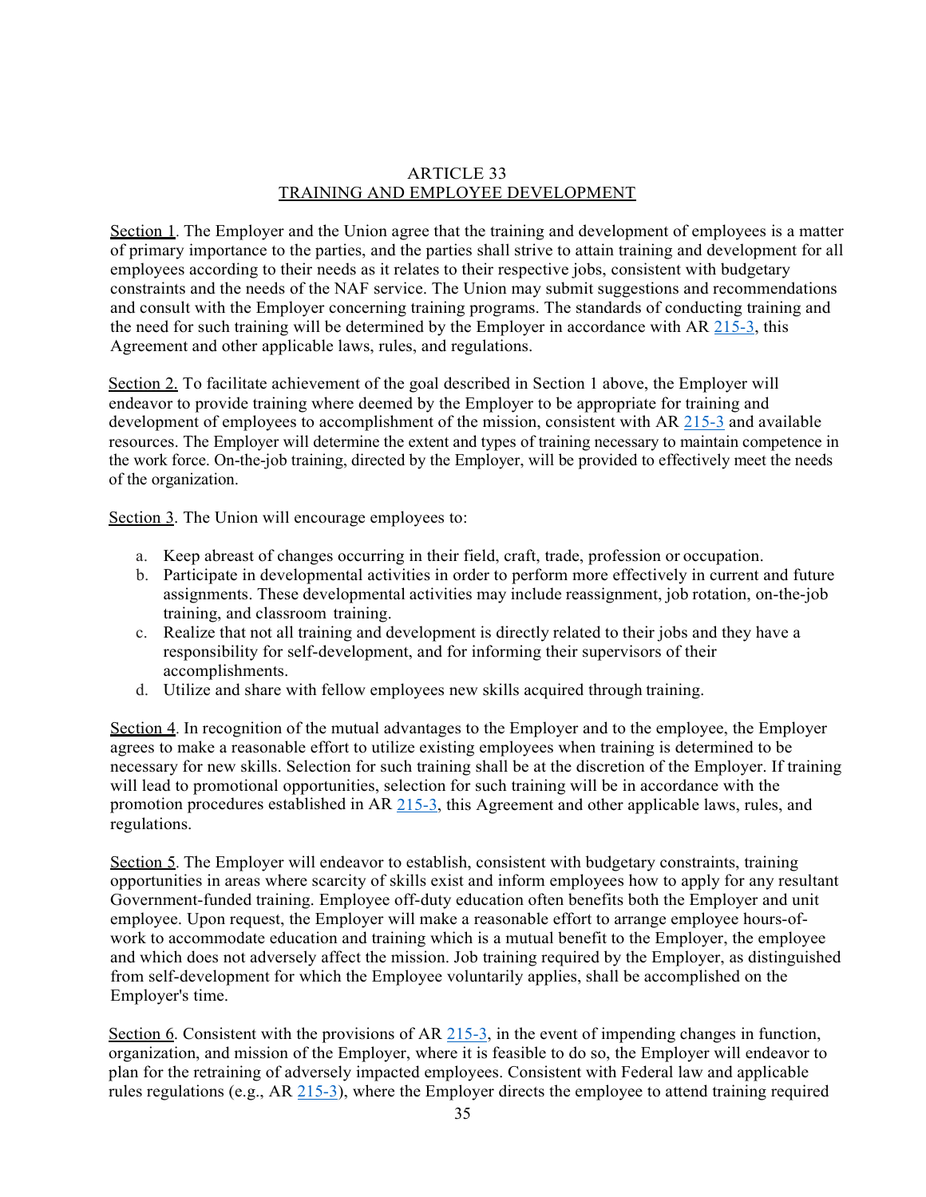# ARTICLE 33
## TRAINING AND EMPLOYEE DEVELOPMENT

Section 1. The Employer and the Union agree that the training and development of employees is a matter of primary importance to the parties, and the parties shall strive to attain training and development for all employees according to their needs as it relates to their respective jobs, consistent with budgetary constraints and the needs of the NAF service. The Union may submit suggestions and recommendations and consult with the Employer concerning training programs. The standards of conducting training and the need for such training will be determined by the Employer in accordance with AR 215-3, this Agreement and other applicable laws, rules, and regulations.

Section 2. To facilitate achievement of the goal described in Section 1 above, the Employer will endeavor to provide training where deemed by the Employer to be appropriate for training and development of employees to accomplishment of the mission, consistent with AR 215-3 and available resources. The Employer will determine the extent and types of training necessary to maintain competence in the work force. On-the-job training, directed by the Employer, will be provided to effectively meet the needs of the organization.

Section 3. The Union will encourage employees to:

a. Keep abreast of changes occurring in their field, craft, trade, profession or occupation.
b. Participate in developmental activities in order to perform more effectively in current and future assignments. These developmental activities may include reassignment, job rotation, on-the-job training, and classroom training.
c. Realize that not all training and development is directly related to their jobs and they have a responsibility for self-development, and for informing their supervisors of their accomplishments.
d. Utilize and share with fellow employees new skills acquired through training.

Section 4. In recognition of the mutual advantages to the Employer and to the employee, the Employer agrees to make a reasonable effort to utilize existing employees when training is determined to be necessary for new skills. Selection for such training shall be at the discretion of the Employer. If training will lead to promotional opportunities, selection for such training will be in accordance with the promotion procedures established in AR 215-3, this Agreement and other applicable laws, rules, and regulations.

Section 5. The Employer will endeavor to establish, consistent with budgetary constraints, training opportunities in areas where scarcity of skills exist and inform employees how to apply for any resultant Government-funded training. Employee off-duty education often benefits both the Employer and unit employee. Upon request, the Employer will make a reasonable effort to arrange employee hours-of-work to accommodate education and training which is a mutual benefit to the Employer, the employee and which does not adversely affect the mission. Job training required by the Employer, as distinguished from self-development for which the Employee voluntarily applies, shall be accomplished on the Employer's time.

Section 6. Consistent with the provisions of AR 215-3, in the event of impending changes in function, organization, and mission of the Employer, where it is feasible to do so, the Employer will endeavor to plan for the retraining of adversely impacted employees. Consistent with Federal law and applicable rules regulations (e.g., AR 215-3), where the Employer directs the employee to attend training required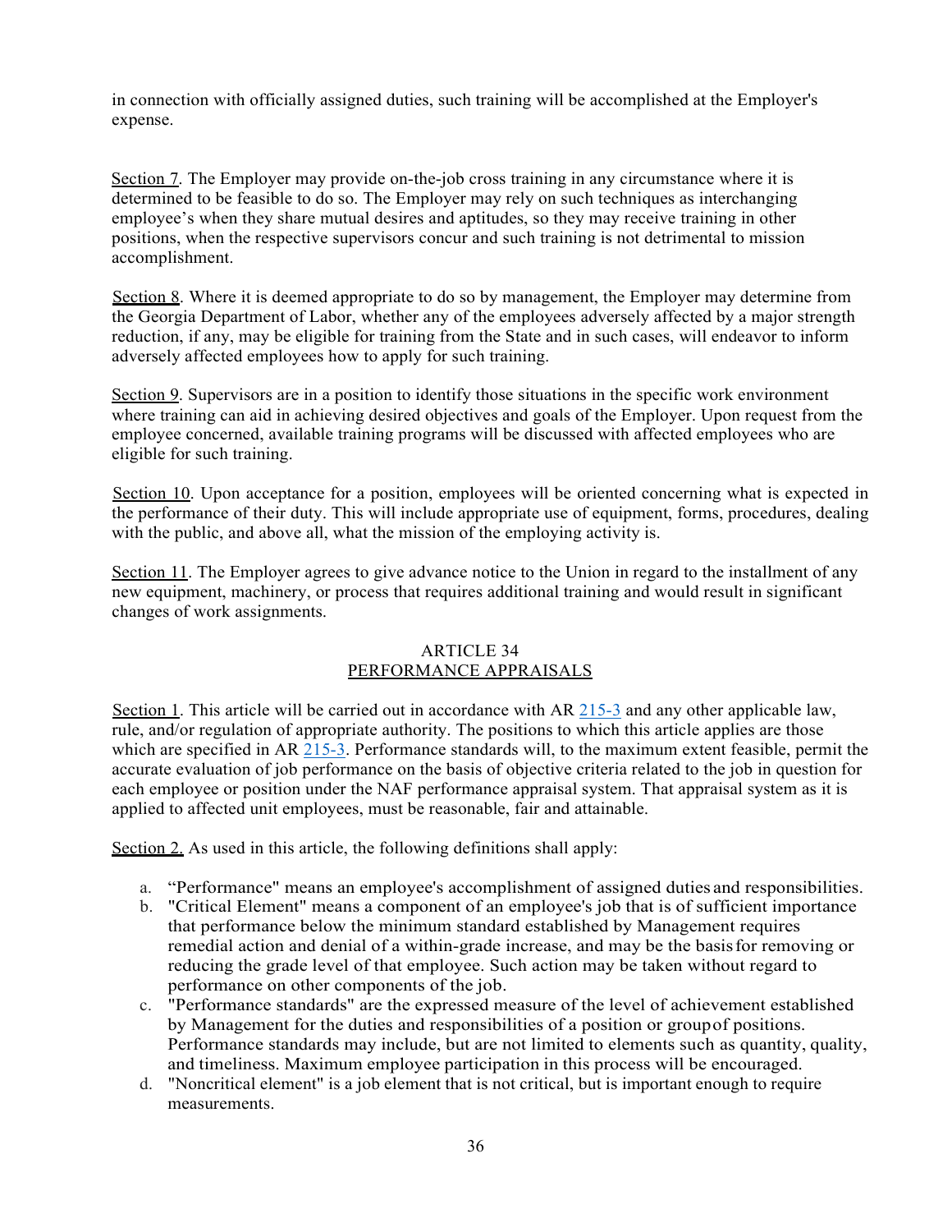in connection with officially assigned duties, such training will be accomplished at the Employer's expense.

Section 7. The Employer may provide on-the-job cross training in any circumstance where it is determined to be feasible to do so. The Employer may rely on such techniques as interchanging employee's when they share mutual desires and aptitudes, so they may receive training in other positions, when the respective supervisors concur and such training is not detrimental to mission accomplishment.

Section 8. Where it is deemed appropriate to do so by management, the Employer may determine from the Georgia Department of Labor, whether any of the employees adversely affected by a major strength reduction, if any, may be eligible for training from the State and in such cases, will endeavor to inform adversely affected employees how to apply for such training.

Section 9. Supervisors are in a position to identify those situations in the specific work environment where training can aid in achieving desired objectives and goals of the Employer. Upon request from the employee concerned, available training programs will be discussed with affected employees who are eligible for such training.

Section 10. Upon acceptance for a position, employees will be oriented concerning what is expected in the performance of their duty. This will include appropriate use of equipment, forms, procedures, dealing with the public, and above all, what the mission of the employing activity is.

Section 11. The Employer agrees to give advance notice to the Union in regard to the installment of any new equipment, machinery, or process that requires additional training and would result in significant changes of work assignments.

## ARTICLE 34
## PERFORMANCE APPRAISALS

Section 1. This article will be carried out in accordance with AR 215-3 and any other applicable law, rule, and/or regulation of appropriate authority. The positions to which this article applies are those which are specified in AR 215-3. Performance standards will, to the maximum extent feasible, permit the accurate evaluation of job performance on the basis of objective criteria related to the job in question for each employee or position under the NAF performance appraisal system. That appraisal system as it is applied to affected unit employees, must be reasonable, fair and attainable.

Section 2. As used in this article, the following definitions shall apply:

a. "Performance" means an employee's accomplishment of assigned duties and responsibilities.
b. "Critical Element" means a component of an employee's job that is of sufficient importance that performance below the minimum standard established by Management requires remedial action and denial of a within-grade increase, and may be the basis for removing or reducing the grade level of that employee. Such action may be taken without regard to performance on other components of the job.
c. "Performance standards" are the expressed measure of the level of achievement established by Management for the duties and responsibilities of a position or group of positions. Performance standards may include, but are not limited to elements such as quantity, quality, and timeliness. Maximum employee participation in this process will be encouraged.
d. "Noncritical element" is a job element that is not critical, but is important enough to require measurements.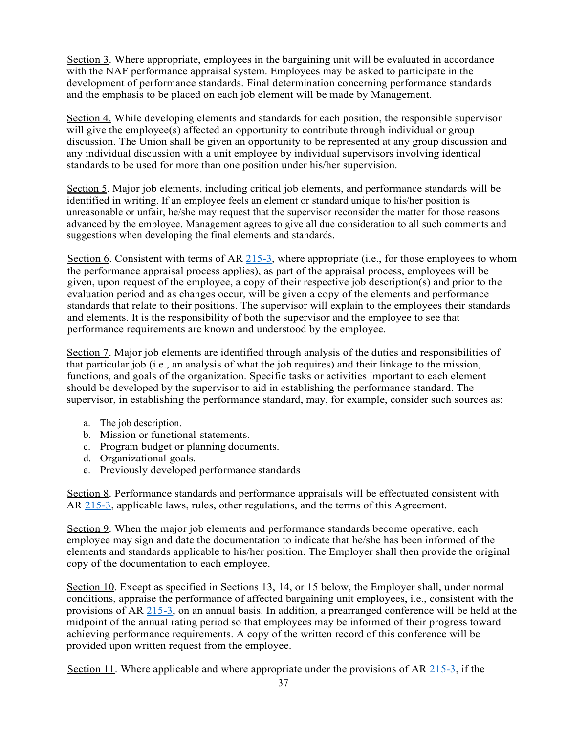Section 3. Where appropriate, employees in the bargaining unit will be evaluated in accordance with the NAF performance appraisal system. Employees may be asked to participate in the development of performance standards. Final determination concerning performance standards and the emphasis to be placed on each job element will be made by Management.

Section 4. While developing elements and standards for each position, the responsible supervisor will give the employee(s) affected an opportunity to contribute through individual or group discussion. The Union shall be given an opportunity to be represented at any group discussion and any individual discussion with a unit employee by individual supervisors involving identical standards to be used for more than one position under his/her supervision.

Section 5. Major job elements, including critical job elements, and performance standards will be identified in writing. If an employee feels an element or standard unique to his/her position is unreasonable or unfair, he/she may request that the supervisor reconsider the matter for those reasons advanced by the employee. Management agrees to give all due consideration to all such comments and suggestions when developing the final elements and standards.

Section 6. Consistent with terms of AR 215-3, where appropriate (i.e., for those employees to whom the performance appraisal process applies), as part of the appraisal process, employees will be given, upon request of the employee, a copy of their respective job description(s) and prior to the evaluation period and as changes occur, will be given a copy of the elements and performance standards that relate to their positions. The supervisor will explain to the employees their standards and elements. It is the responsibility of both the supervisor and the employee to see that performance requirements are known and understood by the employee.

Section 7. Major job elements are identified through analysis of the duties and responsibilities of that particular job (i.e., an analysis of what the job requires) and their linkage to the mission, functions, and goals of the organization. Specific tasks or activities important to each element should be developed by the supervisor to aid in establishing the performance standard. The supervisor, in establishing the performance standard, may, for example, consider such sources as:

a. The job description.
b. Mission or functional statements.
c. Program budget or planning documents.
d. Organizational goals.
e. Previously developed performance standards

Section 8. Performance standards and performance appraisals will be effectuated consistent with AR 215-3, applicable laws, rules, other regulations, and the terms of this Agreement.

Section 9. When the major job elements and performance standards become operative, each employee may sign and date the documentation to indicate that he/she has been informed of the elements and standards applicable to his/her position. The Employer shall then provide the original copy of the documentation to each employee.

Section 10. Except as specified in Sections 13, 14, or 15 below, the Employer shall, under normal conditions, appraise the performance of affected bargaining unit employees, i.e., consistent with the provisions of AR 215-3, on an annual basis. In addition, a prearranged conference will be held at the midpoint of the annual rating period so that employees may be informed of their progress toward achieving performance requirements. A copy of the written record of this conference will be provided upon written request from the employee.

Section 11. Where applicable and where appropriate under the provisions of AR 215-3, if the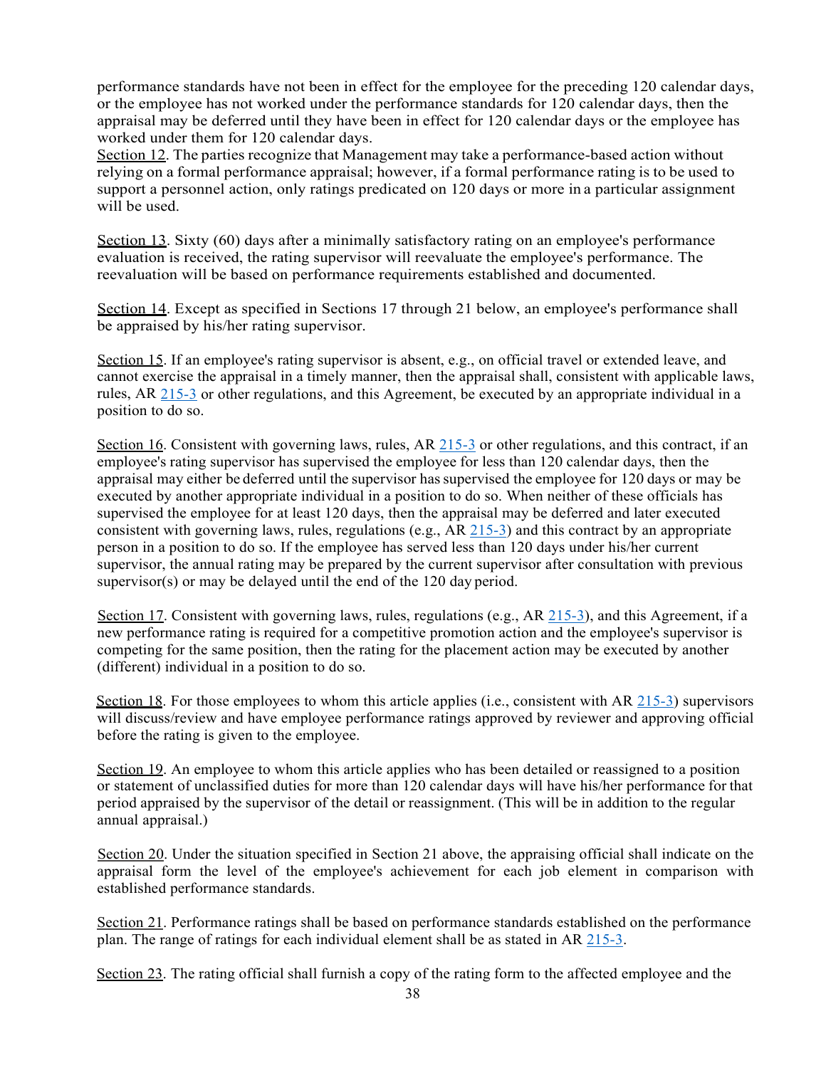performance standards have not been in effect for the employee for the preceding 120 calendar days, or the employee has not worked under the performance standards for 120 calendar days, then the appraisal may be deferred until they have been in effect for 120 calendar days or the employee has worked under them for 120 calendar days.

Section 12. The parties recognize that Management may take a performance-based action without relying on a formal performance appraisal; however, if a formal performance rating is to be used to support a personnel action, only ratings predicated on 120 days or more in a particular assignment will be used.

Section 13. Sixty (60) days after a minimally satisfactory rating on an employee's performance evaluation is received, the rating supervisor will reevaluate the employee's performance. The reevaluation will be based on performance requirements established and documented.

Section 14. Except as specified in Sections 17 through 21 below, an employee's performance shall be appraised by his/her rating supervisor.

Section 15. If an employee's rating supervisor is absent, e.g., on official travel or extended leave, and cannot exercise the appraisal in a timely manner, then the appraisal shall, consistent with applicable laws, rules, AR 215-3 or other regulations, and this Agreement, be executed by an appropriate individual in a position to do so.

Section 16. Consistent with governing laws, rules, AR 215-3 or other regulations, and this contract, if an employee's rating supervisor has supervised the employee for less than 120 calendar days, then the appraisal may either be deferred until the supervisor has supervised the employee for 120 days or may be executed by another appropriate individual in a position to do so. When neither of these officials has supervised the employee for at least 120 days, then the appraisal may be deferred and later executed consistent with governing laws, rules, regulations (e.g., AR 215-3) and this contract by an appropriate person in a position to do so. If the employee has served less than 120 days under his/her current supervisor, the annual rating may be prepared by the current supervisor after consultation with previous supervisor(s) or may be delayed until the end of the 120 day period.

Section 17. Consistent with governing laws, rules, regulations (e.g., AR 215-3), and this Agreement, if a new performance rating is required for a competitive promotion action and the employee's supervisor is competing for the same position, then the rating for the placement action may be executed by another (different) individual in a position to do so.

Section 18. For those employees to whom this article applies (i.e., consistent with AR 215-3) supervisors will discuss/review and have employee performance ratings approved by reviewer and approving official before the rating is given to the employee.

Section 19. An employee to whom this article applies who has been detailed or reassigned to a position or statement of unclassified duties for more than 120 calendar days will have his/her performance for that period appraised by the supervisor of the detail or reassignment. (This will be in addition to the regular annual appraisal.)

Section 20. Under the situation specified in Section 21 above, the appraising official shall indicate on the appraisal form the level of the employee's achievement for each job element in comparison with established performance standards.

Section 21. Performance ratings shall be based on performance standards established on the performance plan. The range of ratings for each individual element shall be as stated in AR 215-3.

Section 23. The rating official shall furnish a copy of the rating form to the affected employee and the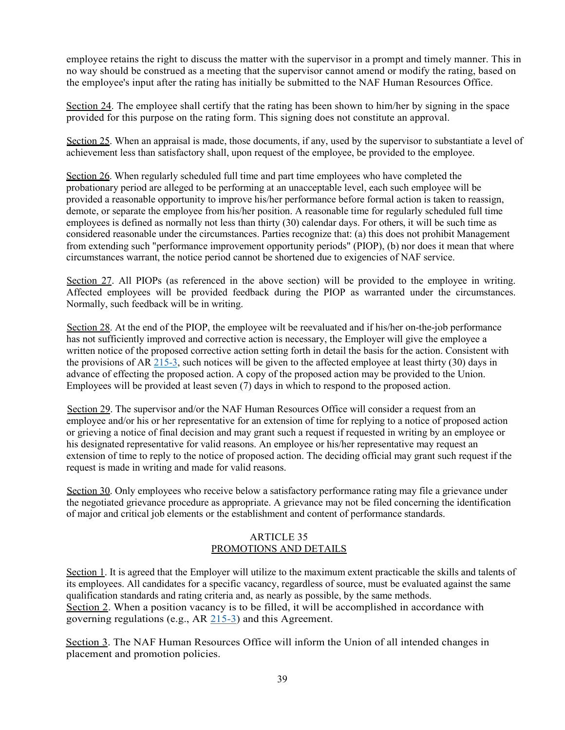employee retains the right to discuss the matter with the supervisor in a prompt and timely manner. This in no way should be construed as a meeting that the supervisor cannot amend or modify the rating, based on the employee's input after the rating has initially be submitted to the NAF Human Resources Office.

Section 24. The employee shall certify that the rating has been shown to him/her by signing in the space provided for this purpose on the rating form. This signing does not constitute an approval.

Section 25. When an appraisal is made, those documents, if any, used by the supervisor to substantiate a level of achievement less than satisfactory shall, upon request of the employee, be provided to the employee.

Section 26. When regularly scheduled full time and part time employees who have completed the probationary period are alleged to be performing at an unacceptable level, each such employee will be provided a reasonable opportunity to improve his/her performance before formal action is taken to reassign, demote, or separate the employee from his/her position. A reasonable time for regularly scheduled full time employees is defined as normally not less than thirty (30) calendar days. For others, it will be such time as considered reasonable under the circumstances. Parties recognize that: (a) this does not prohibit Management from extending such "performance improvement opportunity periods" (PIOP), (b) nor does it mean that where circumstances warrant, the notice period cannot be shortened due to exigencies of NAF service.

Section 27. All PIOPs (as referenced in the above section) will be provided to the employee in writing. Affected employees will be provided feedback during the PIOP as warranted under the circumstances. Normally, such feedback will be in writing.

Section 28. At the end of the PIOP, the employee wilt be reevaluated and if his/her on-the-job performance has not sufficiently improved and corrective action is necessary, the Employer will give the employee a written notice of the proposed corrective action setting forth in detail the basis for the action. Consistent with the provisions of AR 215-3, such notices will be given to the affected employee at least thirty (30) days in advance of effecting the proposed action. A copy of the proposed action may be provided to the Union. Employees will be provided at least seven (7) days in which to respond to the proposed action.

Section 29. The supervisor and/or the NAF Human Resources Office will consider a request from an employee and/or his or her representative for an extension of time for replying to a notice of proposed action or grieving a notice of final decision and may grant such a request if requested in writing by an employee or his designated representative for valid reasons. An employee or his/her representative may request an extension of time to reply to the notice of proposed action. The deciding official may grant such request if the request is made in writing and made for valid reasons.

Section 30. Only employees who receive below a satisfactory performance rating may file a grievance under the negotiated grievance procedure as appropriate. A grievance may not be filed concerning the identification of major and critical job elements or the establishment and content of performance standards.

## ARTICLE 35
## PROMOTIONS AND DETAILS

Section 1. It is agreed that the Employer will utilize to the maximum extent practicable the skills and talents of its employees. All candidates for a specific vacancy, regardless of source, must be evaluated against the same qualification standards and rating criteria and, as nearly as possible, by the same methods.

Section 2. When a position vacancy is to be filled, it will be accomplished in accordance with governing regulations (e.g., AR 215-3) and this Agreement.

Section 3. The NAF Human Resources Office will inform the Union of all intended changes in placement and promotion policies.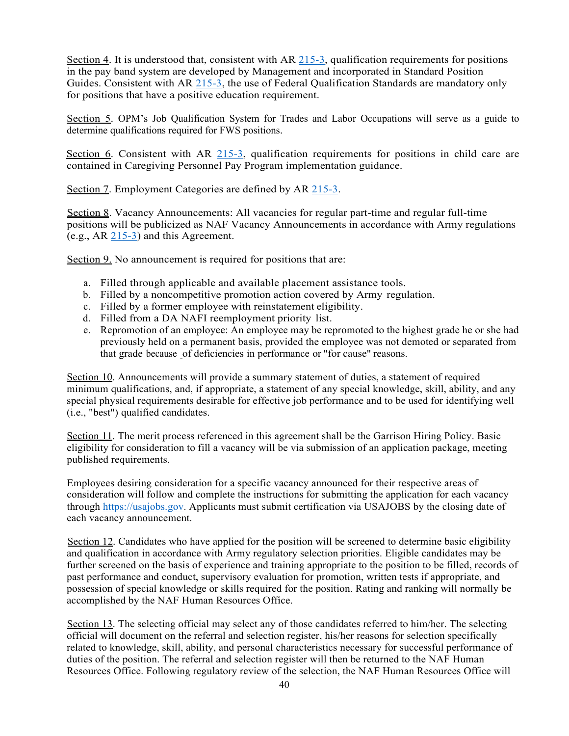Section 4. It is understood that, consistent with AR 215-3, qualification requirements for positions in the pay band system are developed by Management and incorporated in Standard Position Guides. Consistent with AR 215-3, the use of Federal Qualification Standards are mandatory only for positions that have a positive education requirement.

Section 5. OPM's Job Qualification System for Trades and Labor Occupations will serve as a guide to determine qualifications required for FWS positions.

Section 6. Consistent with AR 215-3, qualification requirements for positions in child care are contained in Caregiving Personnel Pay Program implementation guidance.

Section 7. Employment Categories are defined by AR 215-3.

Section 8. Vacancy Announcements: All vacancies for regular part-time and regular full-time positions will be publicized as NAF Vacancy Announcements in accordance with Army regulations (e.g., AR 215-3) and this Agreement.

Section 9. No announcement is required for positions that are:

a. Filled through applicable and available placement assistance tools.
b. Filled by a noncompetitive promotion action covered by Army regulation.
c. Filled by a former employee with reinstatement eligibility.
d. Filled from a DA NAFI reemployment priority list.
e. Repromotion of an employee: An employee may be repromoted to the highest grade he or she had previously held on a permanent basis, provided the employee was not demoted or separated from that grade because of deficiencies in performance or "for cause" reasons.

Section 10. Announcements will provide a summary statement of duties, a statement of required minimum qualifications, and, if appropriate, a statement of any special knowledge, skill, ability, and any special physical requirements desirable for effective job performance and to be used for identifying well (i.e., "best") qualified candidates.

Section 11. The merit process referenced in this agreement shall be the Garrison Hiring Policy. Basic eligibility for consideration to fill a vacancy will be via submission of an application package, meeting published requirements.

Employees desiring consideration for a specific vacancy announced for their respective areas of consideration will follow and complete the instructions for submitting the application for each vacancy through https://usajobs.gov. Applicants must submit certification via USAJOBS by the closing date of each vacancy announcement.

Section 12. Candidates who have applied for the position will be screened to determine basic eligibility and qualification in accordance with Army regulatory selection priorities. Eligible candidates may be further screened on the basis of experience and training appropriate to the position to be filled, records of past performance and conduct, supervisory evaluation for promotion, written tests if appropriate, and possession of special knowledge or skills required for the position. Rating and ranking will normally be accomplished by the NAF Human Resources Office.

Section 13. The selecting official may select any of those candidates referred to him/her. The selecting official will document on the referral and selection register, his/her reasons for selection specifically related to knowledge, skill, ability, and personal characteristics necessary for successful performance of duties of the position. The referral and selection register will then be returned to the NAF Human Resources Office. Following regulatory review of the selection, the NAF Human Resources Office will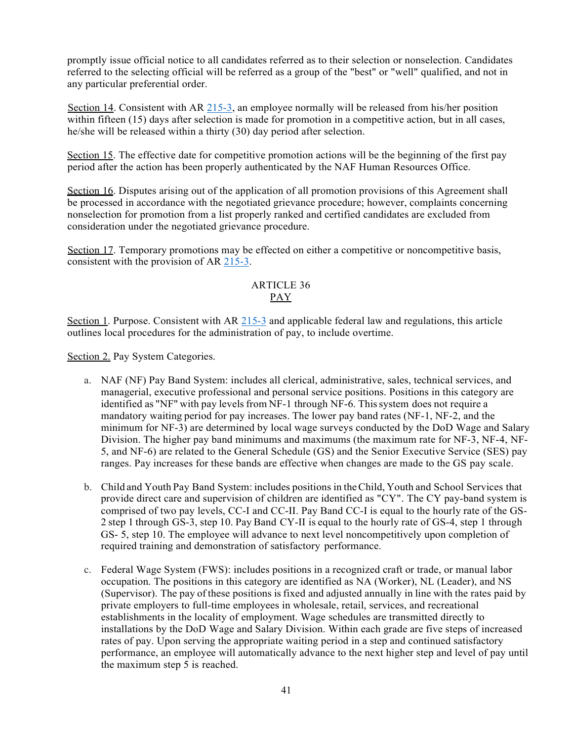promptly issue official notice to all candidates referred as to their selection or nonselection. Candidates referred to the selecting official will be referred as a group of the "best" or "well" qualified, and not in any particular preferential order.

Section 14. Consistent with AR 215-3, an employee normally will be released from his/her position within fifteen (15) days after selection is made for promotion in a competitive action, but in all cases, he/she will be released within a thirty (30) day period after selection.

Section 15. The effective date for competitive promotion actions will be the beginning of the first pay period after the action has been properly authenticated by the NAF Human Resources Office.

Section 16. Disputes arising out of the application of all promotion provisions of this Agreement shall be processed in accordance with the negotiated grievance procedure; however, complaints concerning nonselection for promotion from a list properly ranked and certified candidates are excluded from consideration under the negotiated grievance procedure.

Section 17. Temporary promotions may be effected on either a competitive or noncompetitive basis, consistent with the provision of AR 215-3.

## ARTICLE 36
## PAY

Section 1. Purpose. Consistent with AR 215-3 and applicable federal law and regulations, this article outlines local procedures for the administration of pay, to include overtime.

Section 2. Pay System Categories.

a. NAF (NF) Pay Band System: includes all clerical, administrative, sales, technical services, and managerial, executive professional and personal service positions. Positions in this category are identified as "NF" with pay levels from NF-1 through NF-6. This system does not require a mandatory waiting period for pay increases. The lower pay band rates (NF-1, NF-2, and the minimum for NF-3) are determined by local wage surveys conducted by the DoD Wage and Salary Division. The higher pay band minimums and maximums (the maximum rate for NF-3, NF-4, NF-5, and NF-6) are related to the General Schedule (GS) and the Senior Executive Service (SES) pay ranges. Pay increases for these bands are effective when changes are made to the GS pay scale.

b. Child and Youth Pay Band System: includes positions in the Child, Youth and School Services that provide direct care and supervision of children are identified as "CY". The CY pay-band system is comprised of two pay levels, CC-I and CC-II. Pay Band CC-I is equal to the hourly rate of the GS-2 step 1 through GS-3, step 10. Pay Band CY-II is equal to the hourly rate of GS-4, step 1 through GS- 5, step 10. The employee will advance to next level noncompetitively upon completion of required training and demonstration of satisfactory performance.

c. Federal Wage System (FWS): includes positions in a recognized craft or trade, or manual labor occupation. The positions in this category are identified as NA (Worker), NL (Leader), and NS (Supervisor). The pay of these positions is fixed and adjusted annually in line with the rates paid by private employers to full-time employees in wholesale, retail, services, and recreational establishments in the locality of employment. Wage schedules are transmitted directly to installations by the DoD Wage and Salary Division. Within each grade are five steps of increased rates of pay. Upon serving the appropriate waiting period in a step and continued satisfactory performance, an employee will automatically advance to the next higher step and level of pay until the maximum step 5 is reached.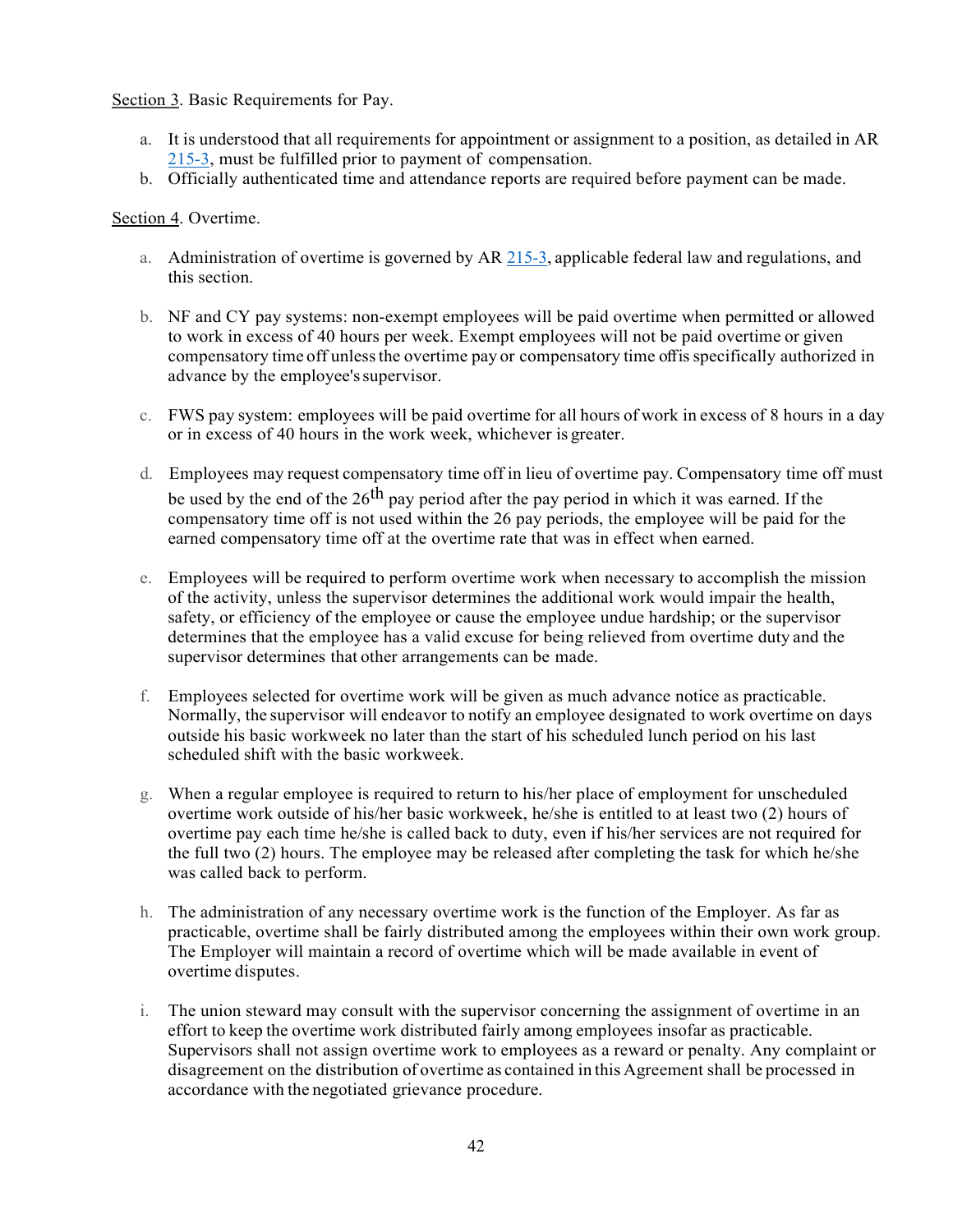<u>Section 3</u>. Basic Requirements for Pay.

a. It is understood that all requirements for appointment or assignment to a position, as detailed in AR 215-3, must be fulfilled prior to payment of compensation.
b. Officially authenticated time and attendance reports are required before payment can be made.

<u>Section 4</u>. Overtime.

a. Administration of overtime is governed by AR 215-3, applicable federal law and regulations, and this section.

b. NF and CY pay systems: non-exempt employees will be paid overtime when permitted or allowed to work in excess of 40 hours per week. Exempt employees will not be paid overtime or given compensatory time off unless the overtime pay or compensatory time offis specifically authorized in advance by the employee's supervisor.

c. FWS pay system: employees will be paid overtime for all hours of work in excess of 8 hours in a day or in excess of 40 hours in the work week, whichever is greater.

d. Employees may request compensatory time off in lieu of overtime pay. Compensatory time off must be used by the end of the 26th pay period after the pay period in which it was earned. If the compensatory time off is not used within the 26 pay periods, the employee will be paid for the earned compensatory time off at the overtime rate that was in effect when earned.

e. Employees will be required to perform overtime work when necessary to accomplish the mission of the activity, unless the supervisor determines the additional work would impair the health, safety, or efficiency of the employee or cause the employee undue hardship; or the supervisor determines that the employee has a valid excuse for being relieved from overtime duty and the supervisor determines that other arrangements can be made.

f. Employees selected for overtime work will be given as much advance notice as practicable. Normally, the supervisor will endeavor to notify an employee designated to work overtime on days outside his basic workweek no later than the start of his scheduled lunch period on his last scheduled shift with the basic workweek.

g. When a regular employee is required to return to his/her place of employment for unscheduled overtime work outside of his/her basic workweek, he/she is entitled to at least two (2) hours of overtime pay each time he/she is called back to duty, even if his/her services are not required for the full two (2) hours. The employee may be released after completing the task for which he/she was called back to perform.

h. The administration of any necessary overtime work is the function of the Employer. As far as practicable, overtime shall be fairly distributed among the employees within their own work group. The Employer will maintain a record of overtime which will be made available in event of overtime disputes.

i. The union steward may consult with the supervisor concerning the assignment of overtime in an effort to keep the overtime work distributed fairly among employees insofar as practicable. Supervisors shall not assign overtime work to employees as a reward or penalty. Any complaint or disagreement on the distribution of overtime as contained in this Agreement shall be processed in accordance with the negotiated grievance procedure.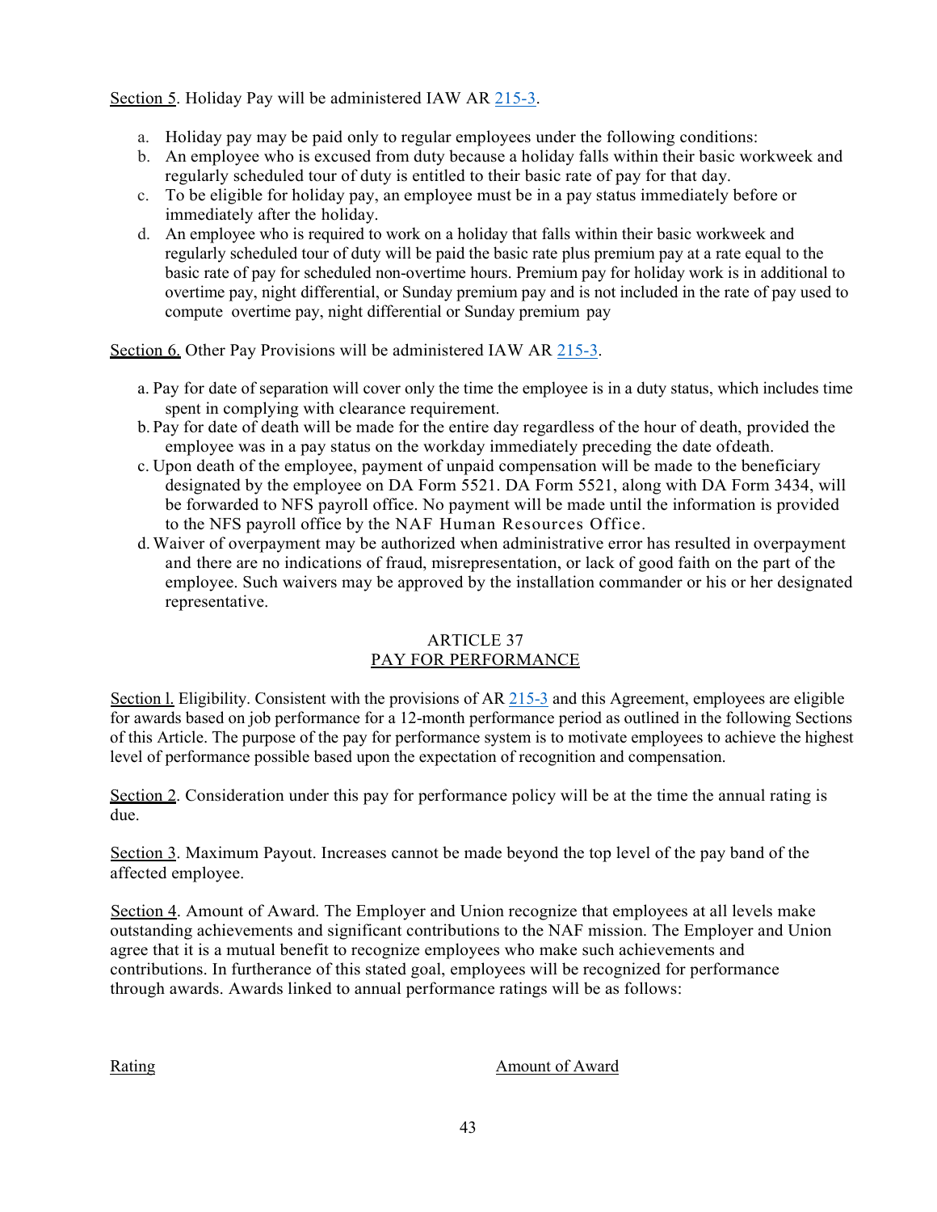Section 5. Holiday Pay will be administered IAW AR 215-3.

a. Holiday pay may be paid only to regular employees under the following conditions:
b. An employee who is excused from duty because a holiday falls within their basic workweek and regularly scheduled tour of duty is entitled to their basic rate of pay for that day.
c. To be eligible for holiday pay, an employee must be in a pay status immediately before or immediately after the holiday.
d. An employee who is required to work on a holiday that falls within their basic workweek and regularly scheduled tour of duty will be paid the basic rate plus premium pay at a rate equal to the basic rate of pay for scheduled non-overtime hours. Premium pay for holiday work is in additional to overtime pay, night differential, or Sunday premium pay and is not included in the rate of pay used to compute overtime pay, night differential or Sunday premium pay

Section 6. Other Pay Provisions will be administered IAW AR 215-3.

a. Pay for date of separation will cover only the time the employee is in a duty status, which includes time spent in complying with clearance requirement.
b. Pay for date of death will be made for the entire day regardless of the hour of death, provided the employee was in a pay status on the workday immediately preceding the date ofdeath.
c. Upon death of the employee, payment of unpaid compensation will be made to the beneficiary designated by the employee on DA Form 5521. DA Form 5521, along with DA Form 3434, will be forwarded to NFS payroll office. No payment will be made until the information is provided to the NFS payroll office by the NAF Human Resources Office.
d. Waiver of overpayment may be authorized when administrative error has resulted in overpayment and there are no indications of fraud, misrepresentation, or lack of good faith on the part of the employee. Such waivers may be approved by the installation commander or his or her designated representative.

## ARTICLE 37
## PAY FOR PERFORMANCE

Section l. Eligibility. Consistent with the provisions of AR 215-3 and this Agreement, employees are eligible for awards based on job performance for a 12-month performance period as outlined in the following Sections of this Article. The purpose of the pay for performance system is to motivate employees to achieve the highest level of performance possible based upon the expectation of recognition and compensation.

Section 2. Consideration under this pay for performance policy will be at the time the annual rating is due.

Section 3. Maximum Payout. Increases cannot be made beyond the top level of the pay band of the affected employee.

Section 4. Amount of Award. The Employer and Union recognize that employees at all levels make outstanding achievements and significant contributions to the NAF mission. The Employer and Union agree that it is a mutual benefit to recognize employees who make such achievements and contributions. In furtherance of this stated goal, employees will be recognized for performance through awards. Awards linked to annual performance ratings will be as follows:

| Rating | Amount of Award |
|---|---|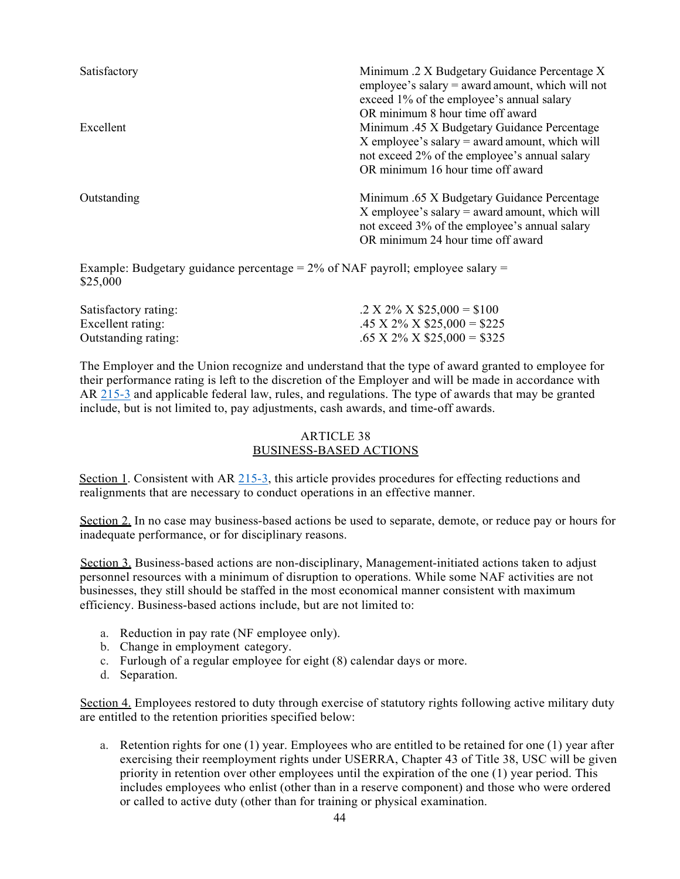| | |
|---|---|
| Satisfactory | Minimum .2 X Budgetary Guidance Percentage X employee's salary = award amount, which will not exceed 1% of the employee's annual salary OR minimum 8 hour time off award |
| Excellent | Minimum .45 X Budgetary Guidance Percentage X employee's salary = award amount, which will not exceed 2% of the employee's annual salary OR minimum 16 hour time off award |
| Outstanding | Minimum .65 X Budgetary Guidance Percentage X employee's salary = award amount, which will not exceed 3% of the employee's annual salary OR minimum 24 hour time off award |

Example: Budgetary guidance percentage = 2% of NAF payroll; employee salary = $25,000

| | |
|---|---|
| Satisfactory rating: | .2 X 2% X $25,000 = $100 |
| Excellent rating: | .45 X 2% X $25,000 = $225 |
| Outstanding rating: | .65 X 2% X $25,000 = $325 |

The Employer and the Union recognize and understand that the type of award granted to employee for their performance rating is left to the discretion of the Employer and will be made in accordance with AR 215-3 and applicable federal law, rules, and regulations. The type of awards that may be granted include, but is not limited to, pay adjustments, cash awards, and time-off awards.

## ARTICLE 38
## BUSINESS-BASED ACTIONS

Section 1. Consistent with AR 215-3, this article provides procedures for effecting reductions and realignments that are necessary to conduct operations in an effective manner.

Section 2. In no case may business-based actions be used to separate, demote, or reduce pay or hours for inadequate performance, or for disciplinary reasons.

Section 3. Business-based actions are non-disciplinary, Management-initiated actions taken to adjust personnel resources with a minimum of disruption to operations. While some NAF activities are not businesses, they still should be staffed in the most economical manner consistent with maximum efficiency. Business-based actions include, but are not limited to:

a. Reduction in pay rate (NF employee only).
b. Change in employment category.
c. Furlough of a regular employee for eight (8) calendar days or more.
d. Separation.

Section 4. Employees restored to duty through exercise of statutory rights following active military duty are entitled to the retention priorities specified below:

a. Retention rights for one (1) year. Employees who are entitled to be retained for one (1) year after exercising their reemployment rights under USERRA, Chapter 43 of Title 38, USC will be given priority in retention over other employees until the expiration of the one (1) year period. This includes employees who enlist (other than in a reserve component) and those who were ordered or called to active duty (other than for training or physical examination.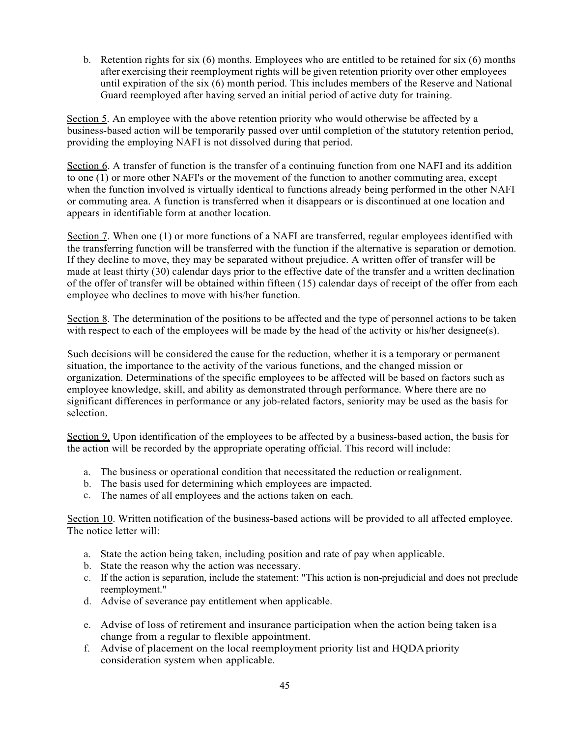b. Retention rights for six (6) months. Employees who are entitled to be retained for six (6) months after exercising their reemployment rights will be given retention priority over other employees until expiration of the six (6) month period. This includes members of the Reserve and National Guard reemployed after having served an initial period of active duty for training.

Section 5. An employee with the above retention priority who would otherwise be affected by a business-based action will be temporarily passed over until completion of the statutory retention period, providing the employing NAFI is not dissolved during that period.

Section 6. A transfer of function is the transfer of a continuing function from one NAFI and its addition to one (1) or more other NAFI's or the movement of the function to another commuting area, except when the function involved is virtually identical to functions already being performed in the other NAFI or commuting area. A function is transferred when it disappears or is discontinued at one location and appears in identifiable form at another location.

Section 7. When one (1) or more functions of a NAFI are transferred, regular employees identified with the transferring function will be transferred with the function if the alternative is separation or demotion. If they decline to move, they may be separated without prejudice. A written offer of transfer will be made at least thirty (30) calendar days prior to the effective date of the transfer and a written declination of the offer of transfer will be obtained within fifteen (15) calendar days of receipt of the offer from each employee who declines to move with his/her function.

Section 8. The determination of the positions to be affected and the type of personnel actions to be taken with respect to each of the employees will be made by the head of the activity or his/her designee(s).

Such decisions will be considered the cause for the reduction, whether it is a temporary or permanent situation, the importance to the activity of the various functions, and the changed mission or organization. Determinations of the specific employees to be affected will be based on factors such as employee knowledge, skill, and ability as demonstrated through performance. Where there are no significant differences in performance or any job-related factors, seniority may be used as the basis for selection.

Section 9. Upon identification of the employees to be affected by a business-based action, the basis for the action will be recorded by the appropriate operating official. This record will include:

a. The business or operational condition that necessitated the reduction or realignment.
b. The basis used for determining which employees are impacted.
c. The names of all employees and the actions taken on each.

Section 10. Written notification of the business-based actions will be provided to all affected employee. The notice letter will:

a. State the action being taken, including position and rate of pay when applicable.
b. State the reason why the action was necessary.
c. If the action is separation, include the statement: "This action is non-prejudicial and does not preclude reemployment."
d. Advise of severance pay entitlement when applicable.
e. Advise of loss of retirement and insurance participation when the action being taken is a change from a regular to flexible appointment.
f. Advise of placement on the local reemployment priority list and HQDA priority consideration system when applicable.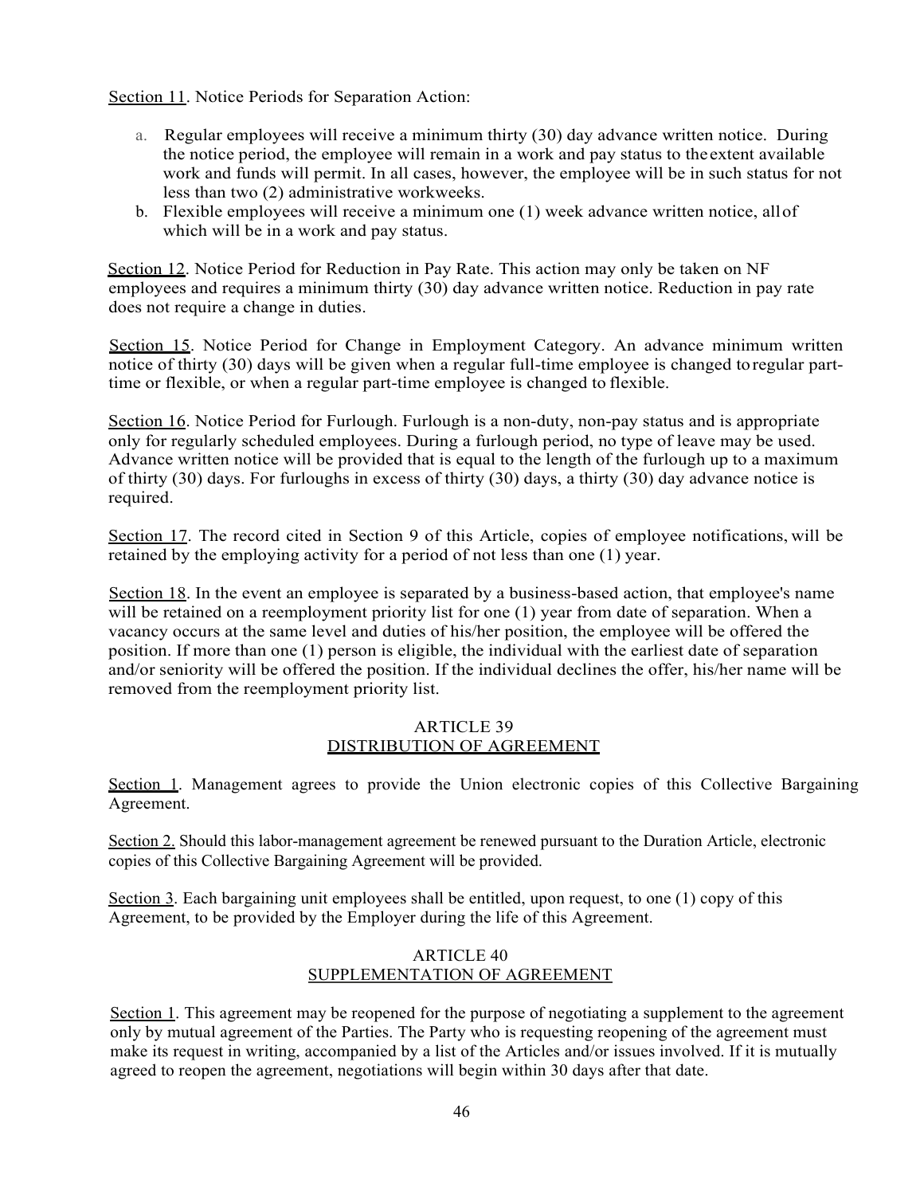Section 11. Notice Periods for Separation Action:

a. Regular employees will receive a minimum thirty (30) day advance written notice. During the notice period, the employee will remain in a work and pay status to the extent available work and funds will permit. In all cases, however, the employee will be in such status for not less than two (2) administrative workweeks.
b. Flexible employees will receive a minimum one (1) week advance written notice, all of which will be in a work and pay status.

Section 12. Notice Period for Reduction in Pay Rate. This action may only be taken on NF employees and requires a minimum thirty (30) day advance written notice. Reduction in pay rate does not require a change in duties.

Section 15. Notice Period for Change in Employment Category. An advance minimum written notice of thirty (30) days will be given when a regular full-time employee is changed to regular part-time or flexible, or when a regular part-time employee is changed to flexible.

Section 16. Notice Period for Furlough. Furlough is a non-duty, non-pay status and is appropriate only for regularly scheduled employees. During a furlough period, no type of leave may be used. Advance written notice will be provided that is equal to the length of the furlough up to a maximum of thirty (30) days. For furloughs in excess of thirty (30) days, a thirty (30) day advance notice is required.

Section 17. The record cited in Section 9 of this Article, copies of employee notifications, will be retained by the employing activity for a period of not less than one (1) year.

Section 18. In the event an employee is separated by a business-based action, that employee's name will be retained on a reemployment priority list for one (1) year from date of separation. When a vacancy occurs at the same level and duties of his/her position, the employee will be offered the position. If more than one (1) person is eligible, the individual with the earliest date of separation and/or seniority will be offered the position. If the individual declines the offer, his/her name will be removed from the reemployment priority list.

## ARTICLE 39
## DISTRIBUTION OF AGREEMENT

Section 1. Management agrees to provide the Union electronic copies of this Collective Bargaining Agreement.

Section 2. Should this labor-management agreement be renewed pursuant to the Duration Article, electronic copies of this Collective Bargaining Agreement will be provided.

Section 3. Each bargaining unit employees shall be entitled, upon request, to one (1) copy of this Agreement, to be provided by the Employer during the life of this Agreement.

## ARTICLE 40
## SUPPLEMENTATION OF AGREEMENT

Section 1. This agreement may be reopened for the purpose of negotiating a supplement to the agreement only by mutual agreement of the Parties. The Party who is requesting reopening of the agreement must make its request in writing, accompanied by a list of the Articles and/or issues involved. If it is mutually agreed to reopen the agreement, negotiations will begin within 30 days after that date.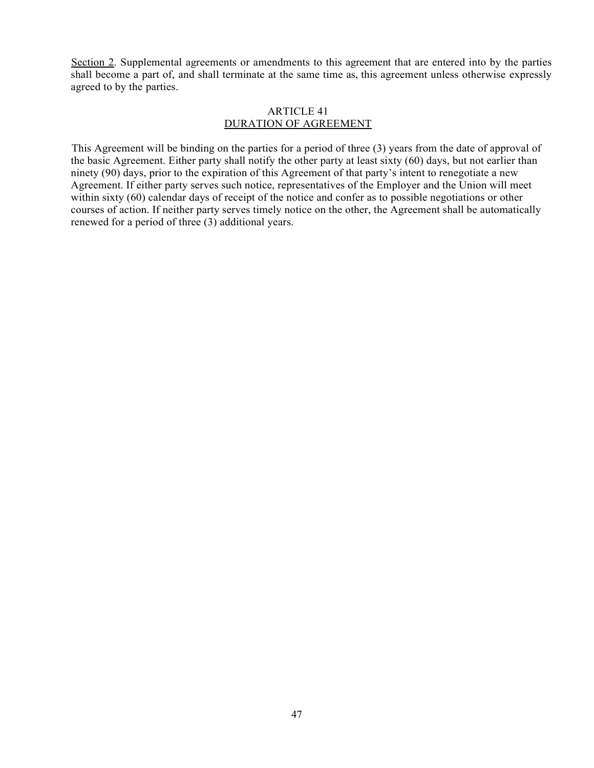<u>Section 2</u>. Supplemental agreements or amendments to this agreement that are entered into by the parties shall become a part of, and shall terminate at the same time as, this agreement unless otherwise expressly agreed to by the parties.

## ARTICLE 41
## <u>DURATION OF AGREEMENT</u>

This Agreement will be binding on the parties for a period of three (3) years from the date of approval of the basic Agreement. Either party shall notify the other party at least sixty (60) days, but not earlier than ninety (90) days, prior to the expiration of this Agreement of that party's intent to renegotiate a new Agreement. If either party serves such notice, representatives of the Employer and the Union will meet within sixty (60) calendar days of receipt of the notice and confer as to possible negotiations or other courses of action. If neither party serves timely notice on the other, the Agreement shall be automatically renewed for a period of three (3) additional years.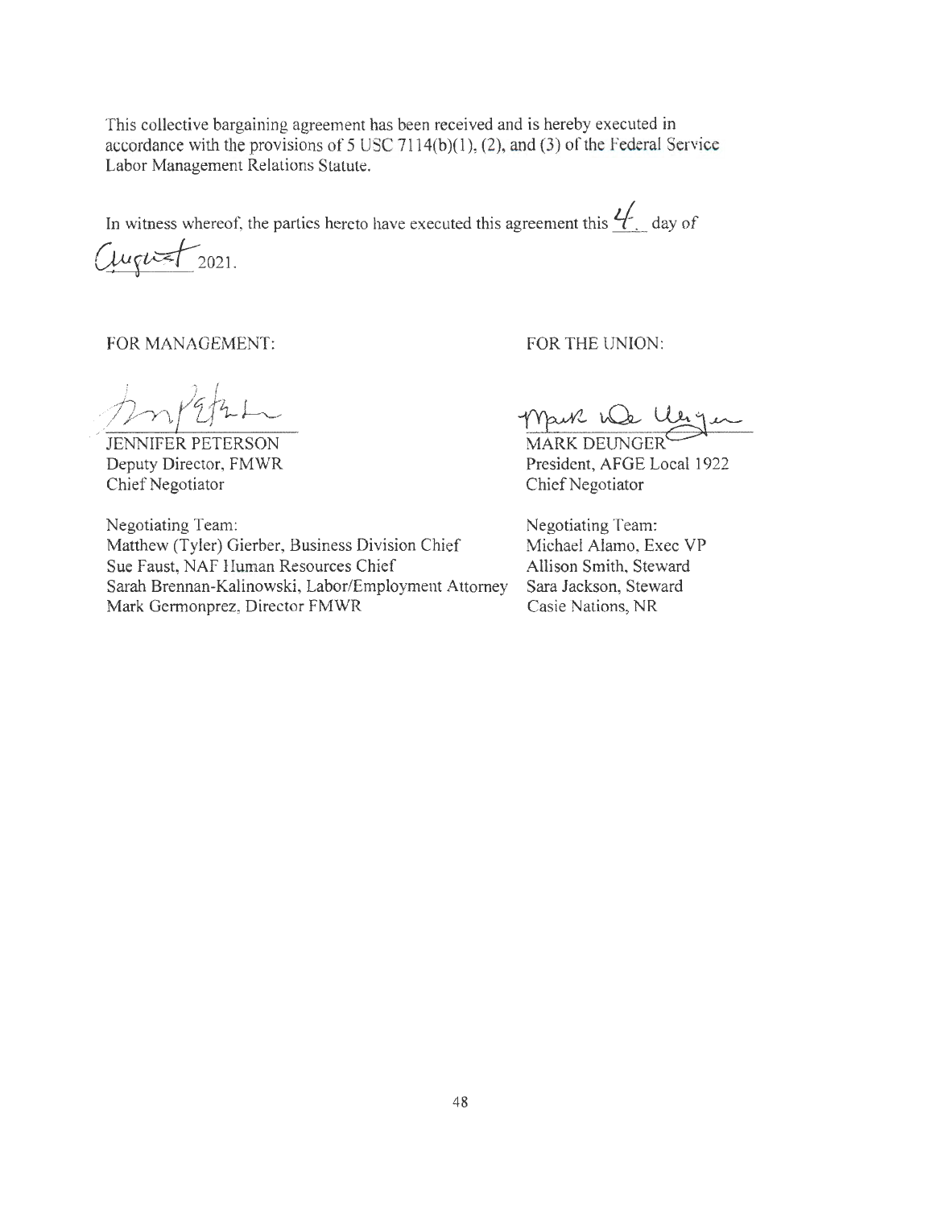This collective bargaining agreement has been received and is hereby executed in accordance with the provisions of 5 USC 7114(b)(1), (2), and (3) of the Federal Service Labor Management Relations Statute.

In witness whereof, the parties hereto have executed this agreement this 4 day of August 2021.

FOR MANAGEMENT:

JENNIFER PETERSON
Deputy Director, FMWR
Chief Negotiator

Negotiating Team:
Matthew (Tyler) Gierber, Business Division Chief
Sue Faust, NAF Human Resources Chief
Sarah Brennan-Kalinowski, Labor/Employment Attorney
Mark Germonprez, Director FMWR

FOR THE UNION:

MARK DEUNGER
President, AFGE Local 1922
Chief Negotiator

Negotiating Team:
Michael Alamo, Exec VP
Allison Smith, Steward
Sara Jackson, Steward
Casie Nations, NR